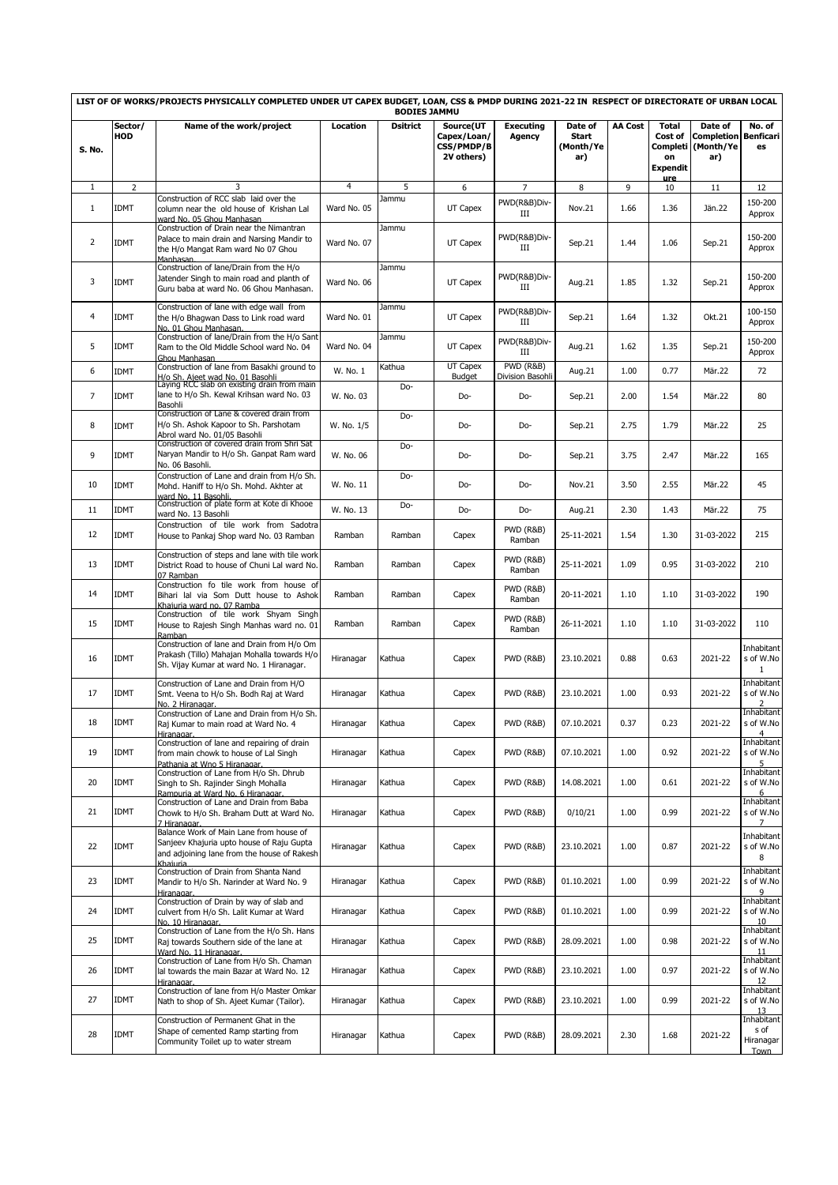# LIST OF OF WORKS/PROJECTS PHYSICALLY COMPLETED UNDER UT CAPEX BUDGET, LOAN, CSS & PMDP DURING 2021-22 IN RESPECT OF DIRECTORATE OF URBAN LOCAL BODIES JAMMU

| S. No. | Sector/ HOD | Name of the work/project | Location | Dsitrict | Source(UT Capex/Loan/ CSS/PMDP/B 2V others) | Executing Agency | Date of Start (Month/Year) | AA Cost | Total Cost of Completion Expenditure | Date of Completion (Month/Year) | No. of Benficaries |
|---|---|---|---|---|---|---|---|---|---|---|---|
| 1 | 2 | 3 | 4 | 5 | 6 | 7 | 8 | 9 | 10 | 11 | 12 |
| 1 | IDMT | Construction of RCC slab laid over the column near the old house of Krishan Lal ward No. 05 Ghou Manhasan | Ward No. 05 | Jammu | UT Capex | PWD(R&B)Div-III | Nov.21 | 1.66 | 1.36 | Jän.22 | 150-200 Approx |
| 2 | IDMT | Construction of Drain near the Nimantran Palace to main drain and Narsing Mandir to the H/o Mangat Ram ward No 07 Ghou Manhasan | Ward No. 07 | Jammu | UT Capex | PWD(R&B)Div-III | Sep.21 | 1.44 | 1.06 | Sep.21 | 150-200 Approx |
| 3 | IDMT | Construction of lane/Drain from the H/o Jatender Singh to main road and plinth of Guru baba at ward No. 06 Ghou Manhasan. | Ward No. 06 | Jammu | UT Capex | PWD(R&B)Div-III | Aug.21 | 1.85 | 1.32 | Sep.21 | 150-200 Approx |
| 4 | IDMT | Construction of lane with edge wall from the H/o Bhagwan Dass to Link road ward No. 01 Ghou Manhasan. | Ward No. 01 | Jammu | UT Capex | PWD(R&B)Div-III | Sep.21 | 1.64 | 1.32 | Okt.21 | 100-150 Approx |
| 5 | IDMT | Construction of lane/Drain from the H/o Sant Ram to the Old Middle School ward No. 04 Ghou Manhasan | Ward No. 04 | Jammu | UT Capex | PWD(R&B)Div-III | Aug.21 | 1.62 | 1.35 | Sep.21 | 150-200 Approx |
| 6 | IDMT | Construction of lane from Basakhi ground to H/o Sh. Ajeet wad No. 01 Basohli | W. No. 1 | Kathua | UT Capex Budget | PWD (R&B) Division Basohli | Aug.21 | 1.00 | 0.77 | Mär.22 | 72 |
| 7 | IDMT | Laying RCC slab on existing drain from main lane to H/o Sh. Kewal Krihsan ward No. 03 Basohli | W. No. 03 | Do- | Do- | Do- | Sep.21 | 2.00 | 1.54 | Mär.22 | 80 |
| 8 | IDMT | Construction of Lane & covered drain from H/o Sh. Ashok Kapoor to Sh. Parshotam Abrol ward No. 01/05 Basohli | W. No. 1/5 | Do- | Do- | Do- | Sep.21 | 2.75 | 1.79 | Mär.22 | 25 |
| 9 | IDMT | Construction of covered drain from Shri Sat Naryan Mandir to H/o Sh. Ganpat Ram ward No. 06 Basohli. | W. No. 06 | Do- | Do- | Do- | Sep.21 | 3.75 | 2.47 | Mär.22 | 165 |
| 10 | IDMT | Construction of Lane and drain from H/o Sh. Mohd. Haniff to H/o Sh. Mohd. Akhter at ward No. 11 Basohli. | W. No. 11 | Do- | Do- | Do- | Nov.21 | 3.50 | 2.55 | Mär.22 | 45 |
| 11 | IDMT | Construction of plate form at Kote di Khooe ward No. 13 Basohli | W. No. 13 | Do- | Do- | Do- | Aug.21 | 2.30 | 1.43 | Mär.22 | 75 |
| 12 | IDMT | Construction of tile work from Sadotra House to Pankaj Shop ward No. 03 Ramban | Ramban | Ramban | Capex | PWD (R&B) Ramban | 25-11-2021 | 1.54 | 1.30 | 31-03-2022 | 215 |
| 13 | IDMT | Construction of steps and lane with tile work District Road to house of Chuni Lal ward No. 07 Ramban | Ramban | Ramban | Capex | PWD (R&B) Ramban | 25-11-2021 | 1.09 | 0.95 | 31-03-2022 | 210 |
| 14 | IDMT | Construction fo tile work from house of Bihari lal via Som Dutt house to Ashok Khajuria ward no. 07 Ramba | Ramban | Ramban | Capex | PWD (R&B) Ramban | 20-11-2021 | 1.10 | 1.10 | 31-03-2022 | 190 |
| 15 | IDMT | Construction of tile work Shyam Singh House to Rajesh Singh Manhas ward no. 01 Ramban | Ramban | Ramban | Capex | PWD (R&B) Ramban | 26-11-2021 | 1.10 | 1.10 | 31-03-2022 | 110 |
| 16 | IDMT | Construction of Lane and Drain from H/o Om Prakash (Tillo) Mahajan Mohalla towards H/o Sh. Vijay Kumar at ward No. 1 Hiranagar. | Hiranagar | Kathua | Capex | PWD (R&B) | 23.10.2021 | 0.88 | 0.63 | 2021-22 | Inhabitants of W.No 1 |
| 17 | IDMT | Construction of Lane and Drain from H/O Smt. Veena to H/o Sh. Bodh Raj at Ward No. 2 Hiranagar. | Hiranagar | Kathua | Capex | PWD (R&B) | 23.10.2021 | 1.00 | 0.93 | 2021-22 | Inhabitants of W.No 2 |
| 18 | IDMT | Construction of Lane and Drain from H/o Sh. Raj Kumar to main road at Ward No. 4 Hiranagar. | Hiranagar | Kathua | Capex | PWD (R&B) | 07.10.2021 | 0.37 | 0.23 | 2021-22 | Inhabitants of W.No 4 |
| 19 | IDMT | Construction of lane and repairing of drain from main chowk to house of Lal Singh Pathania at Wno 5 Hiranagar. | Hiranagar | Kathua | Capex | PWD (R&B) | 07.10.2021 | 1.00 | 0.92 | 2021-22 | Inhabitants of W.No 5 |
| 20 | IDMT | Construction of Lane from H/o Sh. Dhrub Singh to Sh. Rajinder Singh Mohalla Rampuria at Ward No. 6 Hiranagar. | Hiranagar | Kathua | Capex | PWD (R&B) | 14.08.2021 | 1.00 | 0.61 | 2021-22 | Inhabitants of W.No 6 |
| 21 | IDMT | Construction of Lane and Drain from Baba Chowk to H/o Sh. Braham Dutt at Ward No. 7 Hiranagar. | Hiranagar | Kathua | Capex | PWD (R&B) | 0/10/21 | 1.00 | 0.99 | 2021-22 | Inhabitants of W.No 7 |
| 22 | IDMT | Balance Work of Main Lane from house of Sanjeev Khajuria upto house of Raju Gupta and adjoining lane from the house of Rakesh Khajuria | Hiranagar | Kathua | Capex | PWD (R&B) | 23.10.2021 | 1.00 | 0.87 | 2021-22 | Inhabitants of W.No 8 |
| 23 | IDMT | Construction of Drain from Shanta Nand Mandir to H/o Sh. Narinder at Ward No. 9 Hiranagar. | Hiranagar | Kathua | Capex | PWD (R&B) | 01.10.2021 | 1.00 | 0.99 | 2021-22 | Inhabitants of W.No 9 |
| 24 | IDMT | Construction of Drain by way of slab and culvert from H/o Sh. Lalit Kumar at Ward No. 10 Hiranagar. | Hiranagar | Kathua | Capex | PWD (R&B) | 01.10.2021 | 1.00 | 0.99 | 2021-22 | Inhabitants of W.No 10 |
| 25 | IDMT | Construction of Lane from the H/o Sh. Hans Raj towards Southern side of the lane at Ward No. 11 Hiranagar. | Hiranagar | Kathua | Capex | PWD (R&B) | 28.09.2021 | 1.00 | 0.98 | 2021-22 | Inhabitants of W.No 11 |
| 26 | IDMT | Construction of Lane from H/o Sh. Chaman lal towards the main Bazar at Ward No. 12 Hiranagar. | Hiranagar | Kathua | Capex | PWD (R&B) | 23.10.2021 | 1.00 | 0.97 | 2021-22 | Inhabitants of W.No 12 |
| 27 | IDMT | Construction of lane from H/o Master Omkar Nath to shop of Sh. Ajeet Kumar (Tailor). | Hiranagar | Kathua | Capex | PWD (R&B) | 23.10.2021 | 1.00 | 0.99 | 2021-22 | Inhabitants of W.No 13 |
| 28 | IDMT | Construction of Permanent Ghat in the Shape of cemented Ramp starting from Community Toilet up to water stream | Hiranagar | Kathua | Capex | PWD (R&B) | 28.09.2021 | 2.30 | 1.68 | 2021-22 | Inhabitants of Hiranagar Town |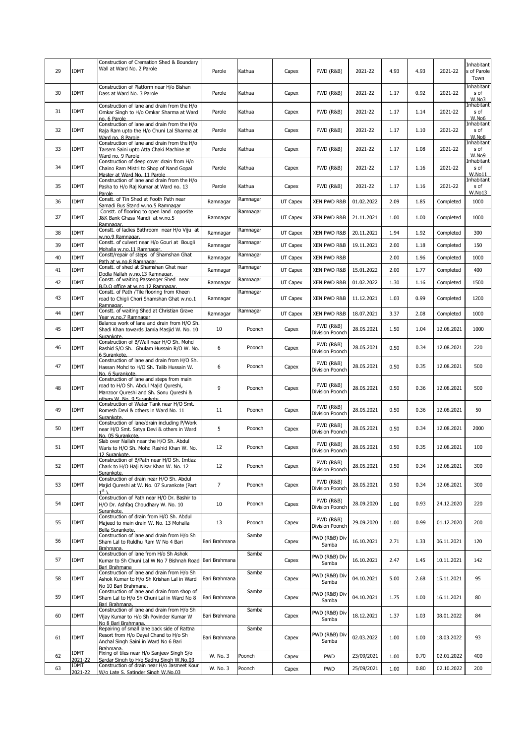| 29 | IDMT | Construction of Cremation Shed & Boundary Wall at Ward No. 2 Parole | Parole | Kathua | Capex | PWD (R&B) | 2021-22 | 4.93 | 4.93 | 2021-22 | Inhabitants of Parole Town |
|---|---|---|---|---|---|---|---|---|---|---|---|
| 30 | IDMT | Construction of Platform near H/o Bishan Dass at Ward No. 3 Parole | Parole | Kathua | Capex | PWD (R&B) | 2021-22 | 1.17 | 0.92 | 2021-22 | Inhabitants of W.No3 |
| 31 | IDMT | Construction of lane and drain from the H/o Omkar Singh to H/o Omkar Sharma at Ward no. 6 Parole | Parole | Kathua | Capex | PWD (R&B) | 2021-22 | 1.17 | 1.14 | 2021-22 | Inhabitants of W.No6 |
| 32 | IDMT | Construction of lane and drain from the H/o Raja Ram upto the H/o Chuni Lal Sharma at Ward no. 8 Parole | Parole | Kathua | Capex | PWD (R&B) | 2021-22 | 1.17 | 1.10 | 2021-22 | Inhabitants of W.No8 |
| 33 | IDMT | Construction of lane and drain from the H/o Tarsem Saini upto Atta Chaki Machine at Ward no. 9 Parole | Parole | Kathua | Capex | PWD (R&B) | 2021-22 | 1.17 | 1.08 | 2021-22 | Inhabitants of W.No9 |
| 34 | IDMT | Construction of deep cover drain from H/o Chaino Ram Mistri to Shop of Nand Gopal Master at Ward No. 11 Parole | Parole | Kathua | Capex | PWD (R&B) | 2021-22 | 1.17 | 1.16 | 2021-22 | Inhabitants of W.No11 |
| 35 | IDMT | Construction of lane and drain from the H/o Pasha to H/o Raj Kumar at Ward no. 13 Parole | Parole | Kathua | Capex | PWD (R&B) | 2021-22 | 1.17 | 1.16 | 2021-22 | Inhabitants of W.No13 |
| 36 | IDMT | Constt. of Tin Shed at Footh Path near Samadi Bus Stand w.no.5 Ramnagar | Ramnagar | Ramnagar | UT Capex | XEN PWD R&B | 01.02.2022 | 2.09 | 1.85 | Completed | 1000 |
| 37 | IDMT | Constt. of flooring to open land opposite J&K Bank Ghass Mandi at w.no.5 Ramnagar. | Ramnagar | Ramnagar | UT Capex | XEN PWD R&B | 21.11.2021 | 1.00 | 1.00 | Completed | 1000 |
| 38 | IDMT | Constt. of ladies Bathroom near H/o Viju at w.no.9 Ramnagar. | Ramnagar | Ramnagar | UT Capex | XEN PWD R&B | 20.11.2021 | 1.94 | 1.92 | Completed | 300 |
| 39 | IDMT | Constt. of culvert near H/o Gouri at Bougli Mohalla w.no.11 Ramnagar. | Ramnagar | Ramnagar | UT Capex | XEN PWD R&B | 19.11.2021 | 2.00 | 1.18 | Completed | 150 |
| 40 | IDMT | Constt/repair of steps of Shamshan Ghat Path at w.no.8 Ramnagar. | Ramnagar | Ramnagar | UT Capex | XEN PWD R&B | | 2.00 | 1.96 | Completed | 1000 |
| 41 | IDMT | Constt. of shed at Shamshan Ghat near Dodla Nallah w.no.13 Ramnagar. | Ramnagar | Ramnagar | UT Capex | XEN PWD R&B | 15.01.2022 | 2.00 | 1.77 | Completed | 400 |
| 42 | IDMT | Constt. of waiting Passenger Shed near B.D.O office at w.no.12 Ramnagar. | Ramnagar | Ramnagar | UT Capex | XEN PWD R&B | 01.02.2022 | 1.30 | 1.16 | Completed | 1500 |
| 43 | IDMT | Constt. of Path /Tile flooring from Kheen road to Chigli Chori Shamshan Ghat w.no.1 Ramnagar. | Ramnagar | Ramnagar | UT Capex | XEN PWD R&B | 11.12.2021 | 1.03 | 0.99 | Completed | 1200 |
| 44 | IDMT | Constt. of waiting Shed at Christian Grave Year w.no.7 Ramnagar | Ramnagar | Ramnagar | UT Capex | XEN PWD R&B | 18.07.2021 | 3.37 | 2.08 | Completed | 1000 |
| 45 | IDMT | Balance work of lane and drain from H/O Sh. Shadi Khan towards Jamia Masjid W. No. 10 Surankote. | 10 | Poonch | Capex | PWD (R&B) Division Poonch | 28.05.2021 | 1.50 | 1.04 | 12.08.2021 | 1000 |
| 46 | IDMT | Construction of B/Wall near H/O Sh. Mohd Rashid S/O Sh. Ghulam Hussain R/O W. No. 6 Surankote. | 6 | Poonch | Capex | PWD (R&B) Division Poonch | 28.05.2021 | 0.50 | 0.34 | 12.08.2021 | 220 |
| 47 | IDMT | Construction of lane and drain from H/O Sh. Hassan Mohd to H/O Sh. Talib Hussain W. No. 6 Surankote. | 6 | Poonch | Capex | PWD (R&B) Division Poonch | 28.05.2021 | 0.50 | 0.35 | 12.08.2021 | 500 |
| 48 | IDMT | Construction of lane and steps from main road to H/O Sh. Abdul Majid Qureshi, Manzoor Qureshi and Sh. Sonu Qureshi & others W. No. 9 Surankote. | 9 | Poonch | Capex | PWD (R&B) Division Poonch | 28.05.2021 | 0.50 | 0.36 | 12.08.2021 | 500 |
| 49 | IDMT | Construction of Water Tank near H/O Smt. Romesh Devi & others in Ward No. 11 Surankote. | 11 | Poonch | Capex | PWD (R&B) Division Poonch | 28.05.2021 | 0.50 | 0.36 | 12.08.2021 | 50 |
| 50 | IDMT | Construction of lane/drain including P/Work near H/O Smt. Satya Devi & others in Ward No. 05 Surankote. | 5 | Poonch | Capex | PWD (R&B) Division Poonch | 28.05.2021 | 0.50 | 0.34 | 12.08.2021 | 2000 |
| 51 | IDMT | Slab over Nallah near the H/O Sh. Abdul Waris to H/O Sh. Mohd Rashid Khan W. No. 12 Surankote. | 12 | Poonch | Capex | PWD (R&B) Division Poonch | 28.05.2021 | 0.50 | 0.35 | 12.08.2021 | 100 |
| 52 | IDMT | Construction of B/Path near H/O Sh. Imtiaz Chark to H/O Haji Nisar Khan W. No. 12 Surankote. | 12 | Poonch | Capex | PWD (R&B) Division Poonch | 28.05.2021 | 0.50 | 0.34 | 12.08.2021 | 300 |
| 53 | IDMT | Construction of drain near H/O Sh. Abdul Majid Qureshi at W. No. 07 Surankote (Part 1st ) | 7 | Poonch | Capex | PWD (R&B) Division Poonch | 28.05.2021 | 0.50 | 0.34 | 12.08.2021 | 300 |
| 54 | IDMT | Construction of Path near H/O Dr. Bashir to H/O Dr. Ashfaq Choudhary W. No. 10 Surankote. | 10 | Poonch | Capex | PWD (R&B) Division Poonch | 28.09.2020 | 1.00 | 0.93 | 24.12.2020 | 220 |
| 55 | IDMT | Construction of drain from H/O Sh. Abdul Majeed to main drain W. No. 13 Mohalla Bella Surankote. | 13 | Poonch | Capex | PWD (R&B) Division Poonch | 29.09.2020 | 1.00 | 0.99 | 01.12.2020 | 200 |
| 56 | IDMT | Construction of lane and drain from H/o Sh Sham Lal to Ruldhu Ram W No 4 Bari Brahmana. | Bari Brahmana | Samba | Capex | PWD (R&B) Div Samba | 16.10.2021 | 2.71 | 1.33 | 06.11.2021 | 120 |
| 57 | IDMT | Construction of lane from H/o Sh Ashok Kumar to Sh Chuni Lal W No 7 Bishnah Road Bari Brahmana | Bari Brahmana | Samba | Capex | PWD (R&B) Div Samba | 16.10.2021 | 2.47 | 1.45 | 10.11.2021 | 142 |
| 58 | IDMT | Construction of lane and drain from H/o Sh Ashok Kumar to H/o Sh Krishan Lal in Ward No 10 Bari Brahmana. | Bari Brahmana | Samba | Capex | PWD (R&B) Div Samba | 04.10.2021 | 5.00 | 2.68 | 15.11.2021 | 95 |
| 59 | IDMT | Construction of lane and drain from shop of Sham Lal to H/o Sh Chuni Lal in Ward No 8 Bari Brahmana. | Bari Brahmana | Samba | Capex | PWD (R&B) Div Samba | 04.10.2021 | 1.75 | 1.00 | 16.11.2021 | 80 |
| 60 | IDMT | Construction of lane and drain from H/o Sh Vijay Kumar to H/o Sh Povinder Kumar W No 8 Bari Brahmana. | Bari Brahmana | Samba | Capex | PWD (R&B) Div Samba | 18.12.2021 | 1.37 | 1.03 | 08.01.2022 | 84 |
| 61 | IDMT | Repairing of small lane back side of Rattna Resort from H/o Dayal Chand to H/o Sh Anchal Singh Saini in Ward No 6 Bari Brahmana. | Bari Brahmana | Samba | Capex | PWD (R&B) Div Samba | 02.03.2022 | 1.00 | 1.00 | 18.03.2022 | 93 |
| 62 | IDMT 2021-22 | Fixing of tiles near H/o Sanjeev Singh S/o Sardar Singh to H/o Sadhu Singh W.No.03 | W. No. 3 | Poonch | Capex | PWD | 23/09/2021 | 1.00 | 0.70 | 02.01.2022 | 400 |
| 63 | IDMT 2021-22 | Construction of drain near H/o Jasmeet Kour W/o Late S. Satinder Singh W.No.03 | W. No. 3 | Poonch | Capex | PWD | 25/09/2021 | 1.00 | 0.80 | 02.10.2022 | 200 |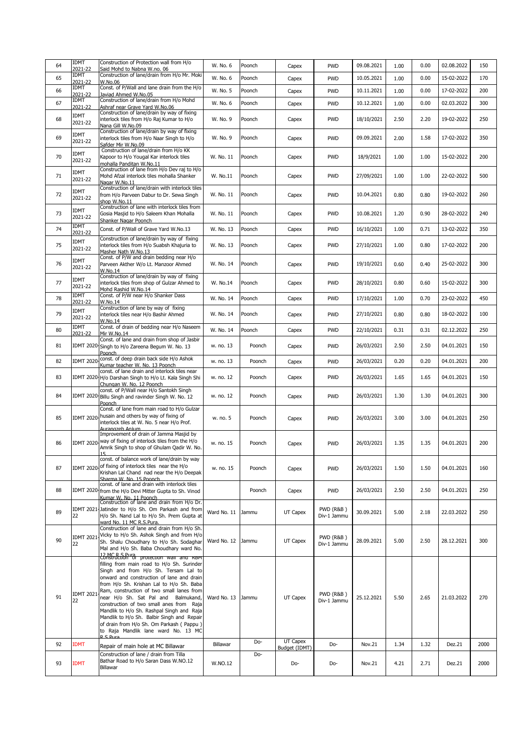| 64 | IDMT 2021-22 | Construction of Protection wall from H/o Said Mohd to Nabna W.no. 06 | W. No. 6 | Poonch | Capex | PWD | 09.08.2021 | 1.00 | 0.00 | 02.08.2022 | 150 |
|---|---|---|---|---|---|---|---|---|---|---|---|
| 65 | IDMT 2021-22 | Construction of lane/drain from H/o Mr. Moki W.No.06 | W. No. 6 | Poonch | Capex | PWD | 10.05.2021 | 1.00 | 0.00 | 15-02-2022 | 170 |
| 66 | IDMT 2021-22 | Const. of P/Wall and lane drain from the H/o Javiad Ahmed W.No.05 | W. No. 5 | Poonch | Capex | PWD | 10.11.2021 | 1.00 | 0.00 | 17-02-2022 | 200 |
| 67 | IDMT 2021-22 | Construction of lane/drain from H/o Mohd Ashraf near Grave Yard W.No.06 | W. No. 6 | Poonch | Capex | PWD | 10.12.2021 | 1.00 | 0.00 | 02.03.2022 | 300 |
| 68 | IDMT 2021-22 | Construction of lane/drain by way of fixing interlock tiles from H/o Raj Kumar to H/o Nana Gill W.No.09 | W. No. 9 | Poonch | Capex | PWD | 18/10/2021 | 2.50 | 2.20 | 19-02-2022 | 250 |
| 69 | IDMT 2021-22 | Construction of lane/drain by way of fixing interlock tiles from H/o Naar Singh to H/o Safder Mir W.No.09 | W. No. 9 | Poonch | Capex | PWD | 09.09.2021 | 2.00 | 1.58 | 17-02-2022 | 350 |
| 70 | IDMT 2021-22 | Construction of lane/drain from H/o KK Kapoor to H/o Yougal Kar interlock tiles mohalla Panditan W.No.11 | W. No. 11 | Poonch | Capex | PWD | 18/9/2021 | 1.00 | 1.00 | 15-02-2022 | 200 |
| 71 | IDMT 2021-22 | Construction of lane from H/o Dev raj to H/o Mohd Afzal interlock tiles mohalla Shanker Nagar W.No.11 | W. No.11 | Poonch | Capex | PWD | 27/09/2021 | 1.00 | 1.00 | 22-02-2022 | 500 |
| 72 | IDMT 2021-22 | Construction of lane/drain with interlock tiles from H/o Parveen Dabur to Dr. Sewa Singh shop W.No.11 | W. No. 11 | Poonch | Capex | PWD | 10.04.2021 | 0.80 | 0.80 | 19-02-2022 | 260 |
| 73 | IDMT 2021-22 | Construction of lane with interlock tiles from Gosia Masjid to H/o Saleem Khan Mohalla Shanker Nagar Poonch | W. No. 11 | Poonch | Capex | PWD | 10.08.2021 | 1.20 | 0.90 | 28-02-2022 | 240 |
| 74 | IDMT 2021-22 | Const. of P/Wall of Grave Yard W.No.13 | W. No. 13 | Poonch | Capex | PWD | 16/10/2021 | 1.00 | 0.71 | 13-02-2022 | 350 |
| 75 | IDMT 2021-22 | Construction of lane/drain by way of fixing interlock tiles from H/o Suabsh Khajuria to Masher Nath W.No.13 | W. No. 13 | Poonch | Capex | PWD | 27/10/2021 | 1.00 | 0.80 | 17-02-2022 | 200 |
| 76 | IDMT 2021-22 | Const. of P/W and drain bedding near H/o Parveen Akther W/o Lt. Manzoor Ahmed W.No.14 | W. No. 14 | Poonch | Capex | PWD | 19/10/2021 | 0.60 | 0.40 | 25-02-2022 | 300 |
| 77 | IDMT 2021-22 | Construction of lane/drain by way of fixing interlock tiles from shop of Gulzar Ahmed to Mohd Rashid W.No.14 | W. No.14 | Poonch | Capex | PWD | 28/10/2021 | 0.80 | 0.60 | 15-02-2022 | 300 |
| 78 | IDMT 2021-22 | Const. of P/W near H/o Shanker Dass W.No.14 | W. No. 14 | Poonch | Capex | PWD | 17/10/2021 | 1.00 | 0.70 | 23-02-2022 | 450 |
| 79 | IDMT 2021-22 | Construction of lane by way of fixing interlock tiles near H/o Bashir Ahmed W.No.14 | W. No. 14 | Poonch | Capex | PWD | 27/10/2021 | 0.80 | 0.80 | 18-02-2022 | 100 |
| 80 | IDMT 2021-22 | Const. of drain of bedding near H/o Naseem Mir W.No.14 | W. No. 14 | Poonch | Capex | PWD | 22/10/2021 | 0.31 | 0.31 | 02.12.2022 | 250 |
| 81 | IDMT 2020- | Const. of lane and drain from shop of Jasbir Singh to H/o Zareena Begum W. No. 13 Poonch | w. no. 13 | Poonch | Capex | PWD | 26/03/2021 | 2.50 | 2.50 | 04.01.2021 | 150 |
| 82 | IDMT 2020- | const. of deep drain back side H/o Ashok Kumar teacher W. No. 13 Poonch | w. no. 13 | Poonch | Capex | PWD | 26/03/2021 | 0.20 | 0.20 | 04.01.2021 | 200 |
| 83 | IDMT 2020- | const. of lane drain and interlock tiles near H/o Darshan Singh to H/o Lt. Kala Singh Shi Chungan W. No. 12 Poonch | w. no. 12 | Poonch | Capex | PWD | 26/03/2021 | 1.65 | 1.65 | 04.01.2021 | 150 |
| 84 | IDMT 2020- | const. of P/Wall near H/o Santokh Singh Billu Singh and ravinder Singh W. No. 12 Poonch | w. no. 12 | Poonch | Capex | PWD | 26/03/2021 | 1.30 | 1.30 | 04.01.2021 | 300 |
| 85 | IDMT 2020- | Const. of lane from main road to H/o Gulzar husain and others by way of fixing of interlock tiles at W. No. 5 near H/o Prof. Aurangzeb Anjum | w. no. 5 | Poonch | Capex | PWD | 26/03/2021 | 3.00 | 3.00 | 04.01.2021 | 250 |
| 86 | IDMT 2020- | Improvement of drain of Jamma Masjid by way of fixing of interlock tiles from the H/o Amrik Singh to shop of Ghulam Qadir W. No. 15 | w. no. 15 | Poonch | Capex | PWD | 26/03/2021 | 1.35 | 1.35 | 04.01.2021 | 200 |
| 87 | IDMT 2020- | const. of balance work of lane/drain by way of fixing of interlock tiles near the H/o Krishan Lal Chand nad near the H/o Deepak Sharma W. No. 15 Poonch | w. no. 15 | Poonch | Capex | PWD | 26/03/2021 | 1.50 | 1.50 | 04.01.2021 | 160 |
| 88 | IDMT 2020- | const. of lane and drain with interlock tiles from the H/o Devi Mitter Gupta to Sh. Vinod Kumar W. No. 11 Poonch | | Poonch | Capex | PWD | 26/03/2021 | 2.50 | 2.50 | 04.01.2021 | 250 |
| 89 | IDMT 2021-22 | Construction of lane and drain from H/o Dr. Jatinder to H/o Sh. Om Parkash and from H/o Sh. Nand Lal to H/o Sh. Prem Gupta at ward No. 11 MC R.S.Pura. | Ward No. 11 | Jammu | UT Capex | PWD (R&B ) Div-1 Jammu | 30.09.2021 | 5.00 | 2.18 | 22.03.2022 | 250 |
| 90 | IDMT 2021-22 | Construction of lane and drain from H/o Sh. Vicky to H/o Sh. Ashok Singh and from H/o Sh. Shalu Choudhary to H/o Sh. Sodaghar Mal and H/o Sh. Baba Choudhary ward No. 12 MC R.S.Pura | Ward No. 12 | Jammu | UT Capex | PWD (R&B ) Div-1 Jammu | 28.09.2021 | 5.00 | 2.50 | 28.12.2021 | 300 |
| 91 | IDMT 2021-22 | Construction of protection wall and RBM filling from main road to H/o Sh. Surinder Singh and from H/o Sh. Tersam Lal to onward and construction of lane and drain from H/o Sh. Krishan Lal to H/o Sh. Baba Ram, construction of two small lanes from near H/o Sh. Sat Pal and Balmukand, construction of two small anes from Raja Mandlik to H/o Sh. Rashpal Singh and Raja Mandlik to H/o Sh. Balbir Singh and Repair of drain from H/o Sh. Om Parkash ( Pappu ) to Raja Mandlik lane ward No. 13 MC R.S.Pura | Ward No. 13 | Jammu | UT Capex | PWD (R&B ) Div-1 Jammu | 25.12.2021 | 5.50 | 2.65 | 21.03.2022 | 270 |
| 92 | IDMT | Repair of main hole at MC Billawar | Billawar | Do- | UT Capex Budget (IDMT) | Do- | Nov.21 | 1.34 | 1.32 | Dez.21 | 2000 |
| 93 | IDMT | Construction of lane / drain from Tilla Bathar Road to H/o Saran Dass W.NO.12 Billawar | W.NO.12 | Do- | Do- | Do- | Nov.21 | 4.21 | 2.71 | Dez.21 | 2000 |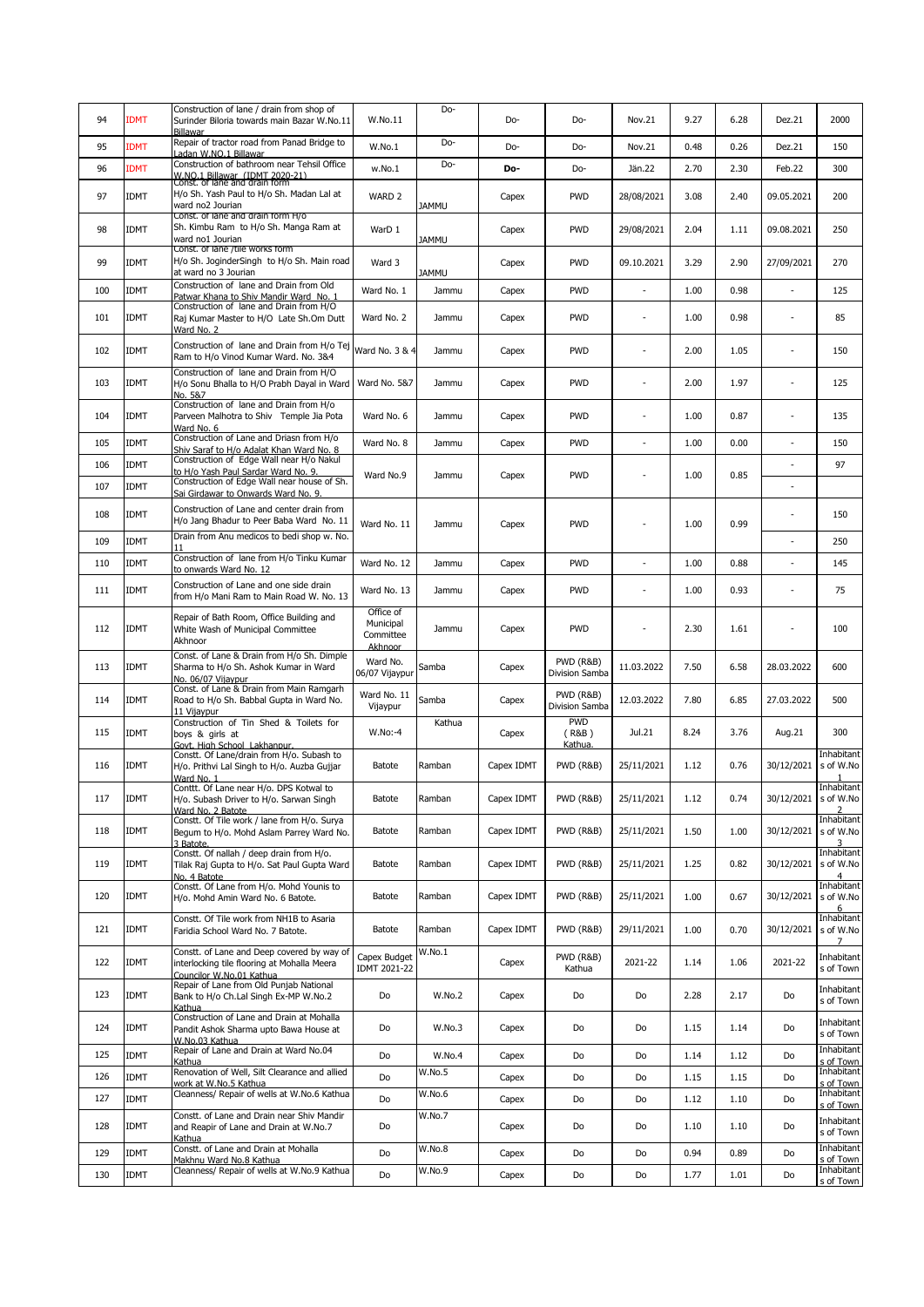| 94 | IDMT | Construction of lane / drain from shop of Surinder Biloria towards main Bazar W.No.11 Billawar | W.No.11 | Do- | Do- | Do- | Nov.21 | 9.27 | 6.28 | Dez.21 | 2000 |
|---|---|---|---|---|---|---|---|---|---|---|---|
| 95 | IDMT | Repair of tractor road from Panad Bridge to Ladan W.NO.1 Billawar | W.No.1 | Do- | Do- | Do- | Nov.21 | 0.48 | 0.26 | Dez.21 | 150 |
| 96 | IDMT | Construction of bathroom near Tehsil Office W.NO.1 Billawar (IDMT 2020-21) | w.No.1 | Do- | **Do-** | Do- | Jän.22 | 2.70 | 2.30 | Feb.22 | 300 |
| 97 | IDMT | Const. of lane and drain form H/o Sh. Yash Paul to H/o Sh. Madan Lal at ward no2 Jourian | WARD 2 | JAMMU | Capex | PWD | 28/08/2021 | 3.08 | 2.40 | 09.05.2021 | 200 |
| 98 | IDMT | Const. of lane and drain form H/o Sh. Kimbu Ram to H/o Sh. Manga Ram at ward no1 Jourian | WarD 1 | JAMMU | Capex | PWD | 29/08/2021 | 2.04 | 1.11 | 09.08.2021 | 250 |
| 99 | IDMT | Const. of lane /tile works form H/o Sh. JoginderSingh to H/o Sh. Main road at ward no 3 Jourian | Ward 3 | JAMMU | Capex | PWD | 09.10.2021 | 3.29 | 2.90 | 27/09/2021 | 270 |
| 100 | IDMT | Construction of lane and Drain from Old Patwar Khana to Shiv Mandir Ward No. 1 | Ward No. 1 | Jammu | Capex | PWD | - | 1.00 | 0.98 | - | 125 |
| 101 | IDMT | Construction of lane and Drain from H/O Raj Kumar Master to H/O Late Sh.Om Dutt Ward No. 2 | Ward No. 2 | Jammu | Capex | PWD | - | 1.00 | 0.98 | - | 85 |
| 102 | IDMT | Construction of lane and Drain from H/o Tej Ram to H/o Vinod Kumar Ward. No. 3&4 | Ward No. 3 & 4 | Jammu | Capex | PWD | - | 2.00 | 1.05 | - | 150 |
| 103 | IDMT | Construction of lane and Drain from H/O H/o Sonu Bhalla to H/O Prabh Dayal in Ward No. 5&7 | Ward No. 5&7 | Jammu | Capex | PWD | - | 2.00 | 1.97 | - | 125 |
| 104 | IDMT | Construction of lane and Drain from H/o Parveen Malhotra to Shiv Temple Jia Pota Ward No. 6 | Ward No. 6 | Jammu | Capex | PWD | - | 1.00 | 0.87 | - | 135 |
| 105 | IDMT | Construction of Lane and Driasn from H/o Shiv Saraf to H/o Adalat Khan Ward No. 8 | Ward No. 8 | Jammu | Capex | PWD | - | 1.00 | 0.00 | - | 150 |
| 106 | IDMT | Construction of Edge Wall near H/o Nakul to H/o Yash Paul Sardar Ward No. 9. | Ward No.9 | Jammu | Capex | PWD | - | 1.00 | 0.85 | - | 97 |
| 107 | IDMT | Construction of Edge Wall near house of Sh. Sai Girdawar to Onwards Ward No. 9. | | | | | | | | - | |
| 108 | IDMT | Construction of Lane and center drain from H/o Jang Bhadur to Peer Baba Ward No. 11 | Ward No. 11 | Jammu | Capex | PWD | - | 1.00 | 0.99 | - | 150 |
| 109 | IDMT | Drain from Anu medicos to bedi shop w. No. 11 | | | | | | | | - | 250 |
| 110 | IDMT | Construction of lane from H/o Tinku Kumar to onwards Ward No. 12 | Ward No. 12 | Jammu | Capex | PWD | - | 1.00 | 0.88 | - | 145 |
| 111 | IDMT | Construction of Lane and one side drain from H/o Mani Ram to Main Road W. No. 13 | Ward No. 13 | Jammu | Capex | PWD | - | 1.00 | 0.93 | - | 75 |
| 112 | IDMT | Repair of Bath Room, Office Building and White Wash of Municipal Committee Akhnoor | Office of Municipal Committee Akhnoor | Jammu | Capex | PWD | - | 2.30 | 1.61 | - | 100 |
| 113 | IDMT | Const. of Lane & Drain from H/o Sh. Dimple Sharma to H/o Sh. Ashok Kumar in Ward No. 06/07 Vijaypur | Ward No. 06/07 Vijaypur | Samba | Capex | PWD (R&B) Division Samba | 11.03.2022 | 7.50 | 6.58 | 28.03.2022 | 600 |
| 114 | IDMT | Const. of Lane & Drain from Main Ramgarh Road to H/o Sh. Babbal Gupta in Ward No. 11 Vijaypur | Ward No. 11 Vijaypur | Samba | Capex | PWD (R&B) Division Samba | 12.03.2022 | 7.80 | 6.85 | 27.03.2022 | 500 |
| 115 | IDMT | Construction of Tin Shed & Toilets for boys & girls at Govt. High School Lakhanpur. | W.No:-4 | Kathua | Capex | PWD ( R&B ) Kathua. | Jul.21 | 8.24 | 3.76 | Aug.21 | 300 |
| 116 | IDMT | Constt. Of Lane/drain from H/o. Subash to H/o. Prithvi Lal Singh to H/o. Auzba Gujjar Ward No. 1 | Batote | Ramban | Capex IDMT | PWD (R&B) | 25/11/2021 | 1.12 | 0.76 | 30/12/2021 | Inhabitants of W.No 1 |
| 117 | IDMT | Conttt. Of Lane near H/o. DPS Kotwal to H/o. Subash Driver to H/o. Sarwan Singh Ward No. 2 Batote | Batote | Ramban | Capex IDMT | PWD (R&B) | 25/11/2021 | 1.12 | 0.74 | 30/12/2021 | Inhabitants of W.No 2 |
| 118 | IDMT | Constt. Of Tile work / lane from H/o. Surya Begum to H/o. Mohd Aslam Parrey Ward No. 3 Batote. | Batote | Ramban | Capex IDMT | PWD (R&B) | 25/11/2021 | 1.50 | 1.00 | 30/12/2021 | Inhabitants of W.No 3 |
| 119 | IDMT | Constt. Of nallah / deep drain from H/o. Tilak Raj Gupta to H/o. Sat Paul Gupta Ward No. 4 Batote | Batote | Ramban | Capex IDMT | PWD (R&B) | 25/11/2021 | 1.25 | 0.82 | 30/12/2021 | Inhabitants of W.No 4 |
| 120 | IDMT | Constt. Of Lane from H/o. Mohd Younis to H/o. Mohd Amin Ward No. 6 Batote. | Batote | Ramban | Capex IDMT | PWD (R&B) | 25/11/2021 | 1.00 | 0.67 | 30/12/2021 | Inhabitants of W.No 6 |
| 121 | IDMT | Constt. Of Tile work from NH1B to Asaria Faridia School Ward No. 7 Batote. | Batote | Ramban | Capex IDMT | PWD (R&B) | 29/11/2021 | 1.00 | 0.70 | 30/12/2021 | Inhabitants of W.No 7 |
| 122 | IDMT | Constt. of Lane and Deep covered by way of interlocking tile flooring at Mohalla Meera Councilor W.No.01 Kathua | Capex Budget IDMT 2021-22 | W.No.1 | Capex | PWD (R&B) Kathua | 2021-22 | 1.14 | 1.06 | 2021-22 | Inhabitants of Town |
| 123 | IDMT | Repair of Lane from Old Punjab National Bank to H/o Ch.Lal Singh Ex-MP W.No.2 Kathua | Do | W.No.2 | Capex | Do | Do | 2.28 | 2.17 | Do | Inhabitants of Town |
| 124 | IDMT | Construction of Lane and Drain at Mohalla Pandit Ashok Sharma upto Bawa House at W.No.03 Kathua | Do | W.No.3 | Capex | Do | Do | 1.15 | 1.14 | Do | Inhabitants of Town |
| 125 | IDMT | Repair of Lane and Drain at Ward No.04 Kathua | Do | W.No.4 | Capex | Do | Do | 1.14 | 1.12 | Do | Inhabitants of Town |
| 126 | IDMT | Renovation of Well, Silt Clearance and allied work at W.No.5 Kathua | Do | W.No.5 | Capex | Do | Do | 1.15 | 1.15 | Do | Inhabitants of Town |
| 127 | IDMT | Cleanness/ Repair of wells at W.No.6 Kathua | Do | W.No.6 | Capex | Do | Do | 1.12 | 1.10 | Do | Inhabitants of Town |
| 128 | IDMT | Constt. of Lane and Drain near Shiv Mandir and Reapir of Lane and Drain at W.No.7 Kathua | Do | W.No.7 | Capex | Do | Do | 1.10 | 1.10 | Do | Inhabitants of Town |
| 129 | IDMT | Constt. of Lane and Drain at Mohalla Makhnu Ward No.8 Kathua | Do | W.No.8 | Capex | Do | Do | 0.94 | 0.89 | Do | Inhabitants of Town |
| 130 | IDMT | Cleanness/ Repair of wells at W.No.9 Kathua | Do | W.No.9 | Capex | Do | Do | 1.77 | 1.01 | Do | Inhabitants of Town |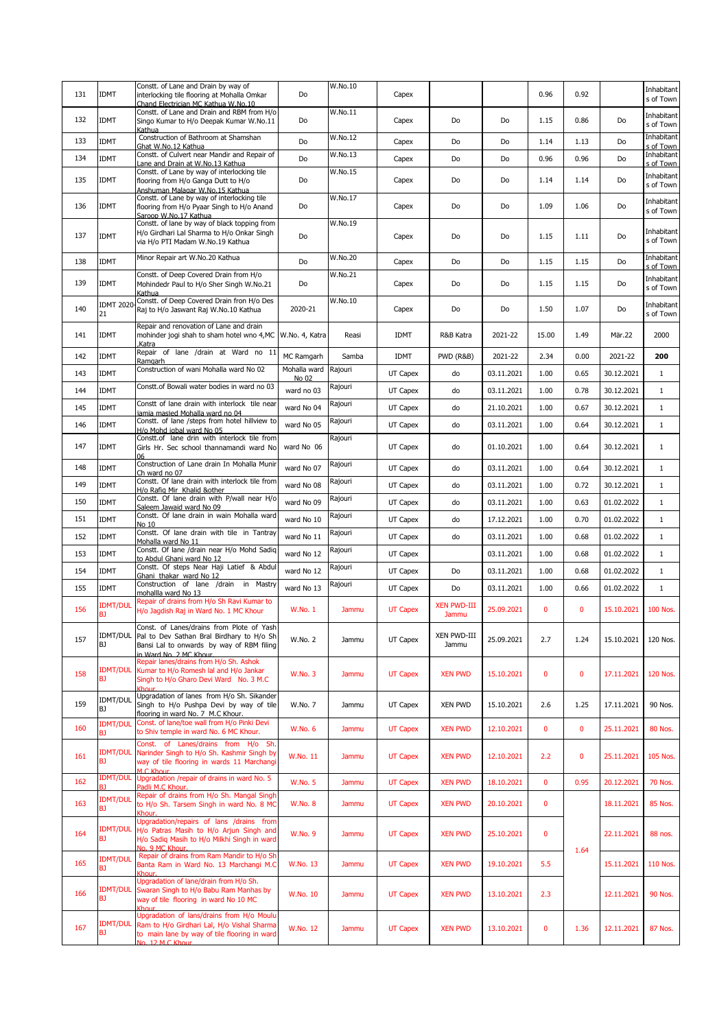| 131 | IDMT | Constt. of Lane and Drain by way of interlocking tile flooring at Mohalla Omkar Chand Electrician MC Kathua W.No.10 | Do | W.No.10 | Capex | | | 0.96 | 0.92 | | Inhabitants of Town |
|---|---|---|---|---|---|---|---|---|---|---|---|
| 132 | IDMT | Constt. of Lane and Drain and RBM from H/o Singo Kumar to H/o Deepak Kumar W.No.11 Kathua | Do | W.No.11 | Capex | Do | Do | 1.15 | 0.86 | Do | Inhabitants of Town |
| 133 | IDMT | Construction of Bathroom at Shamshan Ghat W.No.12 Kathua | Do | W.No.12 | Capex | Do | Do | 1.14 | 1.13 | Do | Inhabitants of Town |
| 134 | IDMT | Constt. of Culvert near Mandir and Repair of Lane and Drain at W.No.13 Kathua | Do | W.No.13 | Capex | Do | Do | 0.96 | 0.96 | Do | Inhabitants of Town |
| 135 | IDMT | Constt. of Lane by way of interlocking tile flooring from H/o Ganga Dutt to H/o Anshuman Malagar W.No.15 Kathua | Do | W.No.15 | Capex | Do | Do | 1.14 | 1.14 | Do | Inhabitants of Town |
| 136 | IDMT | Constt. of Lane by way of interlocking tile flooring from H/o Pyaar Singh to H/o Anand Saroop W.No.17 Kathua | Do | W.No.17 | Capex | Do | Do | 1.09 | 1.06 | Do | Inhabitants of Town |
| 137 | IDMT | Constt. of lane by way of black topping from H/o Girdhari Lal Sharma to H/o Onkar Singh via H/o PTI Madam W.No.19 Kathua | Do | W.No.19 | Capex | Do | Do | 1.15 | 1.11 | Do | Inhabitants of Town |
| 138 | IDMT | Minor Repair art W.No.20 Kathua | Do | W.No.20 | Capex | Do | Do | 1.15 | 1.15 | Do | Inhabitants of Town |
| 139 | IDMT | Constt. of Deep Covered Drain from H/o Mohindedr Paul to H/o Sher Singh W.No.21 Kathua | Do | W.No.21 | Capex | Do | Do | 1.15 | 1.15 | Do | Inhabitants of Town |
| 140 | IDMT 2020-21 | Constt. of Deep Covered Drain fron H/o Des Raj to H/o Jaswant Raj W.No.10 Kathua | 2020-21 | W.No.10 | Capex | Do | Do | 1.50 | 1.07 | Do | Inhabitants of Town |
| 141 | IDMT | Repair and renovation of Lane and drain mohinder jogi shah to sham hotel wno 4,MC ,Katra | W.No. 4, Katra | Reasi | IDMT | R&B Katra | 2021-22 | 15.00 | 1.49 | Mär.22 | 2000 |
| 142 | IDMT | Repair of lane /drain at Ward no 11 Ramgarh | MC Ramgarh | Samba | IDMT | PWD (R&B) | 2021-22 | 2.34 | 0.00 | 2021-22 | **200** |
| 143 | IDMT | Construction of wani Mohalla ward No 02 | Mohalla ward No 02 | Rajouri | UT Capex | do | 03.11.2021 | 1.00 | 0.65 | 30.12.2021 | 1 |
| 144 | IDMT | Constt.of Bowali water bodies in ward no 03 | ward no 03 | Rajouri | UT Capex | do | 03.11.2021 | 1.00 | 0.78 | 30.12.2021 | 1 |
| 145 | IDMT | Constt of lane drain with interlock tile near jamia masjed Mohalla ward no 04 | ward No 04 | Rajouri | UT Capex | do | 21.10.2021 | 1.00 | 0.67 | 30.12.2021 | 1 |
| 146 | IDMT | Constt. of lane /steps from hotel hillview to H/o Mohd iqbal ward No 05 | ward No 05 | Rajouri | UT Capex | do | 03.11.2021 | 1.00 | 0.64 | 30.12.2021 | 1 |
| 147 | IDMT | Constt.of lane drin with interlock tile from Girls Hr. Sec school thannamandi ward No 06 | ward No 06 | Rajouri | UT Capex | do | 01.10.2021 | 1.00 | 0.64 | 30.12.2021 | 1 |
| 148 | IDMT | Construction of Lane drain In Mohalla Munir Ch ward no 07 | ward No 07 | Rajouri | UT Capex | do | 03.11.2021 | 1.00 | 0.64 | 30.12.2021 | 1 |
| 149 | IDMT | Constt. Of lane drain with interlock tile from H/o Rafiq Mir Khalid &other | ward No 08 | Rajouri | UT Capex | do | 03.11.2021 | 1.00 | 0.72 | 30.12.2021 | 1 |
| 150 | IDMT | Constt. Of lane drain with P/wall near H/o Saleem Jawaid ward No 09 | ward No 09 | Rajouri | UT Capex | do | 03.11.2021 | 1.00 | 0.63 | 01.02.2022 | 1 |
| 151 | IDMT | Constt. Of lane drain in wain Mohalla ward No 10 | ward No 10 | Rajouri | UT Capex | do | 17.12.2021 | 1.00 | 0.70 | 01.02.2022 | 1 |
| 152 | IDMT | Constt. Of lane drain with tile in Tantray Mohalla ward No 11 | ward No 11 | Rajouri | UT Capex | do | 03.11.2021 | 1.00 | 0.68 | 01.02.2022 | 1 |
| 153 | IDMT | Constt. Of lane /drain near H/o Mohd Sadiq to Abdul Ghani ward No 12 | ward No 12 | Rajouri | UT Capex | | 03.11.2021 | 1.00 | 0.68 | 01.02.2022 | 1 |
| 154 | IDMT | Constt. Of steps Near Haji Latief & Abdul Ghani thakar ward No 12 | ward No 12 | Rajouri | UT Capex | Do | 03.11.2021 | 1.00 | 0.68 | 01.02.2022 | 1 |
| 155 | IDMT | Construction of lane /drain in Mastry mohallla ward No 13 | ward No 13 | Rajouri | UT Capex | Do | 03.11.2021 | 1.00 | 0.66 | 01.02.2022 | 1 |
| 156 | IDMT/DULBJ | Repair of drains from H/o Sh Ravi Kumar to H/o Jagdish Raj in Ward No. 1 MC Khour | W.No. 1 | Jammu | UT Capex | XEN PWD-III Jammu | 25.09.2021 | 0 | 0 | 15.10.2021 | 100 Nos. |
| 157 | IDMT/DULBJ | Const. of Lanes/drains from Plote of Yash Pal to Dev Sathan Bral Birdhary to H/o Sh Bansi Lal to onwards by way of RBM filing in Ward No. 2 MC Khour | W.No. 2 | Jammu | UT Capex | XEN PWD-III Jammu | 25.09.2021 | 2.7 | 1.24 | 15.10.2021 | 120 Nos. |
| 158 | IDMT/DULBJ | Repair lanes/drains from H/o Sh. Ashok Kumar to H/o Romesh lal and H/o Jankar Singh to H/o Gharo Devi Ward No. 3 M.C Khour. | W.No. 3 | Jammu | UT Capex | XEN PWD | 15.10.2021 | 0 | 0 | 17.11.2021 | 120 Nos. |
| 159 | IDMT/DULBJ | Upgradation of lanes from H/o Sh. Sikander Singh to H/o Pushpa Devi by way of tile flooring in ward No. 7 M.C Khour. | W.No. 7 | Jammu | UT Capex | XEN PWD | 15.10.2021 | 2.6 | 1.25 | 17.11.2021 | 90 Nos. |
| 160 | IDMT/DULBJ | Const. of lane/toe wall from H/o Pinki Devi to Shiv temple in ward No. 6 MC Khour. | W.No. 6 | Jammu | UT Capex | XEN PWD | 12.10.2021 | 0 | 0 | 25.11.2021 | 80 Nos. |
| 161 | IDMT/DULBJ | Const. of Lanes/drains from H/o Sh. Narinder Singh to H/o Sh. Kashmir Singh by way of tile flooring in wards 11 Marchangi M.C Khour | W.No. 11 | Jammu | UT Capex | XEN PWD | 12.10.2021 | 2.2 | 0 | 25.11.2021 | 105 Nos. |
| 162 | IDMT/DULBJ | Upgradation /repair of drains in ward No. 5 Padli M.C Khour. | W.No. 5 | Jammu | UT Capex | XEN PWD | 18.10.2021 | 0 | 0.95 | 20.12.2021 | 70 Nos. |
| 163 | IDMT/DULBJ | Repair of drains from H/o Sh. Mangal Singh to H/o Sh. Tarsem Singh in ward No. 8 MC Khour. | W.No. 8 | Jammu | UT Capex | XEN PWD | 20.10.2021 | 0 | | 18.11.2021 | 85 Nos. |
| 164 | IDMT/DULBJ | Upgradation/repairs of lans /drains from H/o Patras Masih to H/o Arjun Singh and H/o Sadiq Masih to H/o Milkhi Singh in ward No. 9 MC Khour. | W.No. 9 | Jammu | UT Capex | XEN PWD | 25.10.2021 | 0 | 1.64 | 22.11.2021 | 88 nos. |
| 165 | IDMT/DULBJ | Repair of drains from Ram Mandir to H/o Sh Banta Ram in Ward No. 13 Marchangi M.C Khour. | W.No. 13 | Jammu | UT Capex | XEN PWD | 19.10.2021 | 5.5 | | 15.11.2021 | 110 Nos. |
| 166 | IDMT/DULBJ | Upgradation of lane/drain from H/o Sh. Swaran Singh to H/o Babu Ram Manhas by way of tile flooring in ward No 10 MC Khour. | W.No. 10 | Jammu | UT Capex | XEN PWD | 13.10.2021 | 2.3 | | 12.11.2021 | 90 Nos. |
| 167 | IDMT/DULBJ | Upgradation of lans/drains from H/o Moulu Ram to H/o Girdhari Lal, H/o Vishal Sharma to main lane by way of tile flooring in ward No. 12 M.C Khour | W.No. 12 | Jammu | UT Capex | XEN PWD | 13.10.2021 | 0 | 1.36 | 12.11.2021 | 87 Nos. |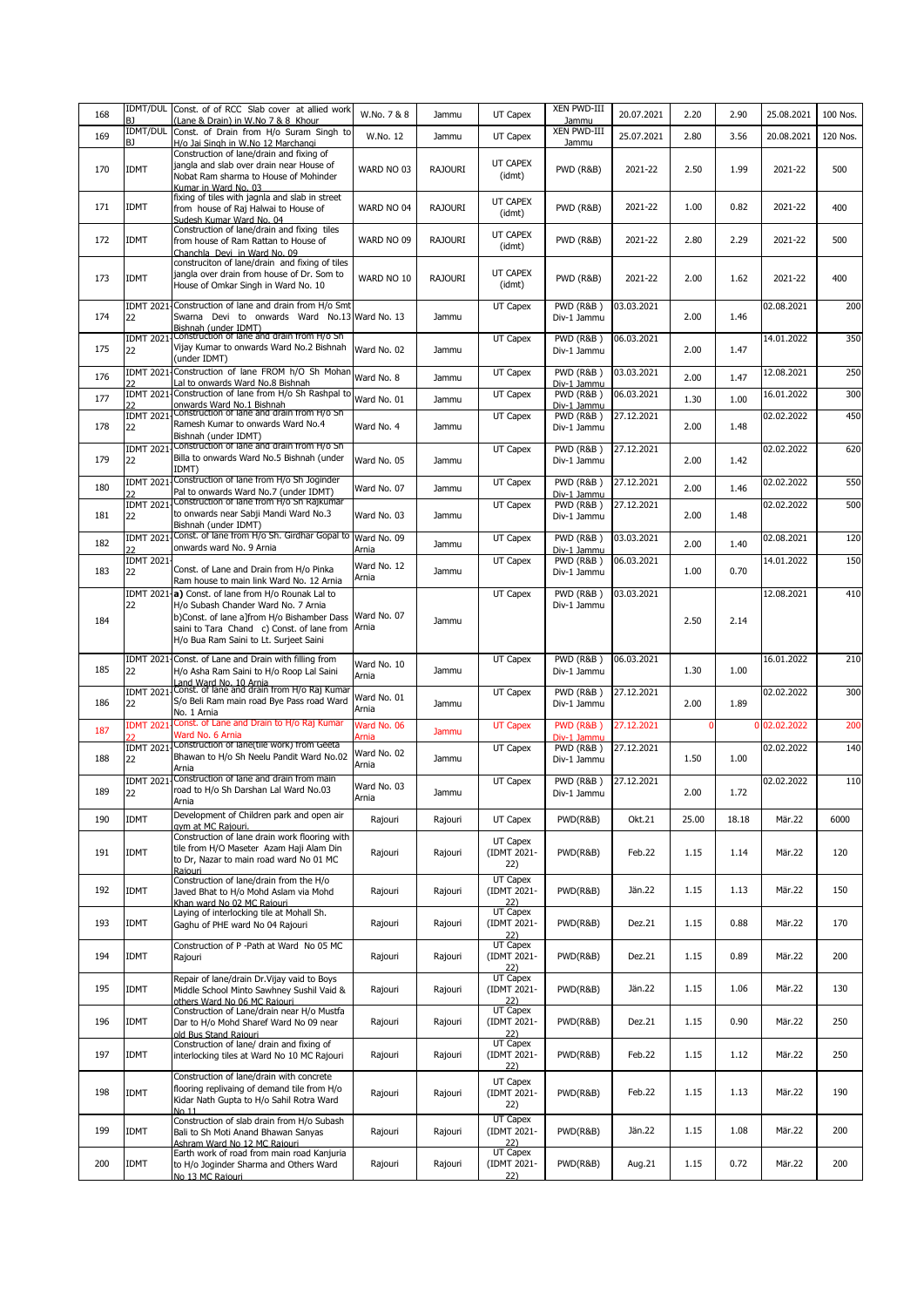| 168 | IDMT/DUL BJ | Const. of of RCC Slab cover at allied work (Lane & Drain) in W.No 7 & 8 Khour | W.No. 7 & 8 | Jammu | UT Capex | XEN PWD-III Jammu | 20.07.2021 | 2.20 | 2.90 | 25.08.2021 | 100 Nos. |
|---|---|---|---|---|---|---|---|---|---|---|---|
| 169 | IDMT/DUL BJ | Const. of Drain from H/o Suram Singh to H/o Jai Singh in W.No 12 Marchangi | W.No. 12 | Jammu | UT Capex | XEN PWD-III Jammu | 25.07.2021 | 2.80 | 3.56 | 20.08.2021 | 120 Nos. |
| 170 | IDMT | Construction of lane/drain and fixing of jangla and slab over drain near House of Nobat Ram sharma to House of Mohinder Kumar in Ward No. 03 | WARD NO 03 | RAJOURI | UT CAPEX (idmt) | PWD (R&B) | 2021-22 | 2.50 | 1.99 | 2021-22 | 500 |
| 171 | IDMT | fixing of tiles with jagnla and slab in street from house of Raj Halwai to House of Sudesh Kumar Ward No. 04 | WARD NO 04 | RAJOURI | UT CAPEX (idmt) | PWD (R&B) | 2021-22 | 1.00 | 0.82 | 2021-22 | 400 |
| 172 | IDMT | Construction of lane/drain and fixing tiles from house of Ram Rattan to House of Chanchla Devi in Ward No. 09 | WARD NO 09 | RAJOURI | UT CAPEX (idmt) | PWD (R&B) | 2021-22 | 2.80 | 2.29 | 2021-22 | 500 |
| 173 | IDMT | construciton of lane/drain and fixing of tiles jangla over drain from house of Dr. Som to House of Omkar Singh in Ward No. 10 | WARD NO 10 | RAJOURI | UT CAPEX (idmt) | PWD (R&B) | 2021-22 | 2.00 | 1.62 | 2021-22 | 400 |
| 174 | IDMT 2021-22 | Construction of lane and drain from H/o Smt Swarna Devi to onwards Ward No.13 Bishnah (under IDMT) | Ward No. 13 | Jammu | UT Capex | PWD (R&B) Div-1 Jammu | 03.03.2021 | 2.00 | 1.46 | 02.08.2021 | 200 |
| 175 | IDMT 2021-22 | Construction of lane and drain from H/o Sh Vijay Kumar to onwards Ward No.2 Bishnah (under IDMT) | Ward No. 02 | Jammu | UT Capex | PWD (R&B) Div-1 Jammu | 06.03.2021 | 2.00 | 1.47 | 14.01.2022 | 350 |
| 176 | IDMT 2021-22 | Construction of lane FROM h/O Sh Mohan Lal to onwards Ward No.8 Bishnah | Ward No. 8 | Jammu | UT Capex | PWD (R&B) Div-1 Jammu | 03.03.2021 | 2.00 | 1.47 | 12.08.2021 | 250 |
| 177 | IDMT 2021-22 | Construction of lane from H/o Sh Rashpal to onwards Ward No.1 Bishnah | Ward No. 01 | Jammu | UT Capex | PWD (R&B) Div-1 Jammu | 06.03.2021 | 1.30 | 1.00 | 16.01.2022 | 300 |
| 178 | IDMT 2021-22 | Construction of lane and drain from H/o Sh Ramesh Kumar to onwards Ward No.4 Bishnah (under IDMT) | Ward No. 4 | Jammu | UT Capex | PWD (R&B) Div-1 Jammu | 27.12.2021 | 2.00 | 1.48 | 02.02.2022 | 450 |
| 179 | IDMT 2021-22 | Construction of lane and drain from H/o Sh Billa to onwards Ward No.5 Bishnah (under IDMT) | Ward No. 05 | Jammu | UT Capex | PWD (R&B) Div-1 Jammu | 27.12.2021 | 2.00 | 1.42 | 02.02.2022 | 620 |
| 180 | IDMT 2021-22 | Construction of lane from H/o Sh Joginder Pal to onwards Ward No.7 (under IDMT) | Ward No. 07 | Jammu | UT Capex | PWD (R&B) Div-1 Jammu | 27.12.2021 | 2.00 | 1.46 | 02.02.2022 | 550 |
| 181 | IDMT 2021-22 | Construction of lane from H/o Sh Rajkumar to onwards near Sabji Mandi Ward No.3 Bishnah (under IDMT) | Ward No. 03 | Jammu | UT Capex | PWD (R&B) Div-1 Jammu | 27.12.2021 | 2.00 | 1.48 | 02.02.2022 | 500 |
| 182 | IDMT 2021-22 | Const. of lane from H/o Sh. Girdhar Gopal to onwards ward No. 9 Arnia | Ward No. 09 Arnia | Jammu | UT Capex | PWD (R&B) Div-1 Jammu | 03.03.2021 | 2.00 | 1.40 | 02.08.2021 | 120 |
| 183 | IDMT 2021-22 | Const. of Lane and Drain from H/o Pinka Ram house to main link Ward No. 12 Arnia | Ward No. 12 Arnia | Jammu | UT Capex | PWD (R&B) Div-1 Jammu | 06.03.2021 | 1.00 | 0.70 | 14.01.2022 | 150 |
| 184 | IDMT 2021-22 | **a)** Const. of lane from H/o Rounak Lal to H/o Subash Chander Ward No. 7 Arnia b)Const. of lane a]from H/o Bishamber Dass saini to Tara Chand c) Const. of lane from H/o Bua Ram Saini to Lt. Surjeet Saini | Ward No. 07 Arnia | Jammu | UT Capex | PWD (R&B) Div-1 Jammu | 03.03.2021 | 2.50 | 2.14 | 12.08.2021 | 410 |
| 185 | IDMT 2021-22 | Const. of Lane and Drain with filling from H/o Asha Ram Saini to H/o Roop Lal Saini Land Ward No. 10 Arnia | Ward No. 10 Arnia | Jammu | UT Capex | PWD (R&B) Div-1 Jammu | 06.03.2021 | 1.30 | 1.00 | 16.01.2022 | 210 |
| 186 | IDMT 2021-22 | Const. of lane and drain from H/o Raj Kumar S/o Beli Ram main road Bye Pass road Ward No. 1 Arnia | Ward No. 01 Arnia | Jammu | UT Capex | PWD (R&B) Div-1 Jammu | 27.12.2021 | 2.00 | 1.89 | 02.02.2022 | 300 |
| 187 | IDMT 2021-22 | Const. of Lane and Drain to H/o Raj Kumar Ward No. 6 Arnia | Ward No. 06 Arnia | Jammu | UT Capex | PWD (R&B) Div-1 Jammu | 27.12.2021 | 0 | 0 | 02.02.2022 | 200 |
| 188 | IDMT 2021-22 | Construction of lane(tile work) from Geeta Bhawan to H/o Sh Neelu Pandit Ward No.02 Arnia | Ward No. 02 Arnia | Jammu | UT Capex | PWD (R&B) Div-1 Jammu | 27.12.2021 | 1.50 | 1.00 | 02.02.2022 | 140 |
| 189 | IDMT 2021-22 | Construction of lane and drain from main road to H/o Sh Darshan Lal Ward No.03 Arnia | Ward No. 03 Arnia | Jammu | UT Capex | PWD (R&B) Div-1 Jammu | 27.12.2021 | 2.00 | 1.72 | 02.02.2022 | 110 |
| 190 | IDMT | Development of Children park and open air gym at MC Rajouri. | Rajouri | Rajouri | UT Capex | PWD(R&B) | Okt.21 | 25.00 | 18.18 | Mär.22 | 6000 |
| 191 | IDMT | Construction of lane drain work flooring with tile from H/O Maseter Azam Haji Alam Din to Dr, Nazar to main road ward No 01 MC Rajouri | Rajouri | Rajouri | UT Capex (IDMT 2021-22) | PWD(R&B) | Feb.22 | 1.15 | 1.14 | Mär.22 | 120 |
| 192 | IDMT | Construction of lane/drain from the H/o Javed Bhat to H/o Mohd Aslam via Mohd Khan ward No 02 MC Rajouri | Rajouri | Rajouri | UT Capex (IDMT 2021-22) | PWD(R&B) | Jän.22 | 1.15 | 1.13 | Mär.22 | 150 |
| 193 | IDMT | Laying of interlocking tile at Mohall Sh. Gaghu of PHE ward No 04 Rajouri | Rajouri | Rajouri | UT Capex (IDMT 2021-22) | PWD(R&B) | Dez.21 | 1.15 | 0.88 | Mär.22 | 170 |
| 194 | IDMT | Construction of P -Path at Ward No 05 MC Rajouri | Rajouri | Rajouri | UT Capex (IDMT 2021-22) | PWD(R&B) | Dez.21 | 1.15 | 0.89 | Mär.22 | 200 |
| 195 | IDMT | Repair of lane/drain Dr.Vijay vaid to Boys Middle School Minto Sawhney Sushil Vaid & others Ward No 06 MC Rajouri | Rajouri | Rajouri | UT Capex (IDMT 2021-22) | PWD(R&B) | Jän.22 | 1.15 | 1.06 | Mär.22 | 130 |
| 196 | IDMT | Construction of Lane/drain near H/o Mustfa Dar to H/o Mohd Sharef Ward No 09 near old Bus Stand Rajouri | Rajouri | Rajouri | UT Capex (IDMT 2021-22) | PWD(R&B) | Dez.21 | 1.15 | 0.90 | Mär.22 | 250 |
| 197 | IDMT | Construction of lane/ drain and fixing of interlocking tiles at Ward No 10 MC Rajouri | Rajouri | Rajouri | UT Capex (IDMT 2021-22) | PWD(R&B) | Feb.22 | 1.15 | 1.12 | Mär.22 | 250 |
| 198 | IDMT | Construction of lane/drain with concrete flooring replivaing of demand tile from H/o Kidar Nath Gupta to H/o Sahil Rotra Ward No 11 | Rajouri | Rajouri | UT Capex (IDMT 2021-22) | PWD(R&B) | Feb.22 | 1.15 | 1.13 | Mär.22 | 190 |
| 199 | IDMT | Construction of slab drain from H/o Subash Bali to Sh Moti Anand Bhawan Sanyas Ashram Ward No 12 MC Rajouri | Rajouri | Rajouri | UT Capex (IDMT 2021-22) | PWD(R&B) | Jän.22 | 1.15 | 1.08 | Mär.22 | 200 |
| 200 | IDMT | Earth work of road from main road Kanjuria to H/o Joginder Sharma and Others Ward No 13 MC Rajouri | Rajouri | Rajouri | UT Capex (IDMT 2021-22) | PWD(R&B) | Aug.21 | 1.15 | 0.72 | Mär.22 | 200 |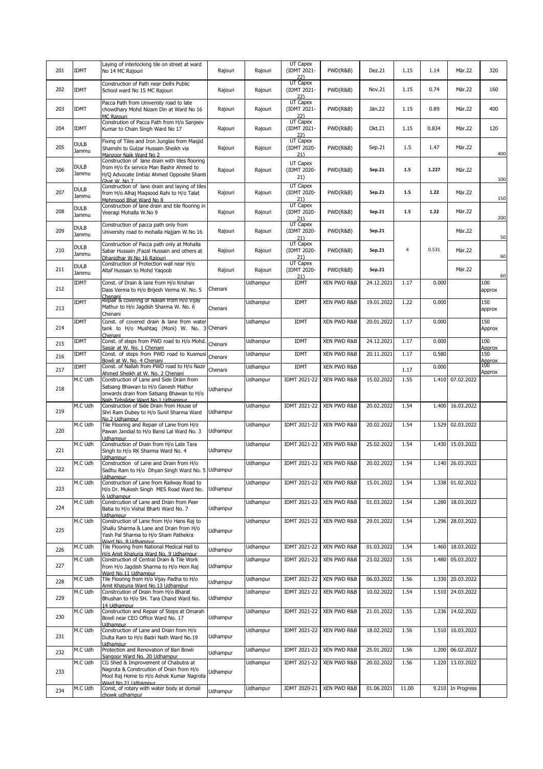| 201 | IDMT | Laying of interlocking tile on street at ward No 14 MC Rajouri | Rajouri | Rajouri | UT Capex (IDMT 2021-22) | PWD(R&B) | Dez.21 | 1.15 | 1.14 | Mär.22 | 320 |
|---|---|---|---|---|---|---|---|---|---|---|---|
| 202 | IDMT | Construction of Path near Delhi Public School ward No 15 MC Rajouri | Rajouri | Rajouri | UT Capex (IDMT 2021-22) | PWD(R&B) | Nov.21 | 1.15 | 0.74 | Mär.22 | 160 |
| 203 | IDMT | Pacca Path from Univeristy road to late chowdhary Mohd Nizam Din at Ward No 16 MC Rajouri | Rajouri | Rajouri | UT Capex (IDMT 2021-22) | PWD(R&B) | Jän.22 | 1.15 | 0.89 | Mär.22 | 400 |
| 204 | IDMT | Constrution of Pacca Path from H/o Sanjeev Kumar to Chain Singh Ward No 17 | Rajouri | Rajouri | UT Capex (IDMT 2021-22) | PWD(R&B) | Okt.21 | 1.15 | 0.834 | Mär.22 | 120 |
| 205 | DULB Jammu | Fixing of Tiles and Iron Junglas from Masjid Shamshi to Gulzar Hussain Sheikh via Manzoor Naik Ward No 2 | Rajouri | Rajouri | UT Capex (IDMT 2020-21) | PWD(R&B) | Sep.21 | 1.5 | 1.47 | Mär.22 | 400 |
| 206 | DULB Jammu | Construction of lane drain with tiles flooring from H/o Ex service Man Bashir Ahmed to H/Q Advocate Imtiaz Ahmed Opposite Shanti Ghat W. No 7 | Rajouri | Rajouri | UT Capex (IDMT 2020-21) | PWD(R&B) | **Sep.21** | **1.5** | **1.227** | Mär.22 | 100 |
| 207 | DULB Jammu | Construction of lane drain and laying of tiles from H/o Alhaj Maqsood Rahi to H/o Talat Mehmood Bhat Ward No 8 | Rajouri | Rajouri | UT Capex (IDMT 2020-21) | PWD(R&B) | **Sep.21** | **1.5** | **1.22** | Mär.22 | 150 |
| 208 | DULB Jammu | Construction of lane drain and tile flooring in Veeragi Mohalla W.No 9 | Rajouri | Rajouri | UT Capex (IDMT 2020-21) | PWD(R&B) | **Sep.21** | **1.5** | **1.22** | Mär.22 | 200 |
| 209 | DULB Jammu | Construction of pacca path only from University road to mohalla Hajjam W.No 16 | Rajouri | Rajouri | UT Capex (IDMT 2020-21) | PWD(R&B) | **Sep.21** | | | Mär.22 | 50 |
| 210 | DULB Jammu | Construction of Pacca path only at Mohalla Sabar Hussain /Fazal Hussain and others at Dhanidhar W.No 16 Rajouri | Rajouri | Rajouri | UT Capex (IDMT 2020-21) | PWD(R&B) | **Sep.21** | 4 | 0.531 | Mär.22 | 60 |
| 211 | DULB Jammu | Construction of Protection wall near H/o Altaf Hussain to Mohd Yaqoob | Rajouri | Rajouri | UT Capex (IDMT 2020-21) | PWD(R&B) | **Sep.21** | | | Mär.22 | 60 |
| 212 | IDMT | Const. of Drain & lane from H/o Krishan Dass Verma to H/o Brijesh Verma W. No. 5 Chenani | Chenani | Udhampur | IDMT | XEN PWD R&B | 24.12.2021 | 1.17 | 0.000 | | 100 approx |
| 213 | IDMT | Repair & covering of Nallah from H/o Vijay Mathur to H/o Jagdish Sharma W. No. 6 Chenani | Chenani | Udhampur | IDMT | XEN PWD R&B | 19.01.2022 | 1.22 | 0.000 | | 150 approx |
| 214 | IDMT | Const. of covered drain & lane from water tank to H/o Mushtaq (Moni) W. No. 3 Chenani | Chenani | Udhampur | IDMT | XEN PWD R&B | 20.01.2022 | 1.17 | 0.000 | | 150 Approx |
| 215 | IDMT | Const. of steps from PWD road to H/o Mohd. Sagar at W. No. 1 Chenani | Chenani | Udhampur | IDMT | XEN PWD R&B | 24.12.2021 | 1.17 | 0.000 | | 100 Approx |
| 216 | IDMT | Const. of steps from PWD road to Kusmusi Bowli at W. No. 4 Chenani | Chenani | Udhampur | IDMT | XEN PWD R&B | 20.11.2021 | 1.17 | 0.580 | | 150 Approx |
| 217 | IDMT | Const. of Nallah from PWD road to H/o Nazir Ahmed Sheikh at W. No. 2 Chenani | Chenani | Udhampur | IDMT | XEN PWD R&B | | 1.17 | 0.000 | | 100 Approx |
| 218 | M.C Udh | Construction of Lane and Side Drain from Satsang Bhawan to H/o Ganesh Mathur onwards drain from Satsang Bhawan to H/o Naib Tehsildar Ward No.1 Udhampur | Udhampur | Udhampur | IDMT 2021-22 | XEN PWD R&B | 15.02.2022 | 1.55 | 1.410 | 07.02.2022 | |
| 219 | M.C Udh | Construction of Side Drain from House of Shri Ram Dubey to H/o Sunil Sharma Ward No.2 Udhampur | Udhampur | Udhampur | IDMT 2021-22 | XEN PWD R&B | 20.02.2022 | 1.54 | 1.400 | 16.03.2022 | |
| 220 | M.C Udh | Tile Flooring and Repair of Lane from H/o Pawan Jandial to H/o Bansi Lal Ward No. 3 Udhampur | Udhampur | Udhampur | IDMT 2021-22 | XEN PWD R&B | 20.02.2022 | 1.54 | 1.529 | 02.03.2022 | |
| 221 | M.C Udh | Construction of Drain from H/o Late Tara Singh to H/o RK Sharma Ward No. 4 Udhampur | Udhampur | Udhampur | IDMT 2021-22 | XEN PWD R&B | 25.02.2022 | 1.54 | 1.430 | 15.03.2022 | |
| 222 | M.C Udh | Construction of Lane and Drain from H/o Sadhu Ram to H/o Dhyan Singh Ward No. 5 Udhampur | Udhampur | Udhampur | IDMT 2021-22 | XEN PWD R&B | 20.02.2022 | 1.54 | 1.140 | 26.03.2022 | |
| 223 | M.C Udh | Construction of Lane from Railway Road to H/o Dr. Mukesh Singh MES Road Ward No. 6 Udhampur | Udhampur | Udhampur | IDMT 2021-22 | XEN PWD R&B | 15.01.2022 | 1.54 | 1.338 | 01.02.2022 | |
| 224 | M.C Udh | Construction of Lane and Drain from Peer Baba to H/o Vishal Bharti Ward No. 7 Udhampur | Udhampur | Udhampur | IDMT 2021-22 | XEN PWD R&B | 01.03.2022 | 1.54 | 1.280 | 18.03.2022 | |
| 225 | M.C Udh | Construction of Lane from H/o Hans Raj to Shallu Sharma & Lane and Drain from H/o Yash Pal Sharma to H/o Sham Pathekra Ward No. 8 Udhampur | Udhampur | Udhampur | IDMT 2021-22 | XEN PWD R&B | 29.01.2022 | 1.54 | 1.296 | 28.03.2022 | |
| 226 | M.C Udh | Tile Flooring from National Medical Hall to H/o Amit Khajuria Ward No. 9 Udhampur | Udhampur | Udhampur | IDMT 2021-22 | XEN PWD R&B | 01.03.2022 | 1.54 | 1.460 | 18.03.2022 | |
| 227 | M.C Udh | Construction of Central Drain & Tile Work from H/o Jagdish Sharma to H/o Hem Raj Ward No.11 Udhampur | Udhampur | Udhampur | IDMT 2021-22 | XEN PWD R&B | 23.02.2022 | 1.55 | 1.480 | 05.03.2022 | |
| 228 | M.C Udh | Tile Flooring from H/o Vijay Padha to H/o Amit Khajuria Ward No.13 Udhampur | Udhampur | Udhampur | IDMT 2021-22 | XEN PWD R&B | 06.03.2022 | 1.56 | 1.330 | 20.03.2022 | |
| 229 | M.C Udh | Constrcution of Drain from H/o Bharat Bhushan to H/o SH. Tara Chand Ward No. 14 Udhampur | Udhampur | Udhampur | IDMT 2021-22 | XEN PWD R&B | 10.02.2022 | 1.54 | 1.510 | 24.03.2022 | |
| 230 | M.C Udh | Construction and Repair of Steps at Omarah Bowli near CEO Office Ward No. 17 Udhampur | Udhampur | Udhampur | IDMT 2021-22 | XEN PWD R&B | 21.01.2022 | 1.55 | 1.236 | 14.02.2022 | |
| 231 | M.C Udh | Construction of Lane and Drain from H/o Dulta Ram to H/o Badri Nath Ward No.19 Udhampur | Udhampur | Udhampur | IDMT 2021-22 | XEN PWD R&B | 18.02.2022 | 1.56 | 1.510 | 16.03.2022 | |
| 232 | M.C Udh | Protection and Renovation of Bari Bowli Sangoor Ward No. 20 Udhampur | Udhampur | Udhampur | IDMT 2021-22 | XEN PWD R&B | 25.01.2022 | 1.56 | 1.200 | 06.02.2022 | |
| 233 | M.C Udh | CG Shed & Improvement of Chabutra at Nagrota & Constrcution of Drain from H/o Mool Raj Home to H/o Ashok Kumar Nagrota Ward No.21 Udhampur | Udhampur | Udhampur | IDMT 2021-22 | XEN PWD R&B | 20.02.2022 | 1.56 | 1.220 | 13.03.2022 | |
| 234 | M.C Udh | Const, of rotary with water body at domail chowk udhampur | Udhampur | Udhampur | IDMT 2020-21 | XEN PWD R&B | 01.06.2021 | 11.00 | 9.210 | In Progress | |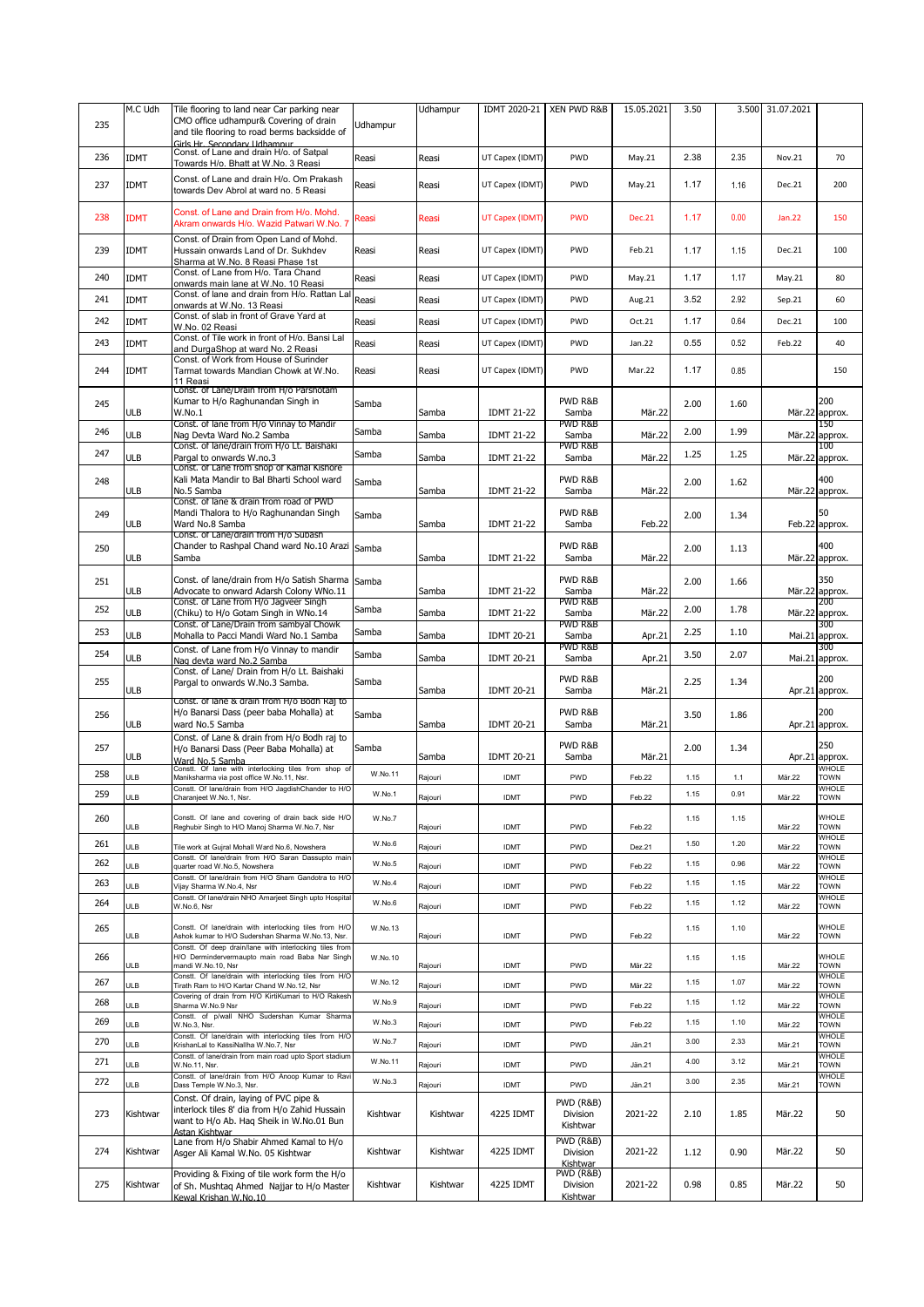| 235 | M.C Udh | Tile flooring to land near Car parking near CMO office udhampur& Covering of drain and tile flooring to road berms backside of Girls Hr. Secondary Udhampur | Udhampur | Udhampur | IDMT 2020-21 | XEN PWD R&B | 15.05.2021 | 3.50 | 3.500 | 31.07.2021 | |
|---|---|---|---|---|---|---|---|---|---|---|---|
| 236 | IDMT | Const. of Lane and drain H/o. of Satpal Towards H/o. Bhatt at W.No. 3 Reasi | Reasi | Reasi | UT Capex (IDMT) | PWD | May.21 | 2.38 | 2.35 | Nov.21 | 70 |
| 237 | IDMT | Const. of Lane and drain H/o. Om Prakash towards Dev Abrol at ward no. 5 Reasi | Reasi | Reasi | UT Capex (IDMT) | PWD | May.21 | 1.17 | 1.16 | Dec.21 | 200 |
| 238 | IDMT | Const. of Lane and Drain from H/o. Mohd. Akram onwards H/o. Wazid Patwari W.No. 7 | Reasi | Reasi | UT Capex (IDMT) | PWD | Dec.21 | 1.17 | 0.00 | Jan.22 | 150 |
| 239 | IDMT | Const. of Drain from Open Land of Mohd. Hussain onwards Land of Dr. Sukhdev Sharma at W.No. 8 Reasi Phase 1st | Reasi | Reasi | UT Capex (IDMT) | PWD | Feb.21 | 1.17 | 1.15 | Dec.21 | 100 |
| 240 | IDMT | Const. of Lane from H/o. Tara Chand onwards main lane at W.No. 10 Reasi | Reasi | Reasi | UT Capex (IDMT) | PWD | May.21 | 1.17 | 1.17 | May.21 | 80 |
| 241 | IDMT | Const. of lane and drain from H/o. Rattan Lal onwards at W.No. 13 Reasi | Reasi | Reasi | UT Capex (IDMT) | PWD | Aug.21 | 3.52 | 2.92 | Sep.21 | 60 |
| 242 | IDMT | Const. of slab in front of Grave Yard at W.No. 02 Reasi | Reasi | Reasi | UT Capex (IDMT) | PWD | Oct.21 | 1.17 | 0.64 | Dec.21 | 100 |
| 243 | IDMT | Const. of Tile work in front of H/o. Bansi Lal and DurgaShop at ward No. 2 Reasi | Reasi | Reasi | UT Capex (IDMT) | PWD | Jan.22 | 0.55 | 0.52 | Feb.22 | 40 |
| 244 | IDMT | Const. of Work from House of Surinder Tarmat towards Mandian Chowk at W.No. 11 Reasi | Reasi | Reasi | UT Capex (IDMT) | PWD | Mar.22 | 1.17 | 0.85 | | 150 |
| 245 | ULB | Const. of Lane/Drain from H/o Parshotam Kumar to H/o Raghunandan Singh in W.No.1 | Samba | Samba | IDMT 21-22 | PWD R&B Samba | Mär.22 | 2.00 | 1.60 | Mär.22 | 200 approx. |
| 246 | ULB | Const. of lane from H/o Vinnay to Mandir Nag Devta Ward No.2 Samba | Samba | Samba | IDMT 21-22 | PWD R&B Samba | Mär.22 | 2.00 | 1.99 | Mär.22 | 150 approx. |
| 247 | ULB | Const. of lane/drain from H/o Lt. Baishaki Pargal to onwards W.no.3 | Samba | Samba | IDMT 21-22 | PWD R&B Samba | Mär.22 | 1.25 | 1.25 | Mär.22 | 100 approx. |
| 248 | ULB | Const. of Lane from shop of Kamal Kishore Kali Mata Mandir to Bal Bharti School ward No.5 Samba | Samba | Samba | IDMT 21-22 | PWD R&B Samba | Mär.22 | 2.00 | 1.62 | Mär.22 | 400 approx. |
| 249 | ULB | Const. of lane & drain from road of PWD Mandi Thalora to H/o Raghunandan Singh Ward No.8 Samba | Samba | Samba | IDMT 21-22 | PWD R&B Samba | Feb.22 | 2.00 | 1.34 | Feb.22 | 50 approx. |
| 250 | ULB | Const. of Lane/drain from H/o Subash Chander to Rashpal Chand ward No.10 Arazi Samba | Samba | Samba | IDMT 21-22 | PWD R&B Samba | Mär.22 | 2.00 | 1.13 | Mär.22 | 400 approx. |
| 251 | ULB | Const. of lane/drain from H/o Satish Sharma Advocate to onward Adarsh Colony WNo.11 | Samba | Samba | IDMT 21-22 | PWD R&B Samba | Mär.22 | 2.00 | 1.66 | Mär.22 | 350 approx. |
| 252 | ULB | Const. of Lane from H/o Jagveer Singh (Chiku) to H/o Gotam Singh in WNo.14 | Samba | Samba | IDMT 21-22 | PWD R&B Samba | Mär.22 | 2.00 | 1.78 | Mär.22 | 200 approx. |
| 253 | ULB | Const. of Lane/Drain from sambyal Chowk Mohalla to Pacci Mandi Ward No.1 Samba | Samba | Samba | IDMT 20-21 | PWD R&B Samba | Apr.21 | 2.25 | 1.10 | Mai.21 | 300 approx. |
| 254 | ULB | Const. of Lane from H/o Vinnay to mandir Nag devta ward No.2 Samba | Samba | Samba | IDMT 20-21 | PWD R&B Samba | Apr.21 | 3.50 | 2.07 | Mai.21 | 300 approx. |
| 255 | ULB | Const. of Lane/ Drain from H/o Lt. Baishaki Pargal to onwards W.No.3 Samba. | Samba | Samba | IDMT 20-21 | PWD R&B Samba | Mär.21 | 2.25 | 1.34 | Apr.21 | 200 approx. |
| 256 | ULB | Const. of lane & drain from H/o Bodh Raj to H/o Banarsi Dass (peer baba Mohalla) at ward No.5 Samba | Samba | Samba | IDMT 20-21 | PWD R&B Samba | Mär.21 | 3.50 | 1.86 | Apr.21 | 200 approx. |
| 257 | ULB | Const. of Lane & drain from H/o Bodh raj to H/o Banarsi Dass (Peer Baba Mohalla) at Ward No.5 Samba | Samba | Samba | IDMT 20-21 | PWD R&B Samba | Mär.21 | 2.00 | 1.34 | Apr.21 | 250 approx. |
| 258 | ULB | Constt. Of lane with interlocking tiles from shop of Maniksharma via post office W.No.11, Nsr. | W.No.11 | Rajouri | IDMT | PWD | Feb.22 | 1.15 | 1.1 | Mär.22 | WHOLE TOWN |
| 259 | ULB | Constt. Of lane/drain from H/O JagdishChander to H/O Charanjeet W.No.1, Nsr. | W.No.1 | Rajouri | IDMT | PWD | Feb.22 | 1.15 | 0.91 | Mär.22 | WHOLE TOWN |
| 260 | ULB | Constt. Of lane and covering of drain back side H/O Reghubir Singh to H/O Manoj Sharma W.No.7, Nsr | W.No.7 | Rajouri | IDMT | PWD | Feb.22 | 1.15 | 1.15 | Mär.22 | WHOLE TOWN |
| 261 | ULB | Tile work at Gujral Mohall Ward No.6, Nowshera | W.No.6 | Rajouri | IDMT | PWD | Dez.21 | 1.50 | 1.20 | Mär.22 | WHOLE TOWN |
| 262 | ULB | Constt. Of lane/drain from H/O Saran Dassupto main quarter road W.No.5, Nowshera | W.No.5 | Rajouri | IDMT | PWD | Feb.22 | 1.15 | 0.96 | Mär.22 | WHOLE TOWN |
| 263 | ULB | Constt. Of lane/drain from H/O Sham Gandotra to H/O Vijay Sharma W.No.4, Nsr | W.No.4 | Rajouri | IDMT | PWD | Feb.22 | 1.15 | 1.15 | Mär.22 | WHOLE TOWN |
| 264 | ULB | Constt. Of lane/drain NHO Amarjeet Singh upto Hospital W.No.6, Nsr | W.No.6 | Rajouri | IDMT | PWD | Feb.22 | 1.15 | 1.12 | Mär.22 | WHOLE TOWN |
| 265 | ULB | Constt. Of lane/drain with interlocking tiles from H/O Ashok kumar to H/O Sudershan Sharma W.No.13, Nsr. | W.No.13 | Rajouri | IDMT | PWD | Feb.22 | 1.15 | 1.10 | Mär.22 | WHOLE TOWN |
| 266 | ULB | Constt. Of deep drain/lane with interlocking tiles from H/O Dermindervermaupto main road Baba Nar Singh mandi W.No.10, Nsr | W.No.10 | Rajouri | IDMT | PWD | Mär.22 | 1.15 | 1.15 | Mär.22 | WHOLE TOWN |
| 267 | ULB | Constt. Of lane/drain with interlocking tiles from H/O Tirath Ram to H/O Kartar Chand W.No.12, Nsr | W.No.12 | Rajouri | IDMT | PWD | Mär.22 | 1.15 | 1.07 | Mär.22 | WHOLE TOWN |
| 268 | ULB | Covering of drain from H/O KirtiKumari to H/O Rakesh Sharma W.No.9 Nsr | W.No.9 | Rajouri | IDMT | PWD | Feb.22 | 1.15 | 1.12 | Mär.22 | WHOLE TOWN |
| 269 | ULB | Constt. of p/wall NHO Sudershan Kumar Sharma W.No.3, Nsr. | W.No.3 | Rajouri | IDMT | PWD | Feb.22 | 1.15 | 1.10 | Mär.22 | WHOLE TOWN |
| 270 | ULB | Constt. Of lane/drain with interlocking tiles from H/O KrishanLal to KassiNallha W.No.7, Nsr. | W.No.7 | Rajouri | IDMT | PWD | Jän.21 | 3.00 | 2.33 | Mär.21 | WHOLE TOWN |
| 271 | ULB | Constt. Of lane/drain from main road upto Sport stadium W.No.11, Nsr. | W.No.11 | Rajouri | IDMT | PWD | Jän.21 | 4.00 | 3.12 | Mär.21 | WHOLE TOWN |
| 272 | ULB | Constt. Of lane/drain from H/O Anoop Kumar to Ravi Dass Temple W.No.3, Nsr. | W.No.3 | Rajouri | IDMT | PWD | Jän.21 | 3.00 | 2.35 | Mär.21 | WHOLE TOWN |
| 273 | Kishtwar | Const. Of drain, laying of PVC pipe & interlock tiles 8' dia from H/o Zahid Hussain want to H/o Ab. Haq Sheik in W.No.01 Bun Astan Kishtwar | Kishtwar | Kishtwar | 4225 IDMT | PWD (R&B) Division Kishtwar | 2021-22 | 2.10 | 1.85 | Mär.22 | 50 |
| 274 | Kishtwar | Lane from H/o Shabir Ahmed Kamal to H/o Asger Ali Kamal W.No. 05 Kishtwar | Kishtwar | Kishtwar | 4225 IDMT | PWD (R&B) Division Kishtwar | 2021-22 | 1.12 | 0.90 | Mär.22 | 50 |
| 275 | Kishtwar | Providing & Fixing of tile work form the H/o of Sh. Mushtaq Ahmed Najjar to H/o Master Kewal Krishan W.No.10 | Kishtwar | Kishtwar | 4225 IDMT | PWD (R&B) Division Kishtwar | 2021-22 | 0.98 | 0.85 | Mär.22 | 50 |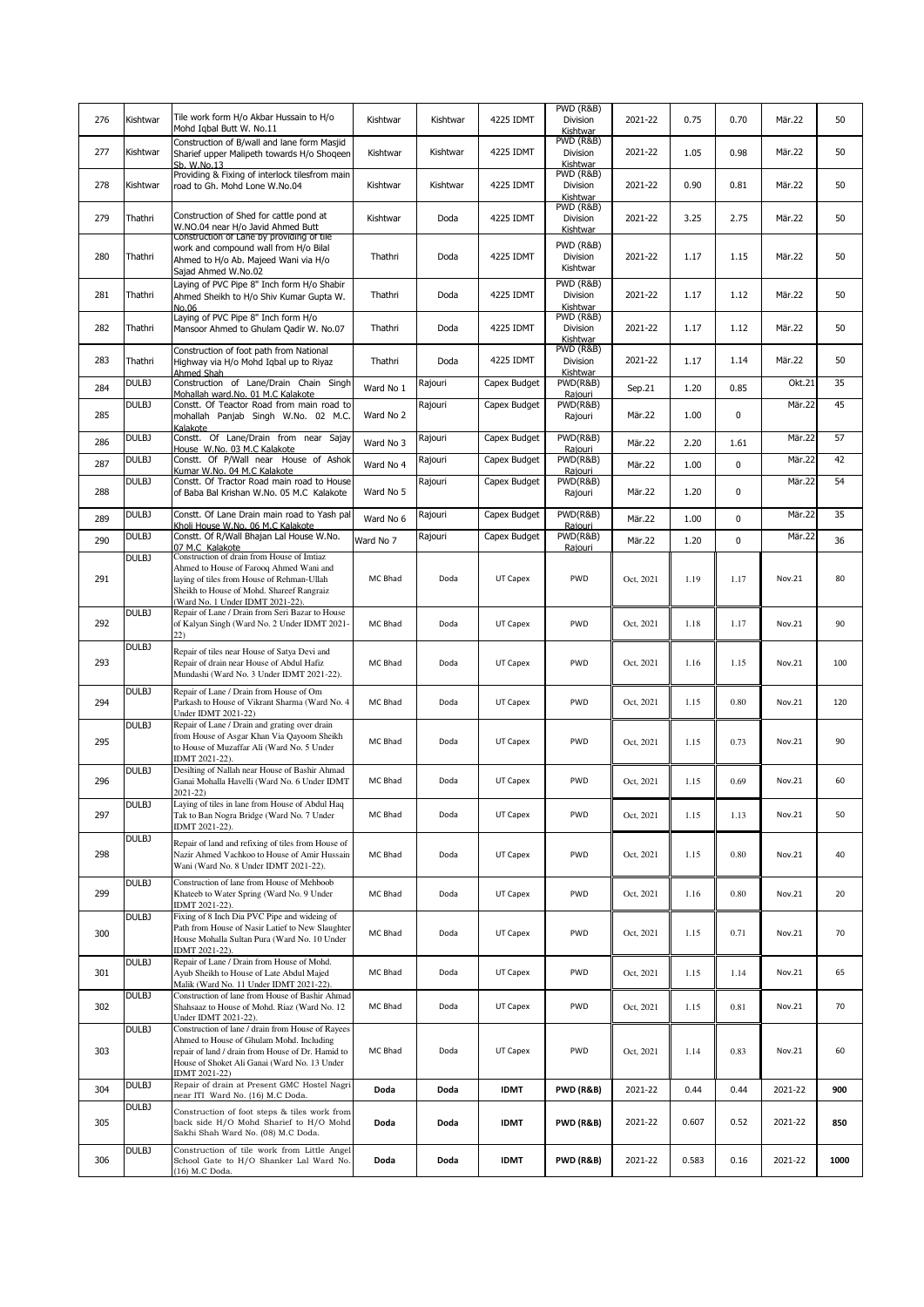| 276 | Kishtwar | Tile work form H/o Akbar Hussain to H/o Mohd Iqbal Butt W. No.11 | Kishtwar | Kishtwar | 4225 IDMT | PWD (R&B) Division Kishtwar | 2021-22 | 0.75 | 0.70 | Mär.22 | 50 |
|---|---|---|---|---|---|---|---|---|---|---|---|
| 277 | Kishtwar | Construction of B/wall and lane form Masjid Sharief upper Malipeth towards H/o Shoqeen Sb. W.No.13 | Kishtwar | Kishtwar | 4225 IDMT | PWD (R&B) Division Kishtwar | 2021-22 | 1.05 | 0.98 | Mär.22 | 50 |
| 278 | Kishtwar | Providing & Fixing of interlock tilesfrom main road to Gh. Mohd Lone W.No.04 | Kishtwar | Kishtwar | 4225 IDMT | PWD (R&B) Division Kishtwar | 2021-22 | 0.90 | 0.81 | Mär.22 | 50 |
| 279 | Thathri | Construction of Shed for cattle pond at W.NO.04 near H/o Javid Ahmed Butt | Kishtwar | Doda | 4225 IDMT | PWD (R&B) Division Kishtwar | 2021-22 | 3.25 | 2.75 | Mär.22 | 50 |
| 280 | Thathri | Construction of Lane by providing of tile work and compound wall from H/o Bilal Ahmed to H/o Ab. Majeed Wani via H/o Sajad Ahmed W.No.02 | Thathri | Doda | 4225 IDMT | PWD (R&B) Division Kishtwar | 2021-22 | 1.17 | 1.15 | Mär.22 | 50 |
| 281 | Thathri | Laying of PVC Pipe 8" Inch form H/o Shabir Ahmed Sheikh to H/o Shiv Kumar Gupta W. No.06 | Thathri | Doda | 4225 IDMT | PWD (R&B) Division Kishtwar | 2021-22 | 1.17 | 1.12 | Mär.22 | 50 |
| 282 | Thathri | Laying of PVC Pipe 8" Inch form H/o Mansoor Ahmed to Ghulam Qadir W. No.07 | Thathri | Doda | 4225 IDMT | PWD (R&B) Division Kishtwar | 2021-22 | 1.17 | 1.12 | Mär.22 | 50 |
| 283 | Thathri | Construction of foot path from National Highway via H/o Mohd Iqbal up to Riyaz Ahmed Shah | Thathri | Doda | 4225 IDMT | PWD (R&B) Division Kishtwar | 2021-22 | 1.17 | 1.14 | Mär.22 | 50 |
| 284 | DULBJ | Construction of Lane/Drain Chain Singh Mohallah ward.No. 01 M.C Kalakote | Ward No 1 | Rajouri | Capex Budget | PWD(R&B) Rajouri | Sep.21 | 1.20 | 0.85 | Okt.21 | 35 |
| 285 | DULBJ | Constt. Of Teactor Road from main road to mohallah Panjab Singh W.No. 02 M.C. Kalakote | Ward No 2 | Rajouri | Capex Budget | PWD(R&B) Rajouri | Mär.22 | 1.00 | 0 | Mär.22 | 45 |
| 286 | DULBJ | Constt. Of Lane/Drain from near Sajay House W.No. 03 M.C Kalakote | Ward No 3 | Rajouri | Capex Budget | PWD(R&B) Rajouri | Mär.22 | 2.20 | 1.61 | Mär.22 | 57 |
| 287 | DULBJ | Constt. Of P/Wall near House of Ashok Kumar W.No. 04 M.C Kalakote | Ward No 4 | Rajouri | Capex Budget | PWD(R&B) Rajouri | Mär.22 | 1.00 | 0 | Mär.22 | 42 |
| 288 | DULBJ | Constt. Of Tractor Road main road to House of Baba Bal Krishan W.No. 05 M.C Kalakote | Ward No 5 | Rajouri | Capex Budget | PWD(R&B) Rajouri | Mär.22 | 1.20 | 0 | Mär.22 | 54 |
| 289 | DULBJ | Constt. Of Lane Drain main road to Yash pal Kholi House W.No. 06 M.C Kalakote | Ward No 6 | Rajouri | Capex Budget | PWD(R&B) Rajouri | Mär.22 | 1.00 | 0 | Mär.22 | 35 |
| 290 | DULBJ | Constt. Of R/Wall Bhajan Lal House W.No. 07 M.C Kalakote | Ward No 7 | Rajouri | Capex Budget | PWD(R&B) Rajouri | Mär.22 | 1.20 | 0 | Mär.22 | 36 |
| 291 | DULBJ | Construction of drain from House of Imtiaz Ahmed to House of Farooq Ahmed Wani and laying of tiles from House of Rehman-Ullah Sheikh to House of Mohd. Shareef Rangraiz (Ward No. 1 Under IDMT 2021-22). | MC Bhad | Doda | UT Capex | PWD | Oct, 2021 | 1.19 | 1.17 | Nov.21 | 80 |
| 292 | DULBJ | Repair of Lane / Drain from Seri Bazar to House of Kalyan Singh (Ward No. 2 Under IDMT 2021-22) | MC Bhad | Doda | UT Capex | PWD | Oct, 2021 | 1.18 | 1.17 | Nov.21 | 90 |
| 293 | DULBJ | Repair of tiles near House of Satya Devi and Repair of drain near House of Abdul Hafiz Mundashi (Ward No. 3 Under IDMT 2021-22). | MC Bhad | Doda | UT Capex | PWD | Oct, 2021 | 1.16 | 1.15 | Nov.21 | 100 |
| 294 | DULBJ | Repair of Lane / Drain from House of Om Parkash to House of Vikrant Sharma (Ward No. 4 Under IDMT 2021-22) | MC Bhad | Doda | UT Capex | PWD | Oct, 2021 | 1.15 | 0.80 | Nov.21 | 120 |
| 295 | DULBJ | Repair of Lane / Drain and grating over drain from House of Asgar Khan Via Qayoom Sheikh to House of Muzaffar Ali (Ward No. 5 Under IDMT 2021-22). | MC Bhad | Doda | UT Capex | PWD | Oct, 2021 | 1.15 | 0.73 | Nov.21 | 90 |
| 296 | DULBJ | Desilting of Nallah near House of Bashir Ahmad Ganai Mohalla Havelli (Ward No. 6 Under IDMT 2021-22) | MC Bhad | Doda | UT Capex | PWD | Oct, 2021 | 1.15 | 0.69 | Nov.21 | 60 |
| 297 | DULBJ | Laying of tiles in lane from House of Abdul Haq Tak to Ban Nogra Bridge (Ward No. 7 Under IDMT 2021-22). | MC Bhad | Doda | UT Capex | PWD | Oct, 2021 | 1.15 | 1.13 | Nov.21 | 50 |
| 298 | DULBJ | Repair of land and refixing of tiles from House of Nazir Ahmed Vachkoo to House of Amir Hussain Wani (Ward No. 8 Under IDMT 2021-22). | MC Bhad | Doda | UT Capex | PWD | Oct, 2021 | 1.15 | 0.80 | Nov.21 | 40 |
| 299 | DULBJ | Construction of lane from House of Mehboob Khateeb to Water Spring (Ward No. 9 Under IDMT 2021-22). | MC Bhad | Doda | UT Capex | PWD | Oct, 2021 | 1.16 | 0.80 | Nov.21 | 20 |
| 300 | DULBJ | Fixing of 8 Inch Dia PVC Pipe and wideing of Path from House of Nasir Latief to New Slaughter House Mohalla Sultan Pura (Ward No. 10 Under IDMT 2021-22). | MC Bhad | Doda | UT Capex | PWD | Oct, 2021 | 1.15 | 0.71 | Nov.21 | 70 |
| 301 | DULBJ | Repair of Lane / Drain from House of Mohd. Ayub Sheikh to House of Late Abdul Majed Malik (Ward No. 11 Under IDMT 2021-22). | MC Bhad | Doda | UT Capex | PWD | Oct, 2021 | 1.15 | 1.14 | Nov.21 | 65 |
| 302 | DULBJ | Construction of lane from House of Bashir Ahmad Shahsaaz to House of Mohd. Riaz (Ward No. 12 Under IDMT 2021-22). | MC Bhad | Doda | UT Capex | PWD | Oct, 2021 | 1.15 | 0.81 | Nov.21 | 70 |
| 303 | DULBJ | Construction of lane / drain from House of Rayees Ahmed to House of Ghulam Mohd. Including repair of land / drain from House of Dr. Hamid to House of Shoket Ali Ganai (Ward No. 13 Under IDMT 2021-22) | MC Bhad | Doda | UT Capex | PWD | Oct, 2021 | 1.14 | 0.83 | Nov.21 | 60 |
| 304 | DULBJ | Repair of drain at Present GMC Hostel Nagri near ITI Ward No. (16) M.C Doda. | **Doda** | **Doda** | **IDMT** | **PWD (R&B)** | 2021-22 | 0.44 | 0.44 | 2021-22 | **900** |
| 305 | DULBJ | Construction of foot steps & tiles work from back side H/O Mohd Sharief to H/O Mohd Sakhi Shah Ward No. (08) M.C Doda. | **Doda** | **Doda** | **IDMT** | **PWD (R&B)** | 2021-22 | 0.607 | 0.52 | 2021-22 | **850** |
| 306 | DULBJ | Construction of tile work from Little Angel School Gate to H/O Shanker Lal Ward No. (16) M.C Doda. | **Doda** | **Doda** | **IDMT** | **PWD (R&B)** | 2021-22 | 0.583 | 0.16 | 2021-22 | **1000** |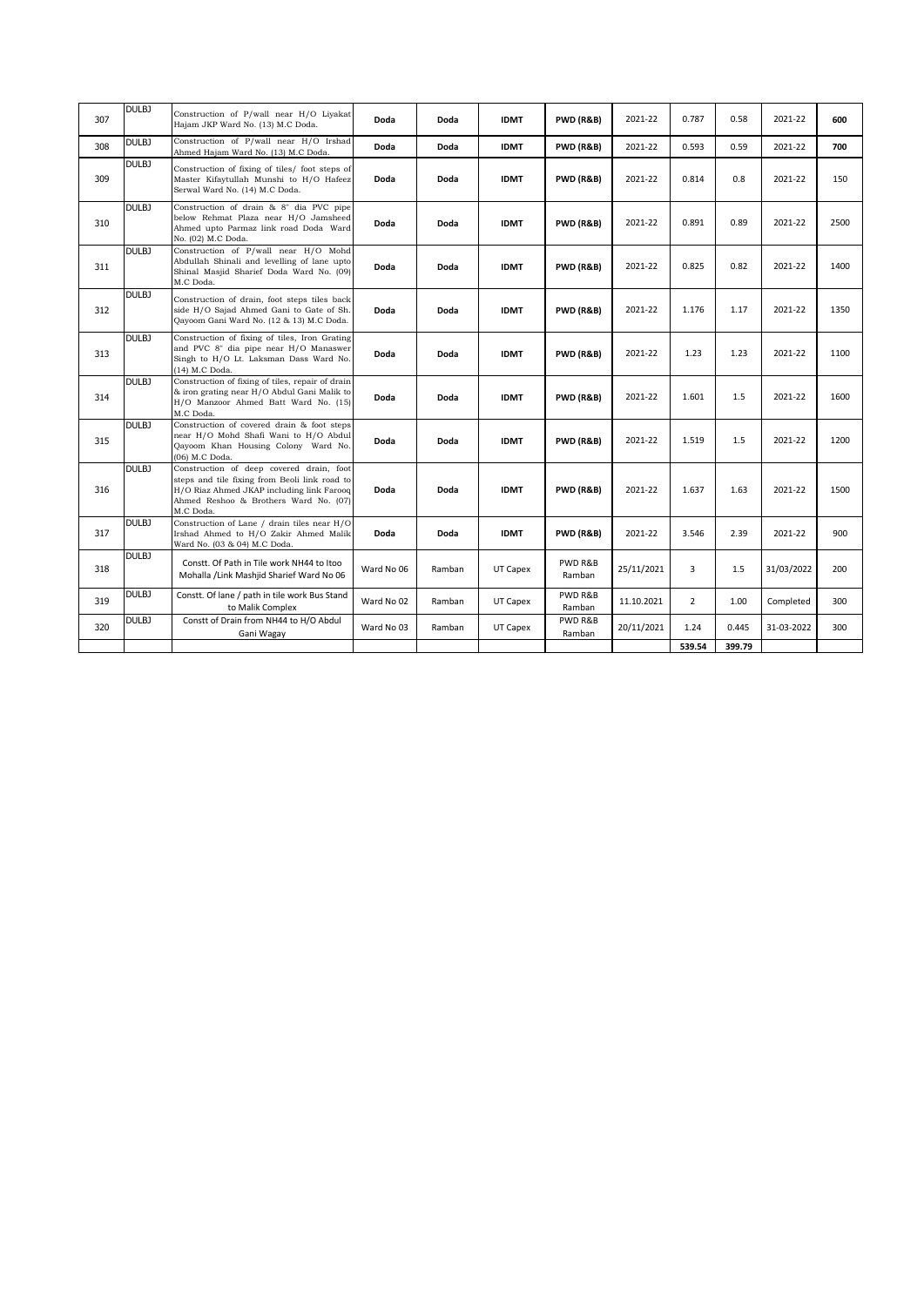| 307 | DULBJ | Construction of P/wall near H/O Liyakat Hajam JKP Ward No. (13) M.C Doda. | **Doda** | **Doda** | **IDMT** | **PWD (R&B)** | 2021-22 | 0.787 | 0.58 | 2021-22 | **600** |
|---|---|---|---|---|---|---|---|---|---|---|---|
| 308 | DULBJ | Construction of P/wall near H/O Irshad Ahmed Hajam Ward No. (13) M.C Doda. | **Doda** | **Doda** | **IDMT** | **PWD (R&B)** | 2021-22 | 0.593 | 0.59 | 2021-22 | **700** |
| 309 | DULBJ | Construction of fixing of tiles/ foot steps of Master Kifaytullah Munshi to H/O Hafeez Serwal Ward No. (14) M.C Doda. | **Doda** | **Doda** | **IDMT** | **PWD (R&B)** | 2021-22 | 0.814 | 0.8 | 2021-22 | 150 |
| 310 | DULBJ | Construction of drain & 8" dia PVC pipe below Rehmat Plaza near H/O Jamsheed Ahmed upto Parmaz link road Doda Ward No. (02) M.C Doda. | **Doda** | **Doda** | **IDMT** | **PWD (R&B)** | 2021-22 | 0.891 | 0.89 | 2021-22 | 2500 |
| 311 | DULBJ | Construction of P/wall near H/O Mohd Abdullah Shinali and levelling of lane upto Shinal Masjid Sharief Doda Ward No. (09) M.C Doda. | **Doda** | **Doda** | **IDMT** | **PWD (R&B)** | 2021-22 | 0.825 | 0.82 | 2021-22 | 1400 |
| 312 | DULBJ | Construction of drain, foot steps tiles back side H/O Sajad Ahmed Gani to Gate of Sh. Qayoom Gani Ward No. (12 & 13) M.C Doda. | **Doda** | **Doda** | **IDMT** | **PWD (R&B)** | 2021-22 | 1.176 | 1.17 | 2021-22 | 1350 |
| 313 | DULBJ | Construction of fixing of tiles, Iron Grating and PVC 8" dia pipe near H/O Manaswer Singh to H/O Lt. Laksman Dass Ward No. (14) M.C Doda. | **Doda** | **Doda** | **IDMT** | **PWD (R&B)** | 2021-22 | 1.23 | 1.23 | 2021-22 | 1100 |
| 314 | DULBJ | Construction of fixing of tiles, repair of drain & iron grating near H/O Abdul Gani Malik to H/O Manzoor Ahmed Batt Ward No. (15) M.C Doda. | **Doda** | **Doda** | **IDMT** | **PWD (R&B)** | 2021-22 | 1.601 | 1.5 | 2021-22 | 1600 |
| 315 | DULBJ | Construction of covered drain & foot steps near H/O Mohd Shafi Wani to H/O Abdul Qayoom Khan Housing Colony Ward No. (06) M.C Doda. | **Doda** | **Doda** | **IDMT** | **PWD (R&B)** | 2021-22 | 1.519 | 1.5 | 2021-22 | 1200 |
| 316 | DULBJ | Construction of deep covered drain, foot steps and tile fixing from Beoli link road to H/O Riaz Ahmed JKAP including link Farooq Ahmed Reshoo & Brothers Ward No. (07) M.C Doda. | **Doda** | **Doda** | **IDMT** | **PWD (R&B)** | 2021-22 | 1.637 | 1.63 | 2021-22 | 1500 |
| 317 | DULBJ | Construction of Lane / drain tiles near H/O Irshad Ahmed to H/O Zakir Ahmed Malik Ward No. (03 & 04) M.C Doda. | **Doda** | **Doda** | **IDMT** | **PWD (R&B)** | 2021-22 | 3.546 | 2.39 | 2021-22 | 900 |
| 318 | DULBJ | Constt. Of Path in Tile work NH44 to Itoo Mohalla /Link Mashjid Sharief Ward No 06 | Ward No 06 | Ramban | UT Capex | PWD R&B Ramban | 25/11/2021 | 3 | 1.5 | 31/03/2022 | 200 |
| 319 | DULBJ | Constt. Of lane / path in tile work Bus Stand to Malik Complex | Ward No 02 | Ramban | UT Capex | PWD R&B Ramban | 11.10.2021 | 2 | 1.00 | Completed | 300 |
| 320 | DULBJ | Constt of Drain from NH44 to H/O Abdul Gani Wagay | Ward No 03 | Ramban | UT Capex | PWD R&B Ramban | 20/11/2021 | 1.24 | 0.445 | 31-03-2022 | 300 |
| | | | | | | | | **539.54** | **399.79** | | |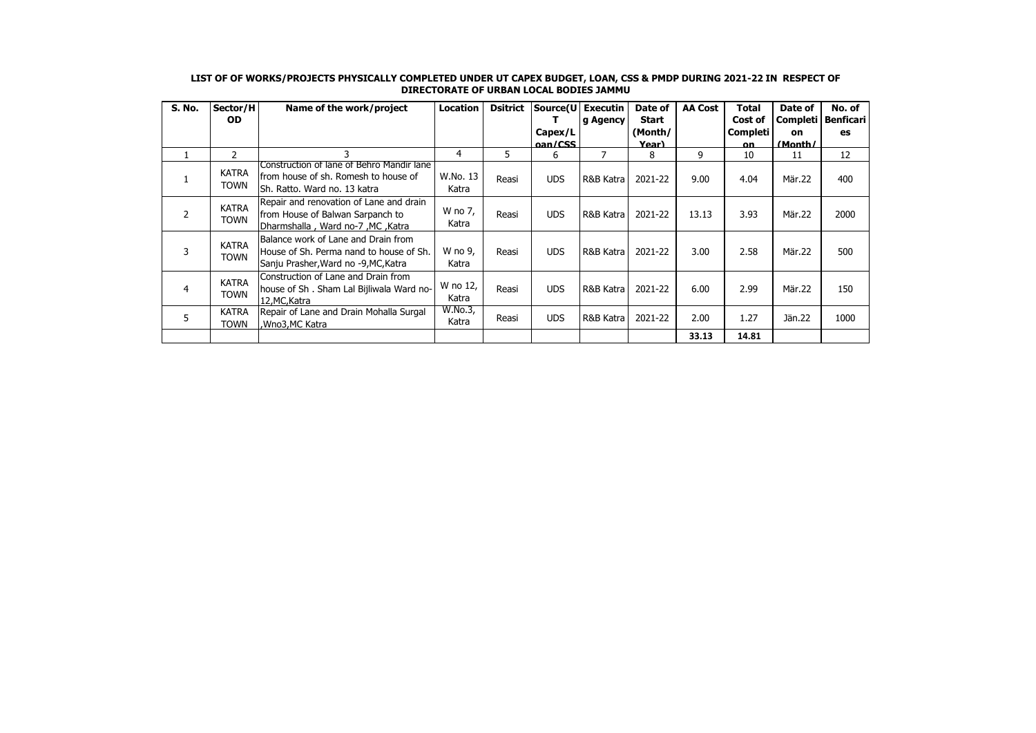**LIST OF OF WORKS/PROJECTS PHYSICALLY COMPLETED UNDER UT CAPEX BUDGET, LOAN, CSS & PMDP DURING 2021-22 IN RESPECT OF DIRECTORATE OF URBAN LOCAL BODIES JAMMU**

| S. No. | Sector/HOD | Name of the work/project | Location | Dsitrict | Source(UT Capex/Loan/CSS | Executing Agency | Date of Start (Month/Year) | AA Cost | Total Cost of Completion | Date of Completion (Month/ | No. of Benficaries |
|---|---|---|---|---|---|---|---|---|---|---|---|
| 1 | 2 | 3 | 4 | 5 | 6 | 7 | 8 | 9 | 10 | 11 | 12 |
| 1 | KATRA TOWN | Construction of lane of Behro Mandir lane from house of sh. Romesh to house of Sh. Ratto. Ward no. 13 katra | W.No. 13 Katra | Reasi | UDS | R&B Katra | 2021-22 | 9.00 | 4.04 | Mär.22 | 400 |
| 2 | KATRA TOWN | Repair and renovation of Lane and drain from House of Balwan Sarpanch to Dharmshalla , Ward no-7 ,MC ,Katra | W no 7, Katra | Reasi | UDS | R&B Katra | 2021-22 | 13.13 | 3.93 | Mär.22 | 2000 |
| 3 | KATRA TOWN | Balance work of Lane and Drain from House of Sh. Perma nand to house of Sh. Sanju Prasher,Ward no -9,MC,Katra | W no 9, Katra | Reasi | UDS | R&B Katra | 2021-22 | 3.00 | 2.58 | Mär.22 | 500 |
| 4 | KATRA TOWN | Construction of Lane and Drain from house of Sh . Sham Lal Bijliwala Ward no-12,MC,Katra | W no 12, Katra | Reasi | UDS | R&B Katra | 2021-22 | 6.00 | 2.99 | Mär.22 | 150 |
| 5 | KATRA TOWN | Repair of Lane and Drain Mohalla Surgal ,Wno3,MC Katra | W.No.3, Katra | Reasi | UDS | R&B Katra | 2021-22 | 2.00 | 1.27 | Jän.22 | 1000 |
| | | | | | | | | **33.13** | **14.81** | | |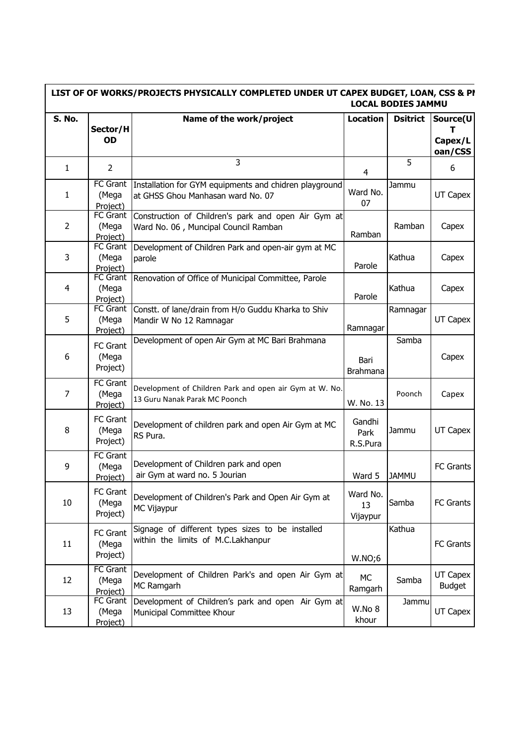**LIST OF OF WORKS/PROJECTS PHYSICALLY COMPLETED UNDER UT CAPEX BUDGET, LOAN, CSS & PI LOCAL BODIES JAMMU**

| S. No. | Sector/HOD | Name of the work/project | Location | Dsitrict | Source(UT Capex/Loan/CSS |
|---|---|---|---|---|---|
| 1 | 2 | 3 | 4 | 5 | 6 |
| 1 | FC Grant (Mega Project) | Installation for GYM equipments and chidren playground at GHSS Ghou Manhasan ward No. 07 | Ward No. 07 | Jammu | UT Capex |
| 2 | FC Grant (Mega Project) | Construction of Children's park and open Air Gym at Ward No. 06 , Muncipal Council Ramban | Ramban | Ramban | Capex |
| 3 | FC Grant (Mega Project) | Development of Children Park and open-air gym at MC parole | Parole | Kathua | Capex |
| 4 | FC Grant (Mega Project) | Renovation of Office of Municipal Committee, Parole | Parole | Kathua | Capex |
| 5 | FC Grant (Mega Project) | Constt. of lane/drain from H/o Guddu Kharka to Shiv Mandir W No 12 Ramnagar | Ramnagar | Ramnagar | UT Capex |
| 6 | FC Grant (Mega Project) | Development of open Air Gym at MC Bari Brahmana | Bari Brahmana | Samba | Capex |
| 7 | FC Grant (Mega Project) | Development of Children Park and open air Gym at W. No. 13 Guru Nanak Parak MC Poonch | W. No. 13 | Poonch | Capex |
| 8 | FC Grant (Mega Project) | Development of children park and open Air Gym at MC RS Pura. | Gandhi Park R.S.Pura | Jammu | UT Capex |
| 9 | FC Grant (Mega Project) | Development of Children park and open air Gym at ward no. 5 Jourian | Ward 5 | JAMMU | FC Grants |
| 10 | FC Grant (Mega Project) | Development of Children's Park and Open Air Gym at MC Vijaypur | Ward No. 13 Vijaypur | Samba | FC Grants |
| 11 | FC Grant (Mega Project) | Signage of different types sizes to be installed within the limits of M.C.Lakhanpur | W.NO;6 | Kathua | FC Grants |
| 12 | FC Grant (Mega Project) | Development of Children Park's and open Air Gym at MC Ramgarh | MC Ramgarh | Samba | UT Capex Budget |
| 13 | FC Grant (Mega Project) | Development of Children's park and open Air Gym at Municipal Committee Khour | W.No 8 khour | Jammu | UT Capex |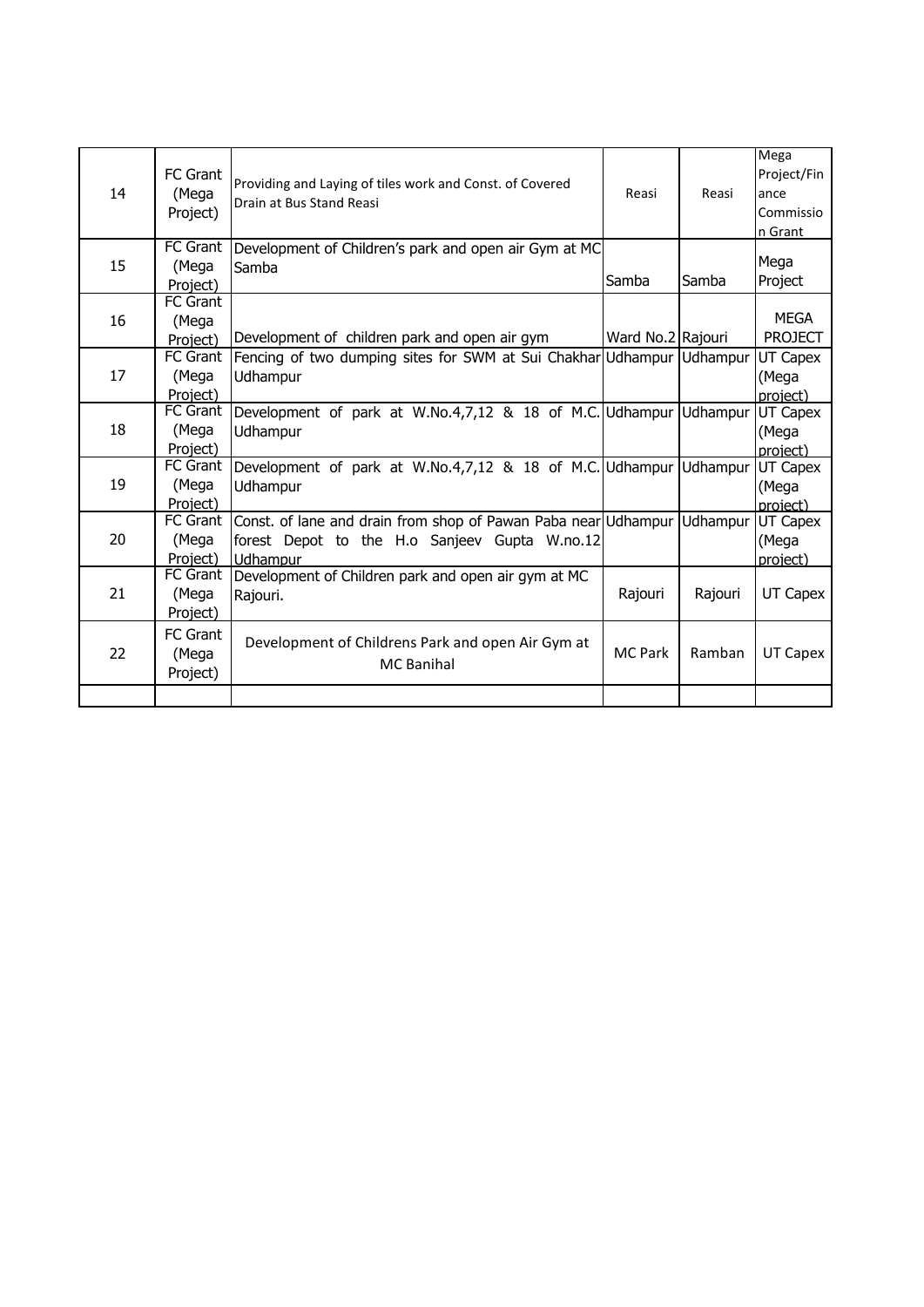| 14 | FC Grant (Mega Project) | Providing and Laying of tiles work and Const. of Covered Drain at Bus Stand Reasi | Reasi | Reasi | Mega Project/Finance Commission Grant |
|---|---|---|---|---|---|
| 15 | FC Grant (Mega Project) | Development of Children's park and open air Gym at MC Samba | Samba | Samba | Mega Project |
| 16 | FC Grant (Mega Project) | Development of children park and open air gym | Ward No.2 | Rajouri | MEGA PROJECT |
| 17 | FC Grant (Mega Project) | Fencing of two dumping sites for SWM at Sui Chakhar Udhampur | Udhampur | Udhampur | UT Capex (Mega project) |
| 18 | FC Grant (Mega Project) | Development of park at W.No.4,7,12 & 18 of M.C. Udhampur | Udhampur | Udhampur | UT Capex (Mega project) |
| 19 | FC Grant (Mega Project) | Development of park at W.No.4,7,12 & 18 of M.C. Udhampur | Udhampur | Udhampur | UT Capex (Mega project) |
| 20 | FC Grant (Mega Project) | Const. of lane and drain from shop of Pawan Paba near forest Depot to the H.o Sanjeev Gupta W.no.12 Udhampur | Udhampur | Udhampur | UT Capex (Mega project) |
| 21 | FC Grant (Mega Project) | Development of Children park and open air gym at MC Rajouri. | Rajouri | Rajouri | UT Capex |
| 22 | FC Grant (Mega Project) | Development of Childrens Park and open Air Gym at MC Banihal | MC Park | Ramban | UT Capex |
| | | | | | |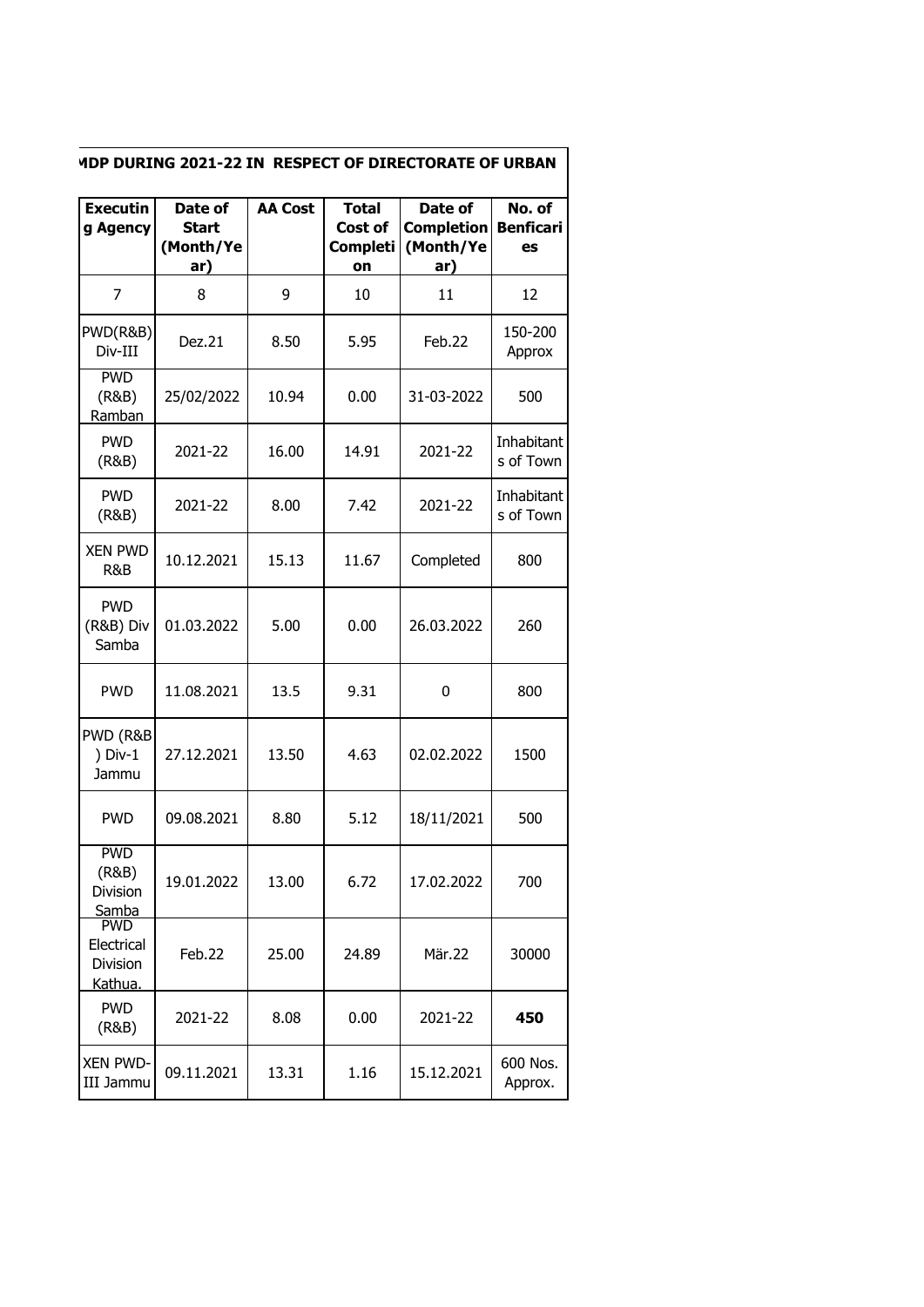**MDP DURING 2021-22 IN RESPECT OF DIRECTORATE OF URBAN**

| Executing Agency | Date of Start (Month/Year) | AA Cost | Total Cost of Completion | Date of Completion (Month/Year) | No. of Benficaries |
|---|---|---|---|---|---|
| 7 | 8 | 9 | 10 | 11 | 12 |
| PWD(R&B) Div-III | Dez.21 | 8.50 | 5.95 | Feb.22 | 150-200 Approx |
| PWD (R&B) Ramban | 25/02/2022 | 10.94 | 0.00 | 31-03-2022 | 500 |
| PWD (R&B) | 2021-22 | 16.00 | 14.91 | 2021-22 | Inhabitants of Town |
| PWD (R&B) | 2021-22 | 8.00 | 7.42 | 2021-22 | Inhabitants of Town |
| XEN PWD R&B | 10.12.2021 | 15.13 | 11.67 | Completed | 800 |
| PWD (R&B) Div Samba | 01.03.2022 | 5.00 | 0.00 | 26.03.2022 | 260 |
| PWD | 11.08.2021 | 13.5 | 9.31 | 0 | 800 |
| PWD (R&B) Div-1 Jammu | 27.12.2021 | 13.50 | 4.63 | 02.02.2022 | 1500 |
| PWD | 09.08.2021 | 8.80 | 5.12 | 18/11/2021 | 500 |
| PWD (R&B) Division Samba | 19.01.2022 | 13.00 | 6.72 | 17.02.2022 | 700 |
| PWD Electrical Division Kathua. | Feb.22 | 25.00 | 24.89 | Mär.22 | 30000 |
| PWD (R&B) | 2021-22 | 8.08 | 0.00 | 2021-22 | **450** |
| XEN PWD-III Jammu | 09.11.2021 | 13.31 | 1.16 | 15.12.2021 | 600 Nos. Approx. |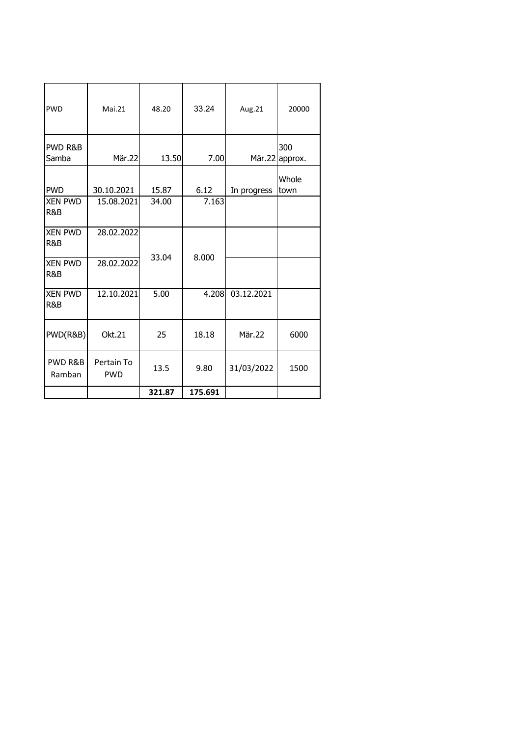| | | | | | |
|---|---|---|---|---|---|
| PWD | Mai.21 | 48.20 | 33.24 | Aug.21 | 20000 |
| PWD R&B Samba | Mär.22 | 13.50 | 7.00 | Mär.22 | 300 approx. |
| PWD | 30.10.2021 | 15.87 | 6.12 | In progress | Whole town |
| XEN PWD R&B | 15.08.2021 | 34.00 | 7.163 | | |
| XEN PWD R&B | 28.02.2022 | 33.04 | 8.000 | | |
| XEN PWD R&B | 28.02.2022 | | | | |
| XEN PWD R&B | 12.10.2021 | 5.00 | 4.208 | 03.12.2021 | |
| PWD(R&B) | Okt.21 | 25 | 18.18 | Mär.22 | 6000 |
| PWD R&B Ramban | Pertain To PWD | 13.5 | 9.80 | 31/03/2022 | 1500 |
| | | **321.87** | **175.691** | | |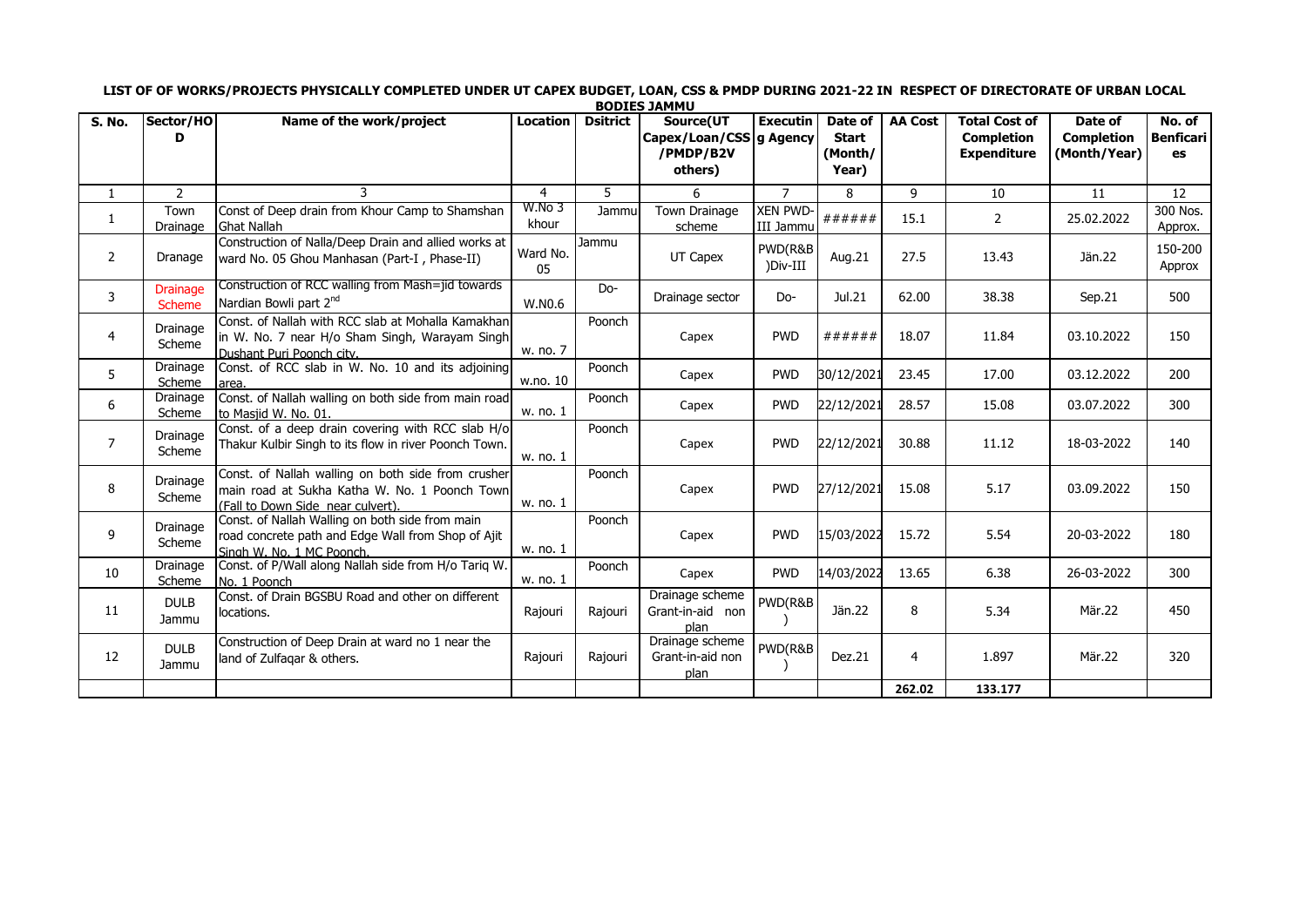**LIST OF OF WORKS/PROJECTS PHYSICALLY COMPLETED UNDER UT CAPEX BUDGET, LOAN, CSS & PMDP DURING 2021-22 IN RESPECT OF DIRECTORATE OF URBAN LOCAL BODIES JAMMU**

| S. No. | Sector/HOD | Name of the work/project | Location | Dsitrict | Source(UT Capex/Loan/CSS/PMDP/B2V others) | Executing Agency | Date of Start (Month/Year) | AA Cost | Total Cost of Completion Expenditure | Date of Completion (Month/Year) | No. of Benficiaries |
|---|---|---|---|---|---|---|---|---|---|---|---|
| 1 | 2 | 3 | 4 | 5 | 6 | 7 | 8 | 9 | 10 | 11 | 12 |
| 1 | Town Drainage | Const of Deep drain from Khour Camp to Shamshan Ghat Nallah | W.No 3 khour | Jammu | Town Drainage scheme | XEN PWD-III Jammu | ###### | 15.1 | 2 | 25.02.2022 | 300 Nos. Approx. |
| 2 | Dranage | Construction of Nalla/Deep Drain and allied works at ward No. 05 Ghou Manhasan (Part-I , Phase-II) | Ward No. 05 | Jammu | UT Capex | PWD(R&B)Div-III | Aug.21 | 27.5 | 13.43 | Jän.22 | 150-200 Approx |
| 3 | Drainage Scheme | Construction of RCC walling from Mash=jid towards Nardian Bowli part 2nd | W.N0.6 | Do- | Drainage sector | Do- | Jul.21 | 62.00 | 38.38 | Sep.21 | 500 |
| 4 | Drainage Scheme | Const. of Nallah with RCC slab at Mohalla Kamakhan in W. No. 7 near H/o Sham Singh, Warayam Singh Dushant Puri Poonch city. | w. no. 7 | Poonch | Capex | PWD | ###### | 18.07 | 11.84 | 03.10.2022 | 150 |
| 5 | Drainage Scheme | Const. of RCC slab in W. No. 10 and its adjoining area. | w.no. 10 | Poonch | Capex | PWD | 30/12/2021 | 23.45 | 17.00 | 03.12.2022 | 200 |
| 6 | Drainage Scheme | Const. of Nallah walling on both side from main road to Masjid W. No. 01. | w. no. 1 | Poonch | Capex | PWD | 22/12/2021 | 28.57 | 15.08 | 03.07.2022 | 300 |
| 7 | Drainage Scheme | Const. of a deep drain covering with RCC slab H/o Thakur Kulbir Singh to its flow in river Poonch Town. | w. no. 1 | Poonch | Capex | PWD | 22/12/2021 | 30.88 | 11.12 | 18-03-2022 | 140 |
| 8 | Drainage Scheme | Const. of Nallah walling on both side from crusher main road at Sukha Katha W. No. 1 Poonch Town (Fall to Down Side near culvert). | w. no. 1 | Poonch | Capex | PWD | 27/12/2021 | 15.08 | 5.17 | 03.09.2022 | 150 |
| 9 | Drainage Scheme | Const. of Nallah Walling on both side from main road concrete path and Edge Wall from Shop of Ajit Singh W. No. 1 MC Poonch. | w. no. 1 | Poonch | Capex | PWD | 15/03/2022 | 15.72 | 5.54 | 20-03-2022 | 180 |
| 10 | Drainage Scheme | Const. of P/Wall along Nallah side from H/o Tariq W. No. 1 Poonch | w. no. 1 | Poonch | Capex | PWD | 14/03/2022 | 13.65 | 6.38 | 26-03-2022 | 300 |
| 11 | DULB Jammu | Const. of Drain BGSBU Road and other on different locations. | Rajouri | Rajouri | Drainage scheme Grant-in-aid non plan | PWD(R&B) | Jän.22 | 8 | 5.34 | Mär.22 | 450 |
| 12 | DULB Jammu | Construction of Deep Drain at ward no 1 near the land of Zulfaqar & others. | Rajouri | Rajouri | Drainage scheme Grant-in-aid non plan | PWD(R&B) | Dez.21 | 4 | 1.897 | Mär.22 | 320 |
| | | | | | | | | 262.02 | 133.177 | | |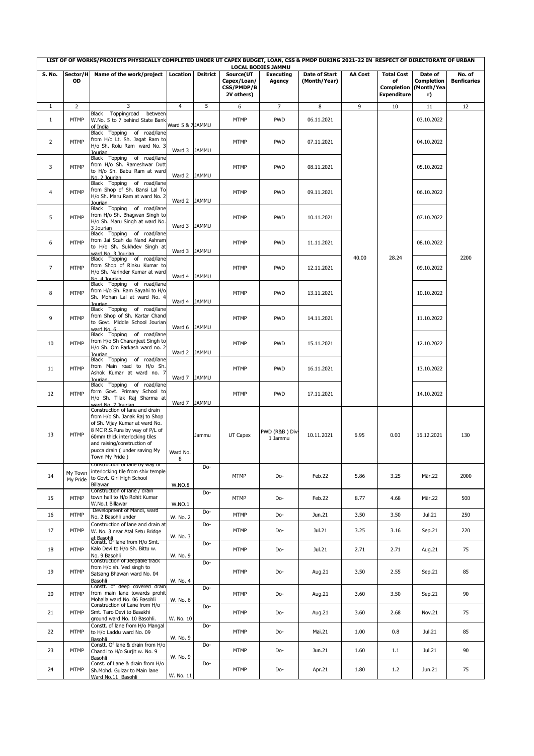**LIST OF OF WORKS/PROJECTS PHYSICALLY COMPLETED UNDER UT CAPEX BUDGET, LOAN, CSS & PMDP DURING 2021-22 IN RESPECT OF DIRECTORATE OF URBAN LOCAL BODIES JAMMU**

| S. No. | Sector/HOD | Name of the work/project | Location | Dsitrict | Source(UT Capex/Loan/ CSS/PMDP/B 2V others) | Executing Agency | Date of Start (Month/Year) | AA Cost | Total Cost of Completion Expenditure | Date of Completion (Month/Year) | No. of Benficaries |
|---|---|---|---|---|---|---|---|---|---|---|---|
| 1 | 2 | 3 | 4 | 5 | 6 | 7 | 8 | 9 | 10 | 11 | 12 |
| 1 | MTMP | Black Toppingroad between W.No. 5 to 7 behind State Bank of India | Ward 5 & 7 | JAMMU | MTMP | PWD | 06.11.2021 | 40.00 | 28.24 | 03.10.2022 | 2200 |
| 2 | MTMP | Black Topping of road/lane from H/o Lt. Sh. Jagat Ram to H/o Sh. Rolu Ram ward No. 3 Jourian | Ward 3 | JAMMU | MTMP | PWD | 07.11.2021 | | | 04.10.2022 | |
| 3 | MTMP | Black Topping of road/lane from H/o Sh. Rameshwar Dutt to H/o Sh. Babu Ram at ward No. 2 Jourian | Ward 2 | JAMMU | MTMP | PWD | 08.11.2021 | | | 05.10.2022 | |
| 4 | MTMP | Black Topping of road/lane from Shop of Sh. Bansi Lal To H/o Sh. Maru Ram at ward No. 2 Jourian | Ward 2 | JAMMU | MTMP | PWD | 09.11.2021 | | | 06.10.2022 | |
| 5 | MTMP | Black Topping of road/lane from H/o Sh. Bhagwan Singh to H/o Sh. Maru Singh at ward No. 3 Jourian | Ward 3 | JAMMU | MTMP | PWD | 10.11.2021 | | | 07.10.2022 | |
| 6 | MTMP | Black Topping of road/lane from Jai Scah da Nand Ashram to H/o Sh. Sukhdev Singh at ward No. 3 Jourian | Ward 3 | JAMMU | MTMP | PWD | 11.11.2021 | | | 08.10.2022 | |
| 7 | MTMP | Black Topping of road/lane from Shop of Rinku Kumar to H/o Sh. Narinder Kumar at ward No. 4 Jourian | Ward 4 | JAMMU | MTMP | PWD | 12.11.2021 | | | 09.10.2022 | |
| 8 | MTMP | Black Topping of road/lane from H/o Sh. Ram Sayahi to H/o Sh. Mohan Lal at ward No. 4 Jourian | Ward 4 | JAMMU | MTMP | PWD | 13.11.2021 | | | 10.10.2022 | |
| 9 | MTMP | Black Topping of road/lane from Shop of Sh. Kartar Chand to Govt. Middle School Jourian ward No. 6 | Ward 6 | JAMMU | MTMP | PWD | 14.11.2021 | | | 11.10.2022 | |
| 10 | MTMP | Black Topping of road/lane from H/o Sh Charanjeet Singh to H/o Sh. Om Parkash ward no. 2 Jourian | Ward 2 | JAMMU | MTMP | PWD | 15.11.2021 | | | 12.10.2022 | |
| 11 | MTMP | Black Topping of road/lane from Main road to H/o Sh. Ashok Kumar at ward no. 7 Jourian | Ward 7 | JAMMU | MTMP | PWD | 16.11.2021 | | | 13.10.2022 | |
| 12 | MTMP | Black Topping of road/lane form Govt. Primary School to H/o Sh. Tilak Raj Sharma at ward No. 7 Jourian | Ward 7 | JAMMU | MTMP | PWD | 17.11.2021 | | | 14.10.2022 | |
| 13 | MTMP | Construction of lane and drain from H/o Sh. Janak Raj to Shop of Sh. Vijay Kumar at ward No. 8 MC R.S.Pura by way of P/L of 60mm thick interlocking tiles and raising/construction of pucca drain ( under saving My Town My Pride ) | Ward No. 8 | Jammu | UT Capex | PWD (R&B ) Div-1 Jammu | 10.11.2021 | 6.95 | 0.00 | 16.12.2021 | 130 |
| 14 | My Town My Pride | Construction of lane by way of interlocking tile from shiv temple to Govt. Girl High School Billawar | W.NO.8 | Do- | MTMP | Do- | Feb.22 | 5.86 | 3.25 | Mär.22 | 2000 |
| 15 | MTMP | Construction of lane / drain town hall to H/o Rohit Kumar W.No.1 Billawar | W.NO.1 | Do- | MTMP | Do- | Feb.22 | 8.77 | 4.68 | Mär.22 | 500 |
| 16 | MTMP | Development of Mandi, ward No. 2 Basohli under | W. No. 2 | Do- | MTMP | Do- | Jun.21 | 3.50 | 3.50 | Jul.21 | 250 |
| 17 | MTMP | Construction of lane and drain at W. No. 3 near Atal Setu Bridge at Basohli | W. No. 3 | Do- | MTMP | Do- | Jul.21 | 3.25 | 3.16 | Sep.21 | 220 |
| 18 | MTMP | Constt. Of lane from H/o Smt. Kalo Devi to H/o Sh. Bittu w. No. 9 Basohli | W. No. 9 | Do- | MTMP | Do- | Jul.21 | 2.71 | 2.71 | Aug.21 | 75 |
| 19 | MTMP | Construction of Jeepable track from H/o sh. Ved singh to Satsang Bhawan ward No. 04 Basohli | W. No. 4 | Do- | MTMP | Do- | Aug.21 | 3.50 | 2.55 | Sep.21 | 85 |
| 20 | MTMP | Constt. of deep covered drain from main lane towards prohit Mohalla ward No. 06 Basohli | W. No. 6 | Do- | MTMP | Do- | Aug.21 | 3.60 | 3.50 | Sep.21 | 90 |
| 21 | MTMP | Construction of Lane from H/o Smt. Taro Devi to Basakhi ground ward No. 10 Basohli. | W. No. 10 | Do- | MTMP | Do- | Aug.21 | 3.60 | 2.68 | Nov.21 | 75 |
| 22 | MTMP | Constt. of lane from H/o Mangal to H/o Laddu ward No. 09 Basohli | W. No. 9 | Do- | MTMP | Do- | Mai.21 | 1.00 | 0.8 | Jul.21 | 85 |
| 23 | MTMP | Constt. Of lane & drain from H/o Chandi to H/o Surjit w. No. 9 Basohli | W. No. 9 | Do- | MTMP | Do- | Jun.21 | 1.60 | 1.1 | Jul.21 | 90 |
| 24 | MTMP | Const. of Lane & drain from H/o Sh.Mohd. Gulzar to Main lane Ward No.11 Basohli | W. No. 11 | Do- | MTMP | Do- | Apr.21 | 1.80 | 1.2 | Jun.21 | 75 |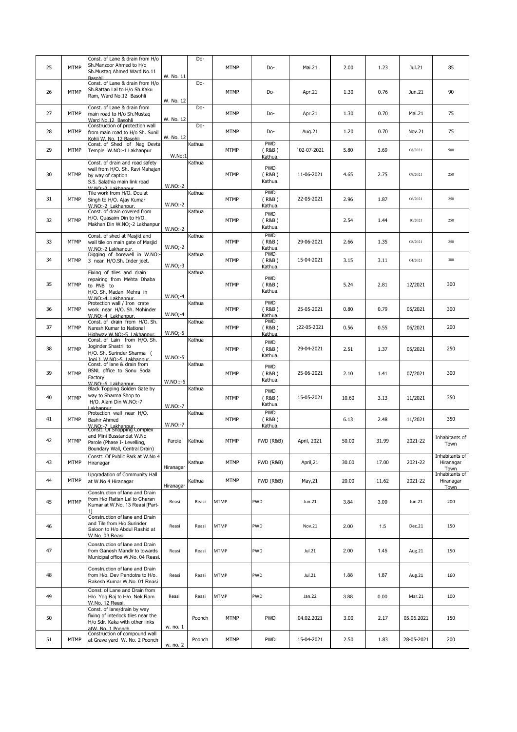| 25 | MTMP | Const. of Lane & drain from H/o Sh.Manzoor Ahmed to H/o Sh.Mustaq Ahmed Ward No.11 Basohli | W. No. 11 | Do- | MTMP | Do- | Mai.21 | 2.00 | 1.23 | Jul.21 | 85 |
|---|---|---|---|---|---|---|---|---|---|---|---|
| 26 | MTMP | Const. of Lane & drain from H/o Sh.Rattan Lal to H/o Sh.Kaku Ram, Ward No.12 Basohli | W. No. 12 | Do- | MTMP | Do- | Apr.21 | 1.30 | 0.76 | Jun.21 | 90 |
| 27 | MTMP | Const. of Lane & drain from main road to H/o Sh.Mustaq Ward No.12 Basohli | W. No. 12 | Do- | MTMP | Do- | Apr.21 | 1.30 | 0.70 | Mai.21 | 75 |
| 28 | MTMP | Construction of protection wall from main road to H/o Sh. Sunil Kohli W. No. 12 Basohli | W. No. 12 | Do- | MTMP | Do- | Aug.21 | 1.20 | 0.70 | Nov.21 | 75 |
| 29 | MTMP | Const. of Shed of Nag Devta Temple W.NO:-1 Lakhanpur | W.No:1 | Kathua | MTMP | PWD ( R&B ) Kathua. | `02-07-2021 | 5.80 | 3.69 | 08/2021 | 500 |
| 30 | MTMP | Const. of drain and road safety wall from H/O. Sh. Ravi Mahajan by way of caption S.S. Salathia main link road W.NO:-2 Lakhanpur | W.NO:-2 | Kathua | MTMP | PWD ( R&B ) Kathua. | 11-06-2021 | 4.65 | 2.75 | 09/2021 | 250 |
| 31 | MTMP | Tile work from H/O. Doulat Singh to H/O. Ajay Kumar W.NO:-2 Lakhanpur. | W.NO:-2 | Kathua | MTMP | PWD ( R&B ) Kathua. | 22-05-2021 | 2.96 | 1.87 | 06/2021 | 250 |
| 32 | MTMP | Const. of drain covered from H/O. Quasaim Din to H/O. Makhan Din W.NO;-2 Lakhanpur | W.NO:-2 | Kathua | MTMP | PWD ( R&B ) Kathua. | | 2.54 | 1.44 | 10/2021 | 250 |
| 33 | MTMP | Const. of shed at Masjid and wall tile on main gate of Masjid W.NO:-2 Lakhanpur. | W.NO;-2 | Kathua | MTMP | PWD ( R&B ) Kathua. | 29-06-2021 | 2.66 | 1.35 | 08/2021 | 250 |
| 34 | MTMP | Digging of borewell in W.NO:-3 near H/O.Sh. Inder jeet. | W.NO;-3 | Kathua | MTMP | PWD ( R&B ) Kathua. | 15-04-2021 | 3.15 | 3.11 | 04/2021 | 300 |
| 35 | MTMP | Fixing of tiles and drain repairing from Mehta Dhaba to PNB to H/O. Sh. Madan Mehra in W.NO:-4 Lakhanpur. | W.NO;-4 | Kathua | MTMP | PWD ( R&B ) Kathua. | | 5.24 | 2.81 | 12/2021 | 300 |
| 36 | MTMP | Protection wall / Iron crate work near H/O. Sh. Mohinder W.NO;-4 Lakhanpur. | W.NO;-4 | Kathua | MTMP | PWD ( R&B ) Kathua. | 25-05-2021 | 0.80 | 0.79 | 05/2021 | 300 |
| 37 | MTMP | Const. of drain from H/O. Sh. Naresh Kumar to National Highway W.NO:-5 Lakhanpur. | W.NO;-5 | Kathua | MTMP | PWD ( R&B ) Kathua. | ;22-05-2021 | 0.56 | 0.55 | 06/2021 | 200 |
| 38 | MTMP | Const. of Lain from H/O. Sh. Joginder Shastri to H/O. Sh. Surinder Sharma ( Jogi ) W.NO:-5 Lakhanpur | W.NO:-5 | Kathua | MTMP | PWD ( R&B ) Kathua. | 29-04-2021 | 2.51 | 1.37 | 05/2021 | 250 |
| 39 | MTMP | Const. of lane & drain from BSNL office to Sonu Soda Factory W.NO:-6 Lakhanpur | W.NO::-6 | Kathua | MTMP | PWD ( R&B ) Kathua. | 25-06-2021 | 2.10 | 1.41 | 07/2021 | 300 |
| 40 | MTMP | Black Topping Golden Gate by way to Sharma Shop to H/O. Alam Din W.NO:-7 Lakhanpur | W.NO:-7 | Kathua | MTMP | PWD ( R&B ) Kathua. | 15-05-2021 | 10.60 | 3.13 | 11/2021 | 350 |
| 41 | MTMP | Protection wall near H/O. Bashir Ahmed W.NO:-7 Lakhanpur. | W.NO:-7 | Kathua | MTMP | PWD ( R&B ) Kathua. | | 6.13 | 2.48 | 11/2021 | 350 |
| 42 | MTMP | Constt. Of Shopping Complex and Mini Busstandat W.No Parole (Phase I- Levelling, Boundary Wall, Central Drain) | Parole | Kathua | MTMP | PWD (R&B) | April, 2021 | 50.00 | 31.99 | 2021-22 | Inhabitants of Town |
| 43 | MTMP | Constt. Of Public Park at W.No 4 Hiranagar | Hiranagar | Kathua | MTMP | PWD (R&B) | April,21 | 30.00 | 17.00 | 2021-22 | Inhabitants of Hiranagar Town |
| 44 | MTMP | Upgradation of Community Hall at W.No 4 Hiranagar | Hiranagar | Kathua | MTMP | PWD (R&B) | May,21 | 20.00 | 11.62 | 2021-22 | Inhabitants of Hiranagar Town |
| 45 | MTMP | Construction of lane and Drain from H/o Rattan Lal to Charan Kumar at W.No. 13 Reasi [Part-1] | Reasi | Reasi | MTMP | PWD | Jun.21 | 3.84 | 3.09 | Jun.21 | 200 |
| 46 | | Construction of lane and Drain and Tile from H/o Surinder Saloon to H/o Abdul Rashid at W.No. 03 Reasi. | Reasi | Reasi | MTMP | PWD | Nov.21 | 2.00 | 1.5 | Dec.21 | 150 |
| 47 | | Construction of lane and Drain from Ganesh Mandir to towards Municipal office W.No. 04 Reasi. | Reasi | Reasi | MTMP | PWD | Jul.21 | 2.00 | 1.45 | Aug.21 | 150 |
| 48 | | Construction of lane and Drain from H/o. Dev Pandotra to H/o. Rakesh Kumar W.No. 01 Reasi | Reasi | Reasi | MTMP | PWD | Jul.21 | 1.88 | 1.87 | Aug.21 | 160 |
| 49 | | Const. of Lane and Drain from H/o. Yog Raj to H/o. Nek Ram W.No. 12 Reasi. | Reasi | Reasi | MTMP | PWD | Jan.22 | 3.88 | 0.00 | Mar.21 | 100 |
| 50 | | Const. of lane/drain by way fixing of interlock tiles near the H/o Sdr. Kaka with other links atW. No. 1 Poonch | w. no. 1 | Poonch | MTMP | PWD | 04.02.2021 | 3.00 | 2.17 | 05.06.2021 | 150 |
| 51 | MTMP | Construction of compound wall at Grave yard W. No. 2 Poonch | w. no. 2 | Poonch | MTMP | PWD | 15-04-2021 | 2.50 | 1.83 | 28-05-2021 | 200 |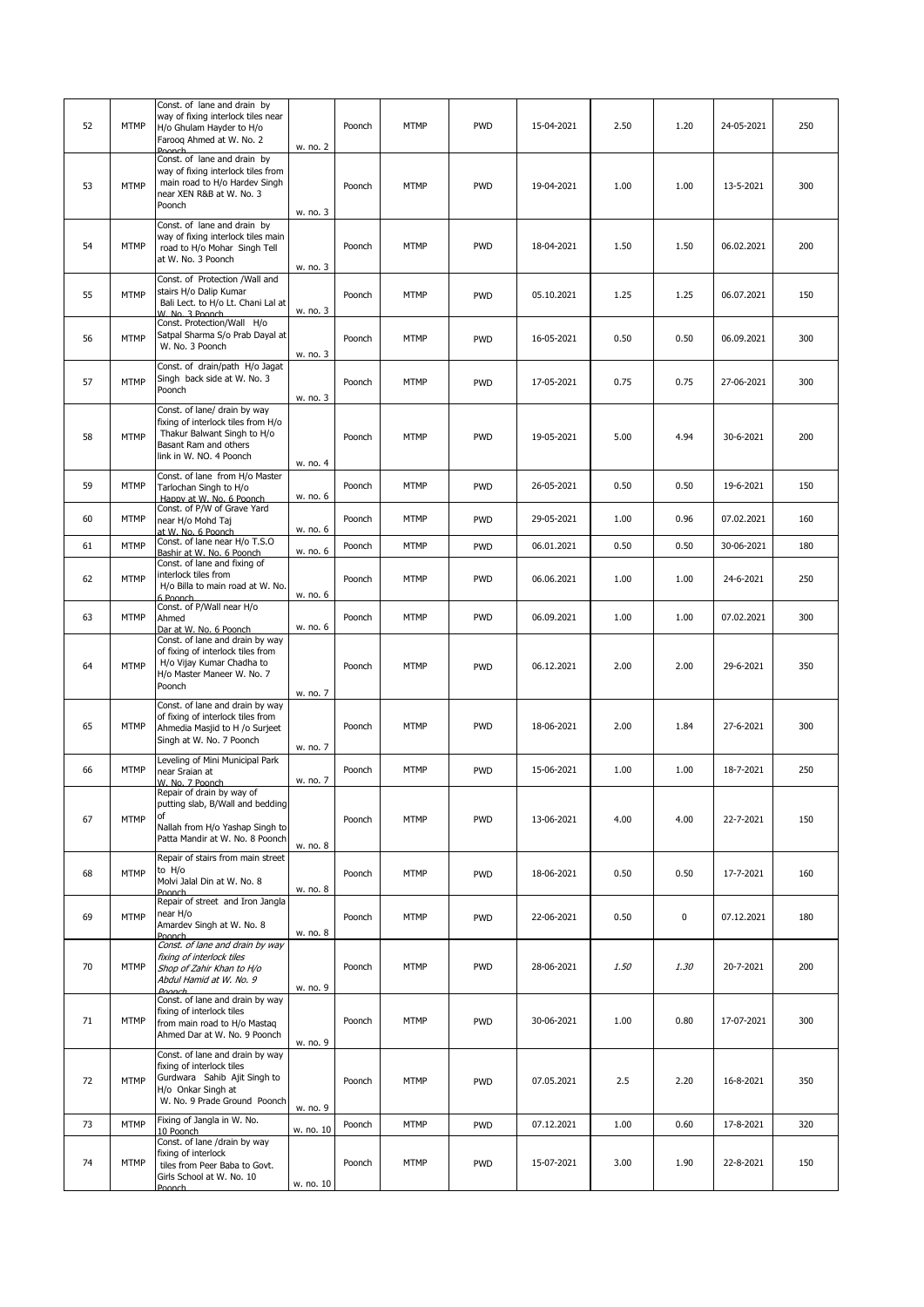| 52 | MTMP | Const. of lane and drain by way of fixing interlock tiles near H/o Ghulam Hayder to H/o Farooq Ahmed at W. No. 2 Poonch | w. no. 2 | Poonch | MTMP | PWD | 15-04-2021 | 2.50 | 1.20 | 24-05-2021 | 250 |
|---|---|---|---|---|---|---|---|---|---|---|---|
| 53 | MTMP | Const. of lane and drain by way of fixing interlock tiles from main road to H/o Hardev Singh near XEN R&B at W. No. 3 Poonch | w. no. 3 | Poonch | MTMP | PWD | 19-04-2021 | 1.00 | 1.00 | 13-5-2021 | 300 |
| 54 | MTMP | Const. of lane and drain by way of fixing interlock tiles main road to H/o Mohar Singh Tell at W. No. 3 Poonch | w. no. 3 | Poonch | MTMP | PWD | 18-04-2021 | 1.50 | 1.50 | 06.02.2021 | 200 |
| 55 | MTMP | Const. of Protection /Wall and stairs H/o Dalip Kumar Bali Lect. to H/o Lt. Chani Lal at W. No. 3 Poonch | w. no. 3 | Poonch | MTMP | PWD | 05.10.2021 | 1.25 | 1.25 | 06.07.2021 | 150 |
| 56 | MTMP | Const. Protection/Wall H/o Satpal Sharma S/o Prab Dayal at W. No. 3 Poonch | w. no. 3 | Poonch | MTMP | PWD | 16-05-2021 | 0.50 | 0.50 | 06.09.2021 | 300 |
| 57 | MTMP | Const. of drain/path H/o Jagat Singh back side at W. No. 3 Poonch | w. no. 3 | Poonch | MTMP | PWD | 17-05-2021 | 0.75 | 0.75 | 27-06-2021 | 300 |
| 58 | MTMP | Const. of lane/ drain by way fixing of interlock tiles from H/o Thakur Balwant Singh to H/o Basant Ram and others link in W. NO. 4 Poonch | w. no. 4 | Poonch | MTMP | PWD | 19-05-2021 | 5.00 | 4.94 | 30-6-2021 | 200 |
| 59 | MTMP | Const. of lane from H/o Master Tarlochan Singh to H/o Happy at W. No. 6 Poonch | w. no. 6 | Poonch | MTMP | PWD | 26-05-2021 | 0.50 | 0.50 | 19-6-2021 | 150 |
| 60 | MTMP | Const. of P/W of Grave Yard near H/o Mohd Taj at W. No. 6 Poonch | w. no. 6 | Poonch | MTMP | PWD | 29-05-2021 | 1.00 | 0.96 | 07.02.2021 | 160 |
| 61 | MTMP | Const. of lane near H/o T.S.O Bashir at W. No. 6 Poonch | w. no. 6 | Poonch | MTMP | PWD | 06.01.2021 | 0.50 | 0.50 | 30-06-2021 | 180 |
| 62 | MTMP | Const. of lane and fixing of interlock tiles from H/o Billa to main road at W. No. 6 Poonch | w. no. 6 | Poonch | MTMP | PWD | 06.06.2021 | 1.00 | 1.00 | 24-6-2021 | 250 |
| 63 | MTMP | Const. of P/Wall near H/o Ahmed Dar at W. No. 6 Poonch | w. no. 6 | Poonch | MTMP | PWD | 06.09.2021 | 1.00 | 1.00 | 07.02.2021 | 300 |
| 64 | MTMP | Const. of lane and drain by way of fixing of interlock tiles from H/o Vijay Kumar Chadha to H/o Master Maneer W. No. 7 Poonch | w. no. 7 | Poonch | MTMP | PWD | 06.12.2021 | 2.00 | 2.00 | 29-6-2021 | 350 |
| 65 | MTMP | Const. of lane and drain by way of fixing of interlock tiles from Ahmedia Masjid to H /o Surjeet Singh at W. No. 7 Poonch | w. no. 7 | Poonch | MTMP | PWD | 18-06-2021 | 2.00 | 1.84 | 27-6-2021 | 300 |
| 66 | MTMP | Leveling of Mini Municipal Park near Sraian at W. No. 7 Poonch | w. no. 7 | Poonch | MTMP | PWD | 15-06-2021 | 1.00 | 1.00 | 18-7-2021 | 250 |
| 67 | MTMP | Repair of drain by way of putting slab, B/Wall and bedding of Nallah from H/o Yashap Singh to Patta Mandir at W. No. 8 Poonch | w. no. 8 | Poonch | MTMP | PWD | 13-06-2021 | 4.00 | 4.00 | 22-7-2021 | 150 |
| 68 | MTMP | Repair of stairs from main street to H/o Molvi Jalal Din at W. No. 8 Poonch | w. no. 8 | Poonch | MTMP | PWD | 18-06-2021 | 0.50 | 0.50 | 17-7-2021 | 160 |
| 69 | MTMP | Repair of street and Iron Jangla near H/o Amardev Singh at W. No. 8 Poonch | w. no. 8 | Poonch | MTMP | PWD | 22-06-2021 | 0.50 | 0 | 07.12.2021 | 180 |
| 70 | MTMP | *Const. of lane and drain by way fixing of interlock tiles Shop of Zahir Khan to H/o Abdul Hamid at W. No. 9 Poonch* | w. no. 9 | Poonch | MTMP | PWD | 28-06-2021 | *1.50* | *1.30* | 20-7-2021 | 200 |
| 71 | MTMP | Const. of lane and drain by way fixing of interlock tiles from main road to H/o Mastaq Ahmed Dar at W. No. 9 Poonch | w. no. 9 | Poonch | MTMP | PWD | 30-06-2021 | 1.00 | 0.80 | 17-07-2021 | 300 |
| 72 | MTMP | Const. of lane and drain by way fixing of interlock tiles Gurdwara Sahib Ajit Singh to H/o Onkar Singh at W. No. 9 Prade Ground Poonch | w. no. 9 | Poonch | MTMP | PWD | 07.05.2021 | 2.5 | 2.20 | 16-8-2021 | 350 |
| 73 | MTMP | Fixing of Jangla in W. No. 10 Poonch | w. no. 10 | Poonch | MTMP | PWD | 07.12.2021 | 1.00 | 0.60 | 17-8-2021 | 320 |
| 74 | MTMP | Const. of lane /drain by way fixing of interlock tiles from Peer Baba to Govt. Girls School at W. No. 10 Poonch | w. no. 10 | Poonch | MTMP | PWD | 15-07-2021 | 3.00 | 1.90 | 22-8-2021 | 150 |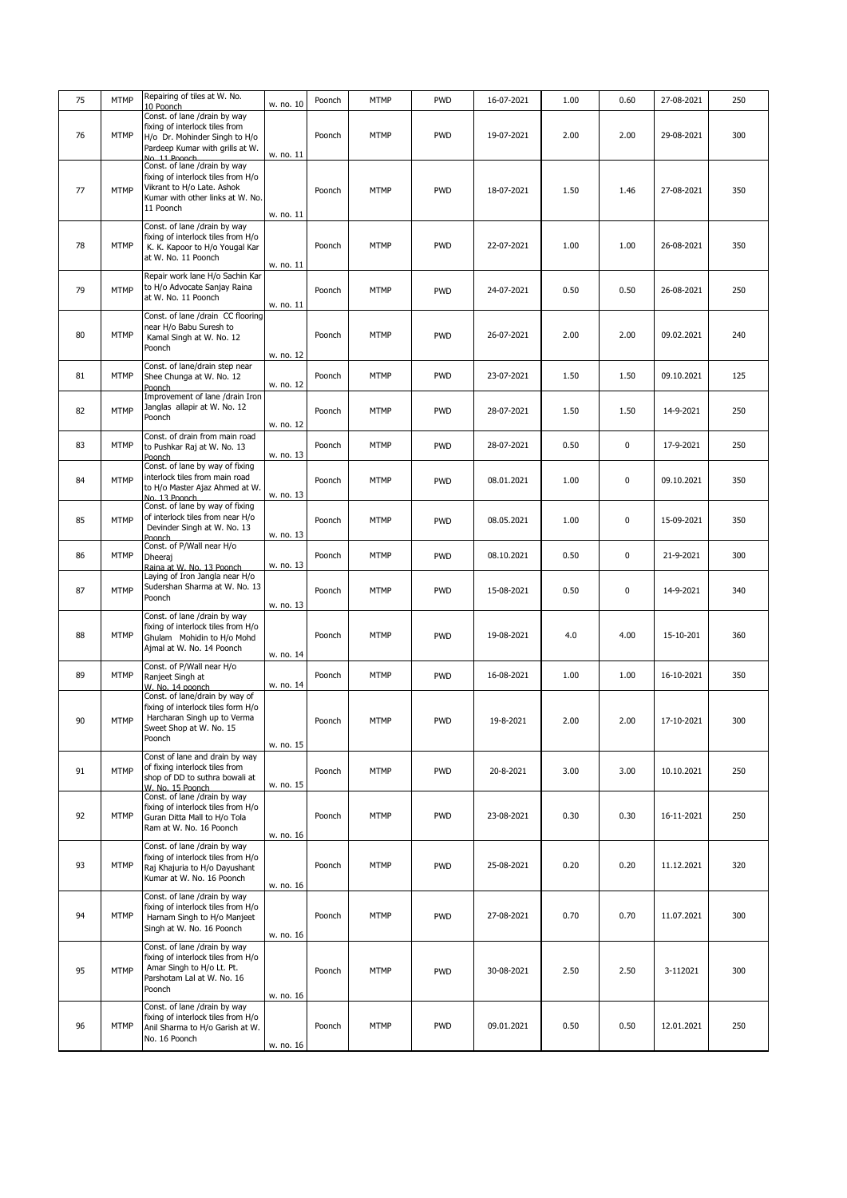| 75 | MTMP | Repairing of tiles at W. No. 10 Poonch | w. no. 10 | Poonch | MTMP | PWD | 16-07-2021 | 1.00 | 0.60 | 27-08-2021 | 250 |
|---|---|---|---|---|---|---|---|---|---|---|---|
| 76 | MTMP | Const. of lane /drain by way fixing of interlock tiles from H/o Dr. Mohinder Singh to H/o Pardeep Kumar with grills at W. No. 11 Poonch | w. no. 11 | Poonch | MTMP | PWD | 19-07-2021 | 2.00 | 2.00 | 29-08-2021 | 300 |
| 77 | MTMP | Const. of lane /drain by way fixing of interlock tiles from H/o Vikrant to H/o Late. Ashok Kumar with other links at W. No. 11 Poonch | w. no. 11 | Poonch | MTMP | PWD | 18-07-2021 | 1.50 | 1.46 | 27-08-2021 | 350 |
| 78 | MTMP | Const. of lane /drain by way fixing of interlock tiles from H/o K. K. Kapoor to H/o Yougal Kar at W. No. 11 Poonch | w. no. 11 | Poonch | MTMP | PWD | 22-07-2021 | 1.00 | 1.00 | 26-08-2021 | 350 |
| 79 | MTMP | Repair work lane H/o Sachin Kar to H/o Advocate Sanjay Raina at W. No. 11 Poonch | w. no. 11 | Poonch | MTMP | PWD | 24-07-2021 | 0.50 | 0.50 | 26-08-2021 | 250 |
| 80 | MTMP | Const. of lane /drain CC flooring near H/o Babu Suresh to Kamal Singh at W. No. 12 Poonch | w. no. 12 | Poonch | MTMP | PWD | 26-07-2021 | 2.00 | 2.00 | 09.02.2021 | 240 |
| 81 | MTMP | Const. of lane/drain step near Shee Chunga at W. No. 12 Poonch | w. no. 12 | Poonch | MTMP | PWD | 23-07-2021 | 1.50 | 1.50 | 09.10.2021 | 125 |
| 82 | MTMP | Improvement of lane /drain Iron Janglas allapir at W. No. 12 Poonch | w. no. 12 | Poonch | MTMP | PWD | 28-07-2021 | 1.50 | 1.50 | 14-9-2021 | 250 |
| 83 | MTMP | Const. of drain from main road to Pushkar Raj at W. No. 13 Poonch | w. no. 13 | Poonch | MTMP | PWD | 28-07-2021 | 0.50 | 0 | 17-9-2021 | 250 |
| 84 | MTMP | Const. of lane by way of fixing interlock tiles from main road to H/o Master Ajaz Ahmed at W. No. 13 Poonch | w. no. 13 | Poonch | MTMP | PWD | 08.01.2021 | 1.00 | 0 | 09.10.2021 | 350 |
| 85 | MTMP | Const. of lane by way of fixing of interlock tiles from near H/o Devinder Singh at W. No. 13 Poonch | w. no. 13 | Poonch | MTMP | PWD | 08.05.2021 | 1.00 | 0 | 15-09-2021 | 350 |
| 86 | MTMP | Const. of P/Wall near H/o Dheeraj Raina at W. No. 13 Poonch | w. no. 13 | Poonch | MTMP | PWD | 08.10.2021 | 0.50 | 0 | 21-9-2021 | 300 |
| 87 | MTMP | Laying of Iron Jangla near H/o Sudershan Sharma at W. No. 13 Poonch | w. no. 13 | Poonch | MTMP | PWD | 15-08-2021 | 0.50 | 0 | 14-9-2021 | 340 |
| 88 | MTMP | Const. of lane /drain by way fixing of interlock tiles from H/o Ghulam Mohidin to H/o Mohd Ajmal at W. No. 14 Poonch | w. no. 14 | Poonch | MTMP | PWD | 19-08-2021 | 4.0 | 4.00 | 15-10-201 | 360 |
| 89 | MTMP | Const. of P/Wall near H/o Ranjeet Singh at W. No. 14 poonch | w. no. 14 | Poonch | MTMP | PWD | 16-08-2021 | 1.00 | 1.00 | 16-10-2021 | 350 |
| 90 | MTMP | Const. of lane/drain by way of fixing of interlock tiles form H/o Harcharan Singh up to Verma Sweet Shop at W. No. 15 Poonch | w. no. 15 | Poonch | MTMP | PWD | 19-8-2021 | 2.00 | 2.00 | 17-10-2021 | 300 |
| 91 | MTMP | Const of lane and drain by way of fixing interlock tiles from shop of DD to suthra bowali at W. No. 15 Poonch | w. no. 15 | Poonch | MTMP | PWD | 20-8-2021 | 3.00 | 3.00 | 10.10.2021 | 250 |
| 92 | MTMP | Const. of lane /drain by way fixing of interlock tiles from H/o Guran Ditta Mall to H/o Tola Ram at W. No. 16 Poonch | w. no. 16 | Poonch | MTMP | PWD | 23-08-2021 | 0.30 | 0.30 | 16-11-2021 | 250 |
| 93 | MTMP | Const. of lane /drain by way fixing of interlock tiles from H/o Raj Khajuria to H/o Dayushant Kumar at W. No. 16 Poonch | w. no. 16 | Poonch | MTMP | PWD | 25-08-2021 | 0.20 | 0.20 | 11.12.2021 | 320 |
| 94 | MTMP | Const. of lane /drain by way fixing of interlock tiles from H/o Harnam Singh to H/o Manjeet Singh at W. No. 16 Poonch | w. no. 16 | Poonch | MTMP | PWD | 27-08-2021 | 0.70 | 0.70 | 11.07.2021 | 300 |
| 95 | MTMP | Const. of lane /drain by way fixing of interlock tiles from H/o Amar Singh to H/o Lt. Pt. Parshotam Lal at W. No. 16 Poonch | w. no. 16 | Poonch | MTMP | PWD | 30-08-2021 | 2.50 | 2.50 | 3-112021 | 300 |
| 96 | MTMP | Const. of lane /drain by way fixing of interlock tiles from H/o Anil Sharma to H/o Garish at W. No. 16 Poonch | w. no. 16 | Poonch | MTMP | PWD | 09.01.2021 | 0.50 | 0.50 | 12.01.2021 | 250 |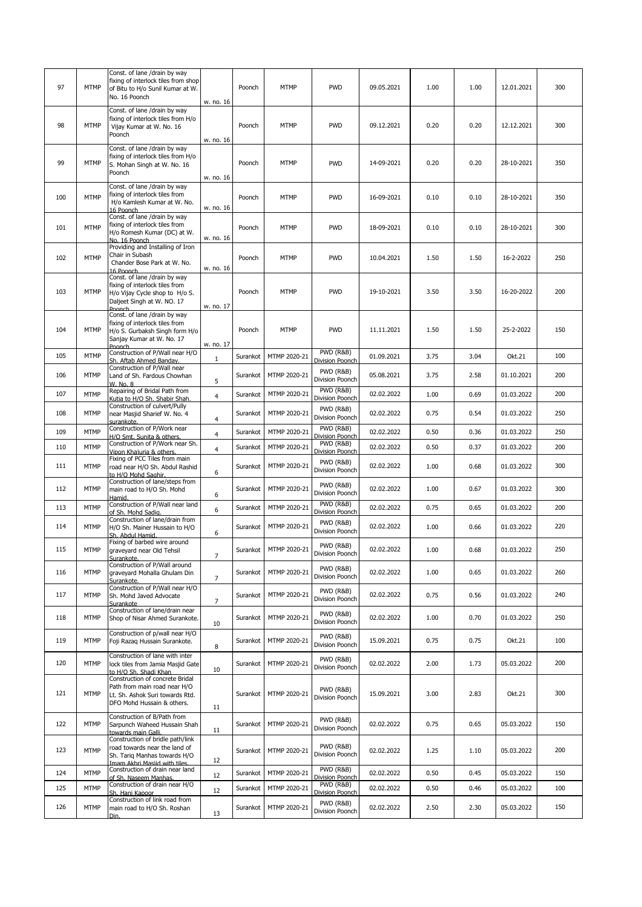| | | | | | | | | | | |
|---|---|---|---|---|---|---|---|---|---|---|
| 97 | MTMP | Const. of lane /drain by way fixing of interlock tiles from shop of Bitu to H/o Sunil Kumar at W. No. 16 Poonch | w. no. 16 | Poonch | MTMP | PWD | 09.05.2021 | 1.00 | 1.00 | 12.01.2021 | 300 |
| 98 | MTMP | Const. of lane /drain by way fixing of interlock tiles from H/o Vijay Kumar at W. No. 16 Poonch | w. no. 16 | Poonch | MTMP | PWD | 09.12.2021 | 0.20 | 0.20 | 12.12.2021 | 300 |
| 99 | MTMP | Const. of lane /drain by way fixing of interlock tiles from H/o S. Mohan Singh at W. No. 16 Poonch | w. no. 16 | Poonch | MTMP | PWD | 14-09-2021 | 0.20 | 0.20 | 28-10-2021 | 350 |
| 100 | MTMP | Const. of lane /drain by way fixing of interlock tiles from H/o Kamlesh Kumar at W. No. 16 Poonch | w. no. 16 | Poonch | MTMP | PWD | 16-09-2021 | 0.10 | 0.10 | 28-10-2021 | 350 |
| 101 | MTMP | Const. of lane /drain by way fixing of interlock tiles from H/o Romesh Kumar (DC) at W. No. 16 Poonch | w. no. 16 | Poonch | MTMP | PWD | 18-09-2021 | 0.10 | 0.10 | 28-10-2021 | 300 |
| 102 | MTMP | Providing and Installing of Iron Chair in Subash Chander Bose Park at W. No. 16 Poonch | w. no. 16 | Poonch | MTMP | PWD | 10.04.2021 | 1.50 | 1.50 | 16-2-2022 | 250 |
| 103 | MTMP | Const. of lane /drain by way fixing of interlock tiles from H/o Vijay Cycle shop to H/o S. Daljeet Singh at W. NO. 17 Poonch | w. no. 17 | Poonch | MTMP | PWD | 19-10-2021 | 3.50 | 3.50 | 16-20-2022 | 200 |
| 104 | MTMP | Const. of lane /drain by way fixing of interlock tiles from H/o S. Gurbaksh Singh form H/o Sanjay Kumar at W. No. 17 Poonch | w. no. 17 | Poonch | MTMP | PWD | 11.11.2021 | 1.50 | 1.50 | 25-2-2022 | 150 |
| 105 | MTMP | Construction of P/Wall near H/O Sh. Aftab Ahmed Banday. | 1 | Surankot | MTMP 2020-21 | PWD (R&B) Division Poonch | 01.09.2021 | 3.75 | 3.04 | Okt.21 | 100 |
| 106 | MTMP | Construction of P/Wall near Land of Sh. Fardous Chowhan W. No. 8 | 5 | Surankot | MTMP 2020-21 | PWD (R&B) Division Poonch | 05.08.2021 | 3.75 | 2.58 | 01.10.2021 | 200 |
| 107 | MTMP | Repairing of Bridal Path from Kutia to H/O Sh. Shabir Shah. | 4 | Surankot | MTMP 2020-21 | PWD (R&B) Division Poonch | 02.02.2022 | 1.00 | 0.69 | 01.03.2022 | 200 |
| 108 | MTMP | Construction of culvert/Pully near Masjid Sharief W. No. 4 surankote. | 4 | Surankot | MTMP 2020-21 | PWD (R&B) Division Poonch | 02.02.2022 | 0.75 | 0.54 | 01.03.2022 | 250 |
| 109 | MTMP | Construction of P/Work near H/O Smt. Sunita & others. | 4 | Surankot | MTMP 2020-21 | PWD (R&B) Division Poonch | 02.02.2022 | 0.50 | 0.36 | 01.03.2022 | 250 |
| 110 | MTMP | Construction of P/Work near Sh. Vipon Khajuria & others. | 4 | Surankot | MTMP 2020-21 | PWD (R&B) Division Poonch | 02.02.2022 | 0.50 | 0.37 | 01.03.2022 | 200 |
| 111 | MTMP | Fixing of PCC Tiles from main road near H/O Sh. Abdul Rashid to H/O Mohd Saghir. | 6 | Surankot | MTMP 2020-21 | PWD (R&B) Division Poonch | 02.02.2022 | 1.00 | 0.68 | 01.03.2022 | 300 |
| 112 | MTMP | Construction of lane/steps from main road to H/O Sh. Mohd Hamid. | 6 | Surankot | MTMP 2020-21 | PWD (R&B) Division Poonch | 02.02.2022 | 1.00 | 0.67 | 01.03.2022 | 300 |
| 113 | MTMP | Construction of P/Wall near land of Sh. Mohd Sadiq. | 6 | Surankot | MTMP 2020-21 | PWD (R&B) Division Poonch | 02.02.2022 | 0.75 | 0.65 | 01.03.2022 | 200 |
| 114 | MTMP | Construction of lane/drain from H/O Sh. Mainer Hussain to H/O Sh. Abdul Hamid. | 6 | Surankot | MTMP 2020-21 | PWD (R&B) Division Poonch | 02.02.2022 | 1.00 | 0.66 | 01.03.2022 | 220 |
| 115 | MTMP | Fixing of barbed wire around graveyard near Old Tehsil Surankote. | 7 | Surankot | MTMP 2020-21 | PWD (R&B) Division Poonch | 02.02.2022 | 1.00 | 0.68 | 01.03.2022 | 250 |
| 116 | MTMP | Construction of P/Wall around graveyard Mohalla Ghulam Din Surankote. | 7 | Surankot | MTMP 2020-21 | PWD (R&B) Division Poonch | 02.02.2022 | 1.00 | 0.65 | 01.03.2022 | 260 |
| 117 | MTMP | Construction of P/Wall near H/O Sh. Mohd Javed Advocate Surankote | 7 | Surankot | MTMP 2020-21 | PWD (R&B) Division Poonch | 02.02.2022 | 0.75 | 0.56 | 01.03.2022 | 240 |
| 118 | MTMP | Construction of lane/drain near Shop of Nisar Ahmed Surankote. | 10 | Surankot | MTMP 2020-21 | PWD (R&B) Division Poonch | 02.02.2022 | 1.00 | 0.70 | 01.03.2022 | 250 |
| 119 | MTMP | Construction of p/wall near H/O Foji Razaq Hussain Surankote. | 8 | Surankot | MTMP 2020-21 | PWD (R&B) Division Poonch | 15.09.2021 | 0.75 | 0.75 | Okt.21 | 100 |
| 120 | MTMP | Construction of lane with inter lock tiles from Jamia Masjid Gate to H/O Sh. Shadi Khan | 10 | Surankot | MTMP 2020-21 | PWD (R&B) Division Poonch | 02.02.2022 | 2.00 | 1.73 | 05.03.2022 | 200 |
| 121 | MTMP | Construction of concrete Bridal Path from main road near H/O Lt. Sh. Ashok Suri towards Rtd. DFO Mohd Hussain & others. | 11 | Surankot | MTMP 2020-21 | PWD (R&B) Division Poonch | 15.09.2021 | 3.00 | 2.83 | Okt.21 | 300 |
| 122 | MTMP | Construction of B/Path from Sarpunch Waheed Hussain Shah towards main Galli. | 11 | Surankot | MTMP 2020-21 | PWD (R&B) Division Poonch | 02.02.2022 | 0.75 | 0.65 | 05.03.2022 | 150 |
| 123 | MTMP | Construction of bridle path/link road towards near the land of Sh. Tariq Manhas towards H/O Imam Akbri Masjid with tiles. | 12 | Surankot | MTMP 2020-21 | PWD (R&B) Division Poonch | 02.02.2022 | 1.25 | 1.10 | 05.03.2022 | 200 |
| 124 | MTMP | Construction of drain near land of Sh. Naseem Manhas. | 12 | Surankot | MTMP 2020-21 | PWD (R&B) Division Poonch | 02.02.2022 | 0.50 | 0.45 | 05.03.2022 | 150 |
| 125 | MTMP | Construction of drain near H/O Sh. Hani Kapoor | 12 | Surankot | MTMP 2020-21 | PWD (R&B) Division Poonch | 02.02.2022 | 0.50 | 0.46 | 05.03.2022 | 100 |
| 126 | MTMP | Construction of link road from main road to H/O Sh. Roshan Din. | 13 | Surankot | MTMP 2020-21 | PWD (R&B) Division Poonch | 02.02.2022 | 2.50 | 2.30 | 05.03.2022 | 150 |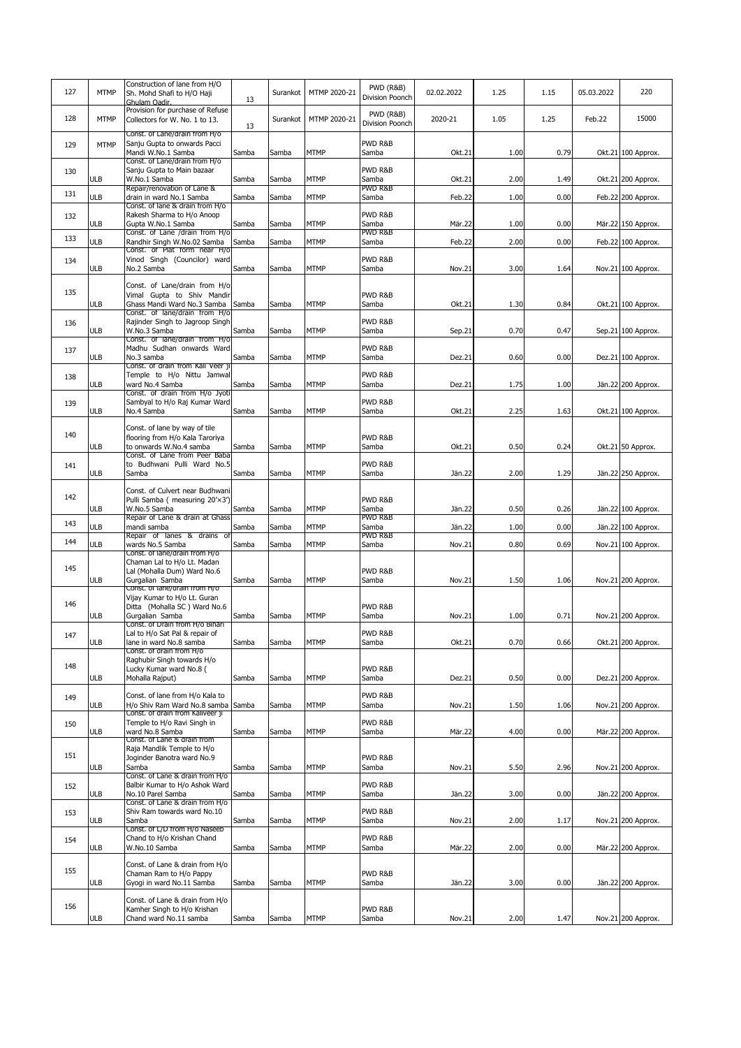| 127 | MTMP | Construction of lane from H/O Sh. Mohd Shafi to H/O Haji Ghulam Qadir. | 13 | Surankot | MTMP 2020-21 | PWD (R&B) Division Poonch | 02.02.2022 | 1.25 | 1.15 | 05.03.2022 | 220 |
|---|---|---|---|---|---|---|---|---|---|---|---|
| 128 | MTMP | Provision for purchase of Refuse Collectors for W. No. 1 to 13. | 13 | Surankot | MTMP 2020-21 | PWD (R&B) Division Poonch | 2020-21 | 1.05 | 1.25 | Feb.22 | 15000 |
| 129 | MTMP | Const. of Lane/drain from H/o Sanju Gupta to onwards Pacci Mandi W.No.1 Samba | Samba | Samba | MTMP | PWD R&B Samba | Okt.21 | 1.00 | 0.79 | Okt.21 | 100 Approx. |
| 130 | ULB | Const. of Lane/drain from H/o Sanju Gupta to Main bazaar W.No.1 Samba | Samba | Samba | MTMP | PWD R&B Samba | Okt.21 | 2.00 | 1.49 | Okt.21 | 200 Approx. |
| 131 | ULB | Repair/renovation of Lane & drain in ward No.1 Samba | Samba | Samba | MTMP | PWD R&B Samba | Feb.22 | 1.00 | 0.00 | Feb.22 | 200 Approx. |
| 132 | ULB | Const. of lane & drain from H/o Rakesh Sharma to H/o Anoop Gupta W.No.1 Samba | Samba | Samba | MTMP | PWD R&B Samba | Mär.22 | 1.00 | 0.00 | Mär.22 | 150 Approx. |
| 133 | ULB | Const. of Lane /drain from H/o Randhir Singh W.No.02 Samba | Samba | Samba | MTMP | PWD R&B Samba | Feb.22 | 2.00 | 0.00 | Feb.22 | 100 Approx. |
| 134 | ULB | Const. of Plat form near H/o Vinod Singh (Councilor) ward No.2 Samba | Samba | Samba | MTMP | PWD R&B Samba | Nov.21 | 3.00 | 1.64 | Nov.21 | 100 Approx. |
| 135 | ULB | Const. of Lane/drain from H/o Vimal Gupta to Shiv Mandir Ghass Mandi Ward No.3 Samba | Samba | Samba | MTMP | PWD R&B Samba | Okt.21 | 1.30 | 0.84 | Okt.21 | 100 Approx. |
| 136 | ULB | Const. of lane/drain from H/o Rajinder Singh to Jagroop Singh W.No.3 Samba | Samba | Samba | MTMP | PWD R&B Samba | Sep.21 | 0.70 | 0.47 | Sep.21 | 100 Approx. |
| 137 | ULB | Const. of lane/drain from H/o Madhu Sudhan onwards Ward No.3 samba | Samba | Samba | MTMP | PWD R&B Samba | Dez.21 | 0.60 | 0.00 | Dez.21 | 100 Approx. |
| 138 | ULB | Const. of drain from Kali Veer ji Temple to H/o Nittu Jamwal ward No.4 Samba | Samba | Samba | MTMP | PWD R&B Samba | Dez.21 | 1.75 | 1.00 | Jän.22 | 200 Approx. |
| 139 | ULB | Const. of drain from H/o Jyoti Sambyal to H/o Raj Kumar Ward No.4 Samba | Samba | Samba | MTMP | PWD R&B Samba | Okt.21 | 2.25 | 1.63 | Okt.21 | 100 Approx. |
| 140 | ULB | Const. of lane by way of tile flooring from H/o Kala Taroriya to onwards W.No.4 samba | Samba | Samba | MTMP | PWD R&B Samba | Okt.21 | 0.50 | 0.24 | Okt.21 | 50 Approx. |
| 141 | ULB | Const. of Lane from Peer Baba to Budhwani Pulli Ward No.5 Samba | Samba | Samba | MTMP | PWD R&B Samba | Jän.22 | 2.00 | 1.29 | Jän.22 | 250 Approx. |
| 142 | ULB | Const. of Culvert near Budhwani Pulli Samba ( measuring 20'×3') W.No.5 Samba | Samba | Samba | MTMP | PWD R&B Samba | Jän.22 | 0.50 | 0.26 | Jän.22 | 100 Approx. |
| 143 | ULB | Repair of Lane & drain at Ghass mandi samba | Samba | Samba | MTMP | PWD R&B Samba | Jän.22 | 1.00 | 0.00 | Jän.22 | 100 Approx. |
| 144 | ULB | Repair of lanes & drains of wards No.5 Samba | Samba | Samba | MTMP | PWD R&B Samba | Nov.21 | 0.80 | 0.69 | Nov.21 | 100 Approx. |
| 145 | ULB | Const. of lane/drain from H/o Chaman Lal to H/o Lt. Madan Lal (Mohalla Dum) Ward No.6 Gurgalian Samba | Samba | Samba | MTMP | PWD R&B Samba | Nov.21 | 1.50 | 1.06 | Nov.21 | 200 Approx. |
| 146 | ULB | Const. of lane/drain from H/o Vijay Kumar to H/o Lt. Guran Ditta (Mohalla SC ) Ward No.6 Gurgalian Samba | Samba | Samba | MTMP | PWD R&B Samba | Nov.21 | 1.00 | 0.71 | Nov.21 | 200 Approx. |
| 147 | ULB | Const. of Drain from H/o Bihari Lal to H/o Sat Pal & repair of lane in ward No.8 samba | Samba | Samba | MTMP | PWD R&B Samba | Okt.21 | 0.70 | 0.66 | Okt.21 | 200 Approx. |
| 148 | ULB | Const. of drain from H/o Raghubir Singh towards H/o Lucky Kumar ward No.8 ( Mohalla Rajput) | Samba | Samba | MTMP | PWD R&B Samba | Dez.21 | 0.50 | 0.00 | Dez.21 | 200 Approx. |
| 149 | ULB | Const. of lane from H/o Kala to H/o Shiv Ram Ward No.8 samba | Samba | Samba | MTMP | PWD R&B Samba | Nov.21 | 1.50 | 1.06 | Nov.21 | 200 Approx. |
| 150 | ULB | Const. of drain from Kaliveer ji Temple to H/o Ravi Singh in ward No.8 Samba | Samba | Samba | MTMP | PWD R&B Samba | Mär.22 | 4.00 | 0.00 | Mär.22 | 200 Approx. |
| 151 | ULB | Const. of Lane & drain from Raja Mandlik Temple to H/o Joginder Banotra ward No.9 Samba | Samba | Samba | MTMP | PWD R&B Samba | Nov.21 | 5.50 | 2.96 | Nov.21 | 200 Approx. |
| 152 | ULB | Const. of Lane & drain from H/o Balbir Kumar to H/o Ashok Ward No.10 Parel Samba | Samba | Samba | MTMP | PWD R&B Samba | Jän.22 | 3.00 | 0.00 | Jän.22 | 200 Approx. |
| 153 | ULB | Const. of Lane & drain from H/o Shiv Ram towards ward No.10 Samba | Samba | Samba | MTMP | PWD R&B Samba | Nov.21 | 2.00 | 1.17 | Nov.21 | 200 Approx. |
| 154 | ULB | Const. of L/D from H/o Naseeb Chand to H/o Krishan Chand W.No.10 Samba | Samba | Samba | MTMP | PWD R&B Samba | Mär.22 | 2.00 | 0.00 | Mär.22 | 200 Approx. |
| 155 | ULB | Const. of Lane & drain from H/o Chaman Ram to H/o Pappy Gyogi in ward No.11 Samba | Samba | Samba | MTMP | PWD R&B Samba | Jän.22 | 3.00 | 0.00 | Jän.22 | 200 Approx. |
| 156 | ULB | Const. of Lane & drain from H/o Kamher Singh to H/o Krishan Chand ward No.11 samba | Samba | Samba | MTMP | PWD R&B Samba | Nov.21 | 2.00 | 1.47 | Nov.21 | 200 Approx. |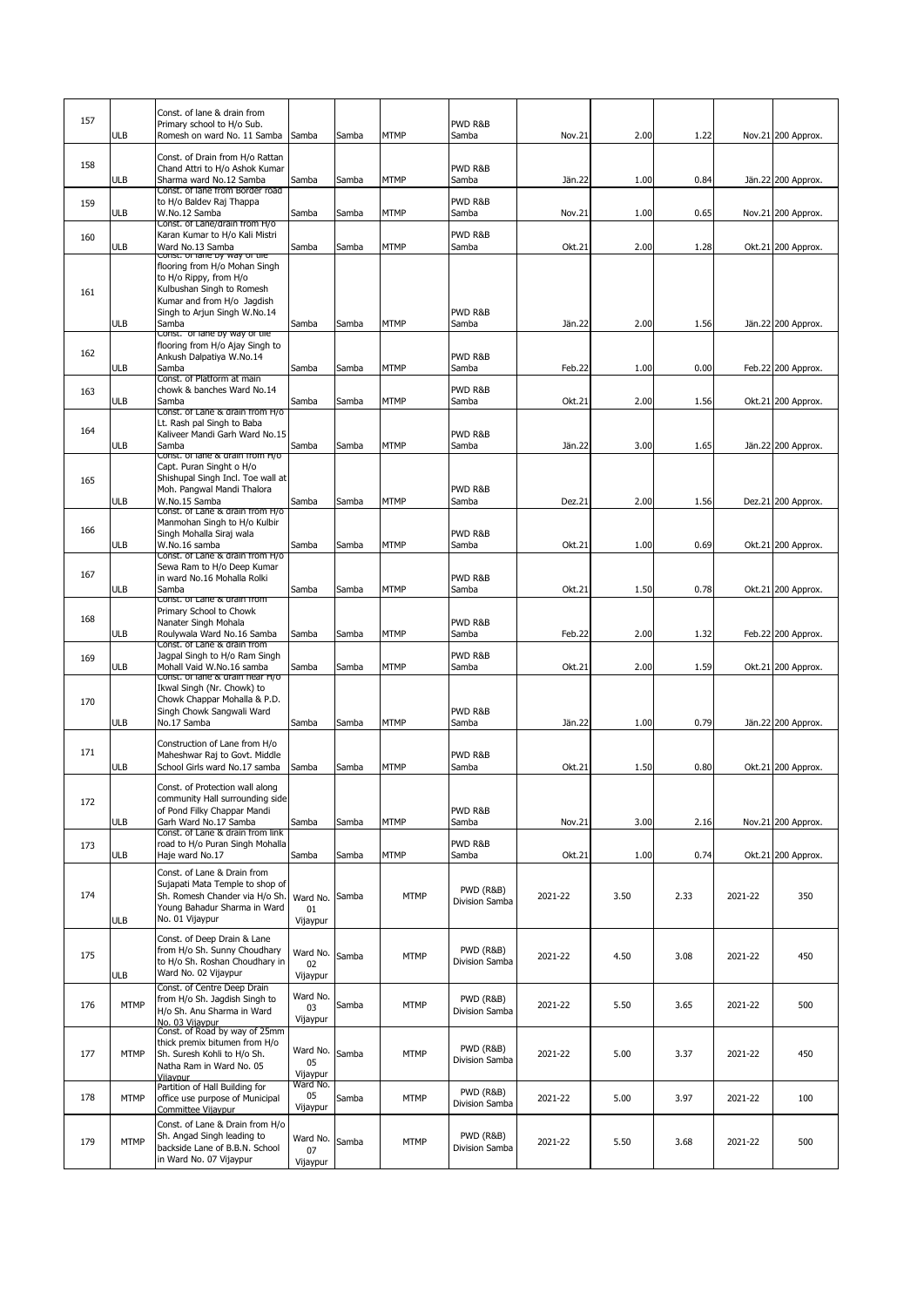| 157 | ULB | Const. of lane & drain from Primary school to H/o Sub. Romesh on ward No. 11 Samba | Samba | Samba | MTMP | PWD R&B Samba | Nov.21 | 2.00 | 1.22 | Nov.21 | 200 Approx. |
|---|---|---|---|---|---|---|---|---|---|---|---|
| 158 | ULB | Const. of Drain from H/o Rattan Chand Attri to H/o Ashok Kumar Sharma ward No.12 Samba | Samba | Samba | MTMP | PWD R&B Samba | Jän.22 | 1.00 | 0.84 | Jän.22 | 200 Approx. |
| 159 | ULB | Const. of lane from Border road to H/o Baldev Raj Thappa W.No.12 Samba | Samba | Samba | MTMP | PWD R&B Samba | Nov.21 | 1.00 | 0.65 | Nov.21 | 200 Approx. |
| 160 | ULB | Const. of Lane/drain from H/o Karan Kumar to H/o Kali Mistri Ward No.13 Samba | Samba | Samba | MTMP | PWD R&B Samba | Okt.21 | 2.00 | 1.28 | Okt.21 | 200 Approx. |
| 161 | ULB | Const. of lane by way of tile flooring from H/o Mohan Singh to H/o Rippy, from H/o Kulbushan Singh to Romesh Kumar and from H/o Jagdish Singh to Arjun Singh W.No.14 Samba | Samba | Samba | MTMP | PWD R&B Samba | Jän.22 | 2.00 | 1.56 | Jän.22 | 200 Approx. |
| 162 | ULB | Const. of lane by way of tile flooring from H/o Ajay Singh to Ankush Dalpatiya W.No.14 Samba | Samba | Samba | MTMP | PWD R&B Samba | Feb.22 | 1.00 | 0.00 | Feb.22 | 200 Approx. |
| 163 | ULB | Const. of Platform at main chowk & banches Ward No.14 Samba | Samba | Samba | MTMP | PWD R&B Samba | Okt.21 | 2.00 | 1.56 | Okt.21 | 200 Approx. |
| 164 | ULB | Const. of Lane & drain from H/o Lt. Rash pal Singh to Baba Kaliveer Mandi Garh Ward No.15 Samba | Samba | Samba | MTMP | PWD R&B Samba | Jän.22 | 3.00 | 1.65 | Jän.22 | 200 Approx. |
| 165 | ULB | Const. of lane & drain from H/o Capt. Puran Singht o H/o Shishupal Singh Incl. Toe wall at Moh. Pangwal Mandi Thalora W.No.15 Samba | Samba | Samba | MTMP | PWD R&B Samba | Dez.21 | 2.00 | 1.56 | Dez.21 | 200 Approx. |
| 166 | ULB | Const. of Lane & drain from H/o Manmohan Singh to H/o Kulbir Singh Mohalla Siraj wala W.No.16 samba | Samba | Samba | MTMP | PWD R&B Samba | Okt.21 | 1.00 | 0.69 | Okt.21 | 200 Approx. |
| 167 | ULB | Const. of Lane & drain from H/o Sewa Ram to H/o Deep Kumar in ward No.16 Mohalla Rolki Samba | Samba | Samba | MTMP | PWD R&B Samba | Okt.21 | 1.50 | 0.78 | Okt.21 | 200 Approx. |
| 168 | ULB | Const. of Lane & drain from Primary School to Chowk Nanater Singh Mohala Roulywala Ward No.16 Samba | Samba | Samba | MTMP | PWD R&B Samba | Feb.22 | 2.00 | 1.32 | Feb.22 | 200 Approx. |
| 169 | ULB | Const. of Lane & drain from Jagpal Singh to H/o Ram Singh Mohall Vaid W.No.16 samba | Samba | Samba | MTMP | PWD R&B Samba | Okt.21 | 2.00 | 1.59 | Okt.21 | 200 Approx. |
| 170 | ULB | Const. of lane & drain near H/o Ikwal Singh (Nr. Chowk) to Chowk Chappar Mohalla & P.D. Singh Chowk Sangwali Ward No.17 Samba | Samba | Samba | MTMP | PWD R&B Samba | Jän.22 | 1.00 | 0.79 | Jän.22 | 200 Approx. |
| 171 | ULB | Construction of Lane from H/o Maheshwar Raj to Govt. Middle School Girls ward No.17 samba | Samba | Samba | MTMP | PWD R&B Samba | Okt.21 | 1.50 | 0.80 | Okt.21 | 200 Approx. |
| 172 | ULB | Const. of Protection wall along community Hall surrounding side of Pond Filky Chappar Mandi Garh Ward No.17 Samba | Samba | Samba | MTMP | PWD R&B Samba | Nov.21 | 3.00 | 2.16 | Nov.21 | 200 Approx. |
| 173 | ULB | Const. of Lane & drain from link road to H/o Puran Singh Mohalla Haje ward No.17 | Samba | Samba | MTMP | PWD R&B Samba | Okt.21 | 1.00 | 0.74 | Okt.21 | 200 Approx. |
| 174 | ULB | Const. of Lane & Drain from Sujapati Mata Temple to shop of Sh. Romesh Chander via H/o Sh. Young Bahadur Sharma in Ward No. 01 Vijaypur | Ward No. 01 Vijaypur | Samba | MTMP | PWD (R&B) Division Samba | 2021-22 | 3.50 | 2.33 | 2021-22 | 350 |
| 175 | ULB | Const. of Deep Drain & Lane from H/o Sh. Sunny Choudhary to H/o Sh. Roshan Choudhary in Ward No. 02 Vijaypur | Ward No. 02 Vijaypur | Samba | MTMP | PWD (R&B) Division Samba | 2021-22 | 4.50 | 3.08 | 2021-22 | 450 |
| 176 | MTMP | Const. of Centre Deep Drain from H/o Sh. Jagdish Singh to H/o Sh. Anu Sharma in Ward No. 03 Vijaypur | Ward No. 03 Vijaypur | Samba | MTMP | PWD (R&B) Division Samba | 2021-22 | 5.50 | 3.65 | 2021-22 | 500 |
| 177 | MTMP | Const. of Road by way of 25mm thick premix bitumen from H/o Sh. Suresh Kohli to H/o Sh. Natha Ram in Ward No. 05 Vijaypur | Ward No. 05 Vijaypur | Samba | MTMP | PWD (R&B) Division Samba | 2021-22 | 5.00 | 3.37 | 2021-22 | 450 |
| 178 | MTMP | Partition of Hall Building for office use purpose of Municipal Committee Vijaypur | Ward No. 05 Vijaypur | Samba | MTMP | PWD (R&B) Division Samba | 2021-22 | 5.00 | 3.97 | 2021-22 | 100 |
| 179 | MTMP | Const. of Lane & Drain from H/o Sh. Angad Singh leading to backside Lane of B.B.N. School in Ward No. 07 Vijaypur | Ward No. 07 Vijaypur | Samba | MTMP | PWD (R&B) Division Samba | 2021-22 | 5.50 | 3.68 | 2021-22 | 500 |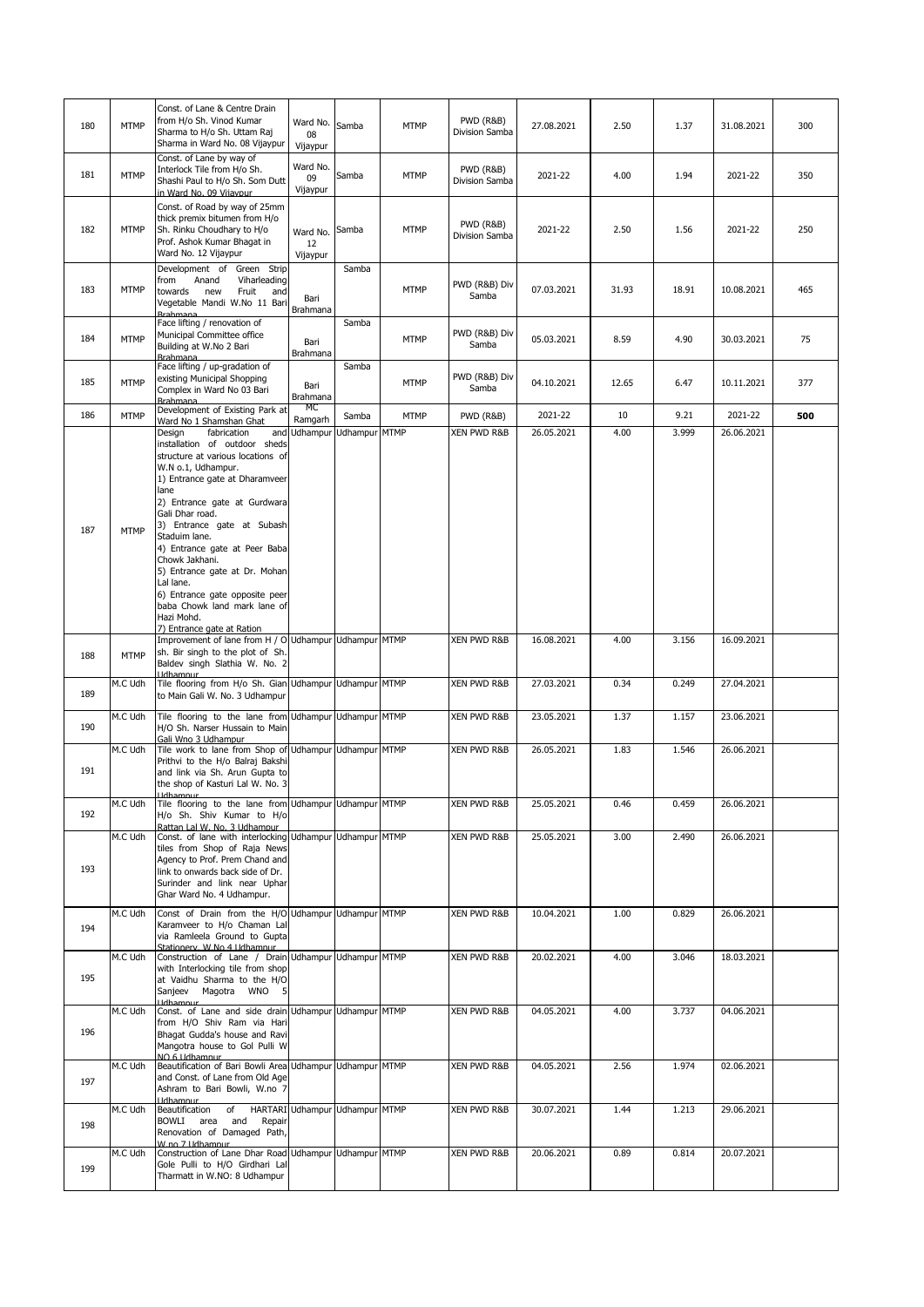| 180 | MTMP | Const. of Lane & Centre Drain from H/o Sh. Vinod Kumar Sharma to H/o Sh. Uttam Raj Sharma in Ward No. 08 Vijaypur | Ward No. 08 Vijaypur | Samba | MTMP | PWD (R&B) Division Samba | 27.08.2021 | 2.50 | 1.37 | 31.08.2021 | 300 |
|---|---|---|---|---|---|---|---|---|---|---|---|
| 181 | MTMP | Const. of Lane by way of Interlock Tile from H/o Sh. Shashi Paul to H/o Sh. Som Dutt in Ward No. 09 Vijaypur | Ward No. 09 Vijaypur | Samba | MTMP | PWD (R&B) Division Samba | 2021-22 | 4.00 | 1.94 | 2021-22 | 350 |
| 182 | MTMP | Const. of Road by way of 25mm thick premix bitumen from H/o Sh. Rinku Choudhary to H/o Prof. Ashok Kumar Bhagat in Ward No. 12 Vijaypur | Ward No. 12 Vijaypur | Samba | MTMP | PWD (R&B) Division Samba | 2021-22 | 2.50 | 1.56 | 2021-22 | 250 |
| 183 | MTMP | Development of Green Strip from Anand Viharleading towards new Fruit and Vegetable Mandi W.No 11 Bari Brahmana | Bari Brahmana | Samba | MTMP | PWD (R&B) Div Samba | 07.03.2021 | 31.93 | 18.91 | 10.08.2021 | 465 |
| 184 | MTMP | Face lifting / renovation of Municipal Committee office Building at W.No 2 Bari Brahmana | Bari Brahmana | Samba | MTMP | PWD (R&B) Div Samba | 05.03.2021 | 8.59 | 4.90 | 30.03.2021 | 75 |
| 185 | MTMP | Face lifting / up-gradation of existing Municipal Shopping Complex in Ward No 03 Bari Brahmana | Bari Brahmana | Samba | MTMP | PWD (R&B) Div Samba | 04.10.2021 | 12.65 | 6.47 | 10.11.2021 | 377 |
| 186 | MTMP | Development of Existing Park at Ward No 1 Shamshan Ghat | MC Ramgarh | Samba | MTMP | PWD (R&B) | 2021-22 | 10 | 9.21 | 2021-22 | **500** |
| 187 | MTMP | Design fabrication and installation of outdoor sheds structure at various locations of W.N o.1, Udhampur.<br>1) Entrance gate at Dharamveer lane<br>2) Entrance gate at Gurdwara Gali Dhar road.<br>3) Entrance gate at Subash Staduim lane.<br>4) Entrance gate at Peer Baba Chowk Jakhani.<br>5) Entrance gate at Dr. Mohan Lal lane.<br>6) Entrance gate opposite peer baba Chowk land mark lane of Hazi Mohd.<br>7) Entrance gate at Ration | Udhampur | Udhampur | MTMP | XEN PWD R&B | 26.05.2021 | 4.00 | 3.999 | 26.06.2021 | |
| 188 | MTMP | Improvement of lane from H / O sh. Bir singh to the plot of Sh. Baldev singh Slathia W. No. 2 Udhampur | Udhampur | Udhampur | MTMP | XEN PWD R&B | 16.08.2021 | 4.00 | 3.156 | 16.09.2021 | |
| 189 | M.C Udh | Tile flooring from H/o Sh. Gian to Main Gali W. No. 3 Udhampur | Udhampur | Udhampur | MTMP | XEN PWD R&B | 27.03.2021 | 0.34 | 0.249 | 27.04.2021 | |
| 190 | M.C Udh | Tile flooring to the lane from H/O Sh. Narser Hussain to Main Gali Wno 3 Udhampur | Udhampur | Udhampur | MTMP | XEN PWD R&B | 23.05.2021 | 1.37 | 1.157 | 23.06.2021 | |
| 191 | M.C Udh | Tile work to lane from Shop of Prithvi to the H/o Balraj Bakshi and link via Sh. Arun Gupta to the shop of Kasturi Lal W. No. 3 Udhampur | Udhampur | Udhampur | MTMP | XEN PWD R&B | 26.05.2021 | 1.83 | 1.546 | 26.06.2021 | |
| 192 | M.C Udh | Tile flooring to the lane from H/o Sh. Shiv Kumar to H/o Rattan Lal W. No. 3 Udhampur | Udhampur | Udhampur | MTMP | XEN PWD R&B | 25.05.2021 | 0.46 | 0.459 | 26.06.2021 | |
| 193 | M.C Udh | Const. of lane with interlocking tiles from Shop of Raja News Agency to Prof. Prem Chand and link to onwards back side of Dr. Surinder and link near Uphar Ghar Ward No. 4 Udhampur. | Udhampur | Udhampur | MTMP | XEN PWD R&B | 25.05.2021 | 3.00 | 2.490 | 26.06.2021 | |
| 194 | M.C Udh | Const of Drain from the H/O Karamveer to H/o Chaman Lal via Ramleela Ground to Gupta Stationery W No 4 Udhampur | Udhampur | Udhampur | MTMP | XEN PWD R&B | 10.04.2021 | 1.00 | 0.829 | 26.06.2021 | |
| 195 | M.C Udh | Construction of Lane / Drain with Interlocking tile from shop at Vaidhu Sharma to the H/O Sanjeev Magotra WNO 5 Udhampur | Udhampur | Udhampur | MTMP | XEN PWD R&B | 20.02.2021 | 4.00 | 3.046 | 18.03.2021 | |
| 196 | M.C Udh | Const. of Lane and side drain from H/O Shiv Ram via Hari Bhagat Gudda's house and Ravi Mangotra house to Gol Pulli W NO 6 Udhampur | Udhampur | Udhampur | MTMP | XEN PWD R&B | 04.05.2021 | 4.00 | 3.737 | 04.06.2021 | |
| 197 | M.C Udh | Beautification of Bari Bowli Area and Const. of Lane from Old Age Ashram to Bari Bowli, W.no 7 Udhampur | Udhampur | Udhampur | MTMP | XEN PWD R&B | 04.05.2021 | 2.56 | 1.974 | 02.06.2021 | |
| 198 | M.C Udh | Beautification of HARTARI BOWLI area and Repair Renovation of Damaged Path, W.no 7 Udhampur | Udhampur | Udhampur | MTMP | XEN PWD R&B | 30.07.2021 | 1.44 | 1.213 | 29.06.2021 | |
| 199 | M.C Udh | Construction of Lane Dhar Road Gole Pulli to H/O Girdhari Lal Tharmatt in W.NO: 8 Udhampur | Udhampur | Udhampur | MTMP | XEN PWD R&B | 20.06.2021 | 0.89 | 0.814 | 20.07.2021 | |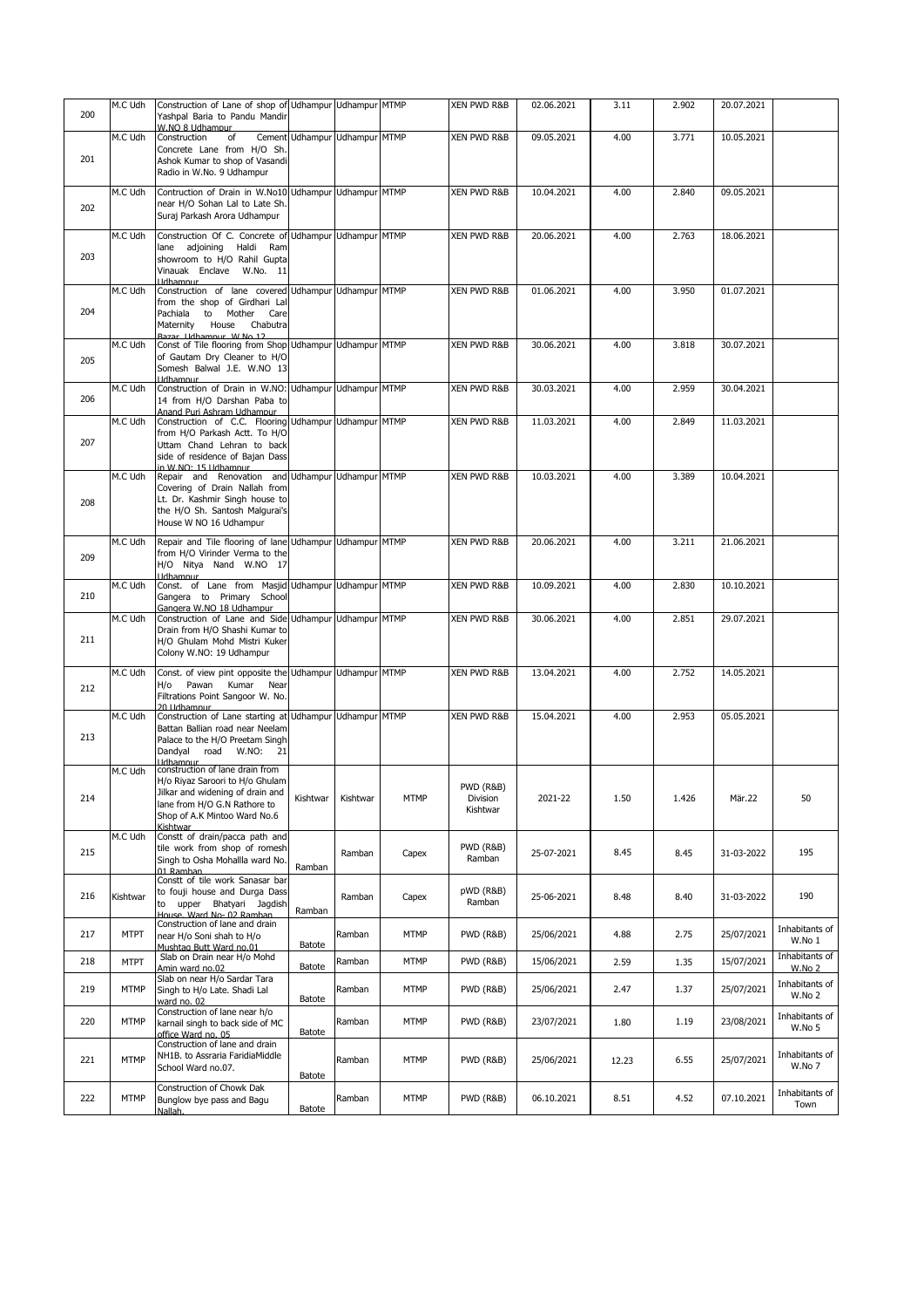| 200 | M.C Udh | Construction of Lane of shop of Yashpal Baria to Pandu Mandir W.NO 8 Udhampur | Udhampur | Udhampur | MTMP | XEN PWD R&B | 02.06.2021 | 3.11 | 2.902 | 20.07.2021 | |
|---|---|---|---|---|---|---|---|---|---|---|---|
| 201 | M.C Udh | Construction of Cement Concrete Lane from H/O Sh. Ashok Kumar to shop of Vasandi Radio in W.No. 9 Udhampur | Udhampur | Udhampur | MTMP | XEN PWD R&B | 09.05.2021 | 4.00 | 3.771 | 10.05.2021 | |
| 202 | M.C Udh | Contruction of Drain in W.No10 near H/O Sohan Lal to Late Sh. Suraj Parkash Arora Udhampur | Udhampur | Udhampur | MTMP | XEN PWD R&B | 10.04.2021 | 4.00 | 2.840 | 09.05.2021 | |
| 203 | M.C Udh | Construction Of C. Concrete of lane adjoining Haldi Ram showroom to H/O Rahil Gupta Vinauak Enclave W.No. 11 Udhampur | Udhampur | Udhampur | MTMP | XEN PWD R&B | 20.06.2021 | 4.00 | 2.763 | 18.06.2021 | |
| 204 | M.C Udh | Construction of lane covered from the shop of Girdhari Lal Pachiala to Mother Care Maternity House Chabutra Bazar Udhampur W.No 12 | Udhampur | Udhampur | MTMP | XEN PWD R&B | 01.06.2021 | 4.00 | 3.950 | 01.07.2021 | |
| 205 | M.C Udh | Const of Tile flooring from Shop of Gautam Dry Cleaner to H/O Somesh Balwal J.E. W.NO 13 Udhampur | Udhampur | Udhampur | MTMP | XEN PWD R&B | 30.06.2021 | 4.00 | 3.818 | 30.07.2021 | |
| 206 | M.C Udh | Construction of Drain in W.NO: 14 from H/O Darshan Paba to Anand Puri Ashram Udhampur | Udhampur | Udhampur | MTMP | XEN PWD R&B | 30.03.2021 | 4.00 | 2.959 | 30.04.2021 | |
| 207 | M.C Udh | Construction of C.C. Flooring from H/O Parkash Actt. To H/O Uttam Chand Lehran to back side of residence of Bajan Dass in W.NO: 15 Udhampur | Udhampur | Udhampur | MTMP | XEN PWD R&B | 11.03.2021 | 4.00 | 2.849 | 11.03.2021 | |
| 208 | M.C Udh | Repair and Renovation and Covering of Drain Nallah from Lt. Dr. Kashmir Singh house to the H/O Sh. Santosh Malgurai's House W NO 16 Udhampur | Udhampur | Udhampur | MTMP | XEN PWD R&B | 10.03.2021 | 4.00 | 3.389 | 10.04.2021 | |
| 209 | M.C Udh | Repair and Tile flooring of lane from H/O Virinder Verma to the H/O Nitya Nand W.NO 17 Udhampur | Udhampur | Udhampur | MTMP | XEN PWD R&B | 20.06.2021 | 4.00 | 3.211 | 21.06.2021 | |
| 210 | M.C Udh | Const. of Lane from Masjid Gangera to Primary School Gangera W.NO 18 Udhampur | Udhampur | Udhampur | MTMP | XEN PWD R&B | 10.09.2021 | 4.00 | 2.830 | 10.10.2021 | |
| 211 | M.C Udh | Construction of Lane and Side Drain from H/O Shashi Kumar to H/O Ghulam Mohd Mistri Kuker Colony W.NO: 19 Udhampur | Udhampur | Udhampur | MTMP | XEN PWD R&B | 30.06.2021 | 4.00 | 2.851 | 29.07.2021 | |
| 212 | M.C Udh | Const. of view pint opposite the H/o Pawan Kumar Near Filtrations Point Sangoor W. No. 20 Udhampur | Udhampur | Udhampur | MTMP | XEN PWD R&B | 13.04.2021 | 4.00 | 2.752 | 14.05.2021 | |
| 213 | M.C Udh | Construction of Lane starting at Battan Ballian road near Neelam Palace to the H/O Preetam Singh Dandyal road W.NO: 21 Udhampur | Udhampur | Udhampur | MTMP | XEN PWD R&B | 15.04.2021 | 4.00 | 2.953 | 05.05.2021 | |
| 214 | M.C Udh | construction of lane drain from H/o Riyaz Saroori to H/o Ghulam Jilkar and widening of drain and lane from H/O G.N Rathore to Shop of A.K Mintoo Ward No.6 Kishtwar | Kishtwar | Kishtwar | MTMP | PWD (R&B) Division Kishtwar | 2021-22 | 1.50 | 1.426 | Mär.22 | 50 |
| 215 | M.C Udh | Constt of drain/pacca path and tile work from shop of romesh Singh to Osha Mohallla ward No. 01 Ramban | Ramban | Ramban | Capex | PWD (R&B) Ramban | 25-07-2021 | 8.45 | 8.45 | 31-03-2022 | 195 |
| 216 | Kishtwar | Constt of tile work Sanasar bar to fouji house and Durga Dass to upper Bhatyari Jagdish House Ward No- 02 Ramban | Ramban | Ramban | Capex | pWD (R&B) Ramban | 25-06-2021 | 8.48 | 8.40 | 31-03-2022 | 190 |
| 217 | MTPT | Construction of lane and drain near H/o Soni shah to H/o Mushtaq Butt Ward no.01 | Batote | Ramban | MTMP | PWD (R&B) | 25/06/2021 | 4.88 | 2.75 | 25/07/2021 | Inhabitants of W.No 1 |
| 218 | MTPT | Slab on Drain near H/o Mohd Amin ward no.02 | Batote | Ramban | MTMP | PWD (R&B) | 15/06/2021 | 2.59 | 1.35 | 15/07/2021 | Inhabitants of W.No 2 |
| 219 | MTMP | Slab on near H/o Sardar Tara Singh to H/o Late. Shadi Lal ward no. 02 | Batote | Ramban | MTMP | PWD (R&B) | 25/06/2021 | 2.47 | 1.37 | 25/07/2021 | Inhabitants of W.No 2 |
| 220 | MTMP | Construction of lane near h/o karnail singh to back side of MC office Ward no. 05 | Batote | Ramban | MTMP | PWD (R&B) | 23/07/2021 | 1.80 | 1.19 | 23/08/2021 | Inhabitants of W.No 5 |
| 221 | MTMP | Construction of lane and drain NH1B. to Assraria FaridiaMiddle School Ward no.07. | Batote | Ramban | MTMP | PWD (R&B) | 25/06/2021 | 12.23 | 6.55 | 25/07/2021 | Inhabitants of W.No 7 |
| 222 | MTMP | Construction of Chowk Dak Bunglow bye pass and Bagu Nallah. | Batote | Ramban | MTMP | PWD (R&B) | 06.10.2021 | 8.51 | 4.52 | 07.10.2021 | Inhabitants of Town |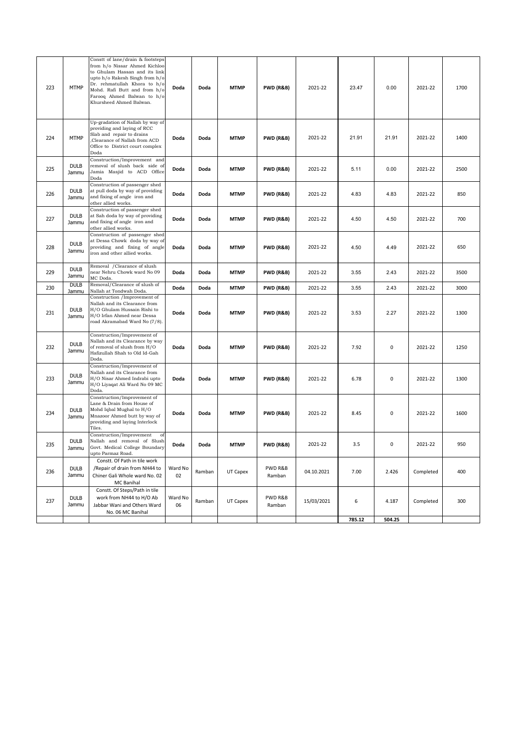| 223 | MTMP | Constt of lane/drain & footsteps from h/o Nissar Ahmed Kichloo to Ghulam Hassan and its link upto h/o Rakesh Singh from h/o Dr. rehmatullah Khora to h/o Mohd. Rafi Butt and from h/o Farooq Ahmed Balwan to h/o Khursheed Ahmed Balwan. | **Doda** | **Doda** | **MTMP** | **PWD (R&B)** | 2021-22 | 23.47 | 0.00 | 2021-22 | 1700 |
|---|---|---|---|---|---|---|---|---|---|---|---|
| 224 | MTMP | Up-gradation of Nallah by way of providing and laying of RCC Slab and repair to drains ,Clearance of Nallah from ACD Office to District court complex Doda | **Doda** | **Doda** | **MTMP** | **PWD (R&B)** | 2021-22 | 21.91 | 21.91 | 2021-22 | 1400 |
| 225 | DULB Jammu | Construction/Improvement and removal of slush back side of Jamia Masjid to ACD Office Doda | **Doda** | **Doda** | **MTMP** | **PWD (R&B)** | 2021-22 | 5.11 | 0.00 | 2021-22 | 2500 |
| 226 | DULB Jammu | Construction of passenger shed at pull doda by way of providing and fixing of angle iron and other allied works. | **Doda** | **Doda** | **MTMP** | **PWD (R&B)** | 2021-22 | 4.83 | 4.83 | 2021-22 | 850 |
| 227 | DULB Jammu | Construction of passenger shed at Sah doda by way of providing and fixing of angle iron and other allied works. | **Doda** | **Doda** | **MTMP** | **PWD (R&B)** | 2021-22 | 4.50 | 4.50 | 2021-22 | 700 |
| 228 | DULB Jammu | Construction of passenger shed at Dessa Chowk doda by way of providing and fixing of angle iron and other allied works. | **Doda** | **Doda** | **MTMP** | **PWD (R&B)** | 2021-22 | 4.50 | 4.49 | 2021-22 | 650 |
| 229 | DULB Jammu | Removal /Clearance of slush near Nehru Chowk ward No 09 MC Doda. | **Doda** | **Doda** | **MTMP** | **PWD (R&B)** | 2021-22 | 3.55 | 2.43 | 2021-22 | 3500 |
| 230 | DULB Jammu | Removal/Clearance of slush of Nallah at Tondwah Doda. | **Doda** | **Doda** | **MTMP** | **PWD (R&B)** | 2021-22 | 3.55 | 2.43 | 2021-22 | 3000 |
| 231 | DULB Jammu | Construction /Improvement of Nallah and its Clearance from H/O Ghulam Hussain Rishi to H/O Irfan Ahmed near Dessa road Akramabad Ward No (7/8). | **Doda** | **Doda** | **MTMP** | **PWD (R&B)** | 2021-22 | 3.53 | 2.27 | 2021-22 | 1300 |
| 232 | DULB Jammu | Construction/Improvement of Nallah and its Clearance by way of removal of slush from H/O Hafizullah Shah to Old Id-Gah Doda. | **Doda** | **Doda** | **MTMP** | **PWD (R&B)** | 2021-22 | 7.92 | 0 | 2021-22 | 1250 |
| 233 | DULB Jammu | Construction/Improvement of Nallah and its Clearance from H/O Nisar Ahmed Indrabi upto H/O Liyaqat Ali Ward No 09 MC Doda. | **Doda** | **Doda** | **MTMP** | **PWD (R&B)** | 2021-22 | 6.78 | 0 | 2021-22 | 1300 |
| 234 | DULB Jammu | Construction/Improvement of Lane & Drain from House of Mohd Iqbal Mughal to H/O Mnazoor Ahmed butt by way of providing and laying Interlock Tiles. | **Doda** | **Doda** | **MTMP** | **PWD (R&B)** | 2021-22 | 8.45 | 0 | 2021-22 | 1600 |
| 235 | DULB Jammu | Construction/Improvement of Nallah and removal of Slush Govt. Medical College Boundary upto Parmaz Road. | **Doda** | **Doda** | **MTMP** | **PWD (R&B)** | 2021-22 | 3.5 | 0 | 2021-22 | 950 |
| 236 | DULB Jammu | Constt. Of Path in tile work /Repair of drain from NH44 to Chiner Gali Whole ward No. 02 MC Banihal | Ward No 02 | Ramban | UT Capex | PWD R&B Ramban | 04.10.2021 | 7.00 | 2.426 | Completed | 400 |
| 237 | DULB Jammu | Constt. Of Steps/Path in tile work from NH44 to H/O Ab Jabbar Wani and Others Ward No. 06 MC Banihal | Ward No 06 | Ramban | UT Capex | PWD R&B Ramban | 15/03/2021 | 6 | 4.187 | Completed | 300 |
| | | | | | | | | **785.12** | **504.25** | | |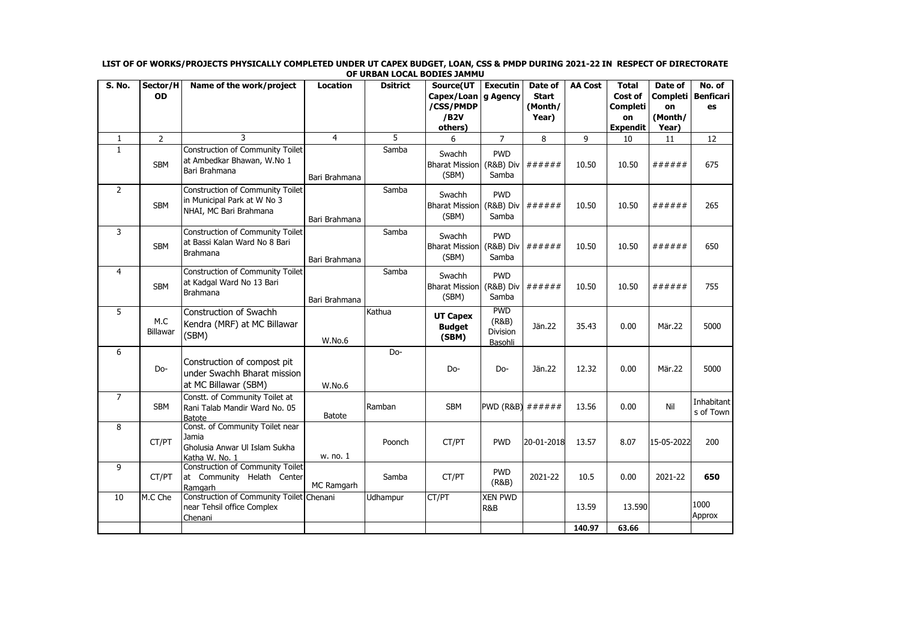**LIST OF OF WORKS/PROJECTS PHYSICALLY COMPLETED UNDER UT CAPEX BUDGET, LOAN, CSS & PMDP DURING 2021-22 IN RESPECT OF DIRECTORATE OF URBAN LOCAL BODIES JAMMU**

| S. No. | Sector/HOD | Name of the work/project | Location | Dsitrict | Source(UT Capex/Loan /CSS/PMDP /B2V others) | Executing Agency | Date of Start (Month/ Year) | AA Cost | Total Cost of Completion Expendit | Date of Completion (Month/ Year) | No. of Benficaries |
|---|---|---|---|---|---|---|---|---|---|---|---|
| 1 | 2 | 3 | 4 | 5 | 6 | 7 | 8 | 9 | 10 | 11 | 12 |
| 1 | SBM | Construction of Community Toilet at Ambedkar Bhawan, W.No 1 Bari Brahmana | Bari Brahmana | Samba | Swachh Bharat Mission (SBM) | PWD (R&B) Div Samba | ###### | 10.50 | 10.50 | ###### | 675 |
| 2 | SBM | Construction of Community Toilet in Municipal Park at W No 3 NHAI, MC Bari Brahmana | Bari Brahmana | Samba | Swachh Bharat Mission (SBM) | PWD (R&B) Div Samba | ###### | 10.50 | 10.50 | ###### | 265 |
| 3 | SBM | Construction of Community Toilet at Bassi Kalan Ward No 8 Bari Brahmana | Bari Brahmana | Samba | Swachh Bharat Mission (SBM) | PWD (R&B) Div Samba | ###### | 10.50 | 10.50 | ###### | 650 |
| 4 | SBM | Construction of Community Toilet at Kadgal Ward No 13 Bari Brahmana | Bari Brahmana | Samba | Swachh Bharat Mission (SBM) | PWD (R&B) Div Samba | ###### | 10.50 | 10.50 | ###### | 755 |
| 5 | M.C Billawar | Construction of Swachh Kendra (MRF) at MC Billawar (SBM) | W.No.6 | Kathua | **UT Capex Budget (SBM)** | PWD (R&B) Division Basohli | Jän.22 | 35.43 | 0.00 | Mär.22 | 5000 |
| 6 | Do- | Construction of compost pit under Swachh Bharat mission at MC Billawar (SBM) | W.No.6 | Do- | Do- | Do- | Jän.22 | 12.32 | 0.00 | Mär.22 | 5000 |
| 7 | SBM | Constt. of Community Toilet at Rani Talab Mandir Ward No. 05 Batote | Batote | Ramban | SBM | PWD (R&B) | ###### | 13.56 | 0.00 | Nil | Inhabitants of Town |
| 8 | CT/PT | Const. of Community Toilet near Jamia Gholusia Anwar Ul Islam Sukha Katha W. No. 1 | w. no. 1 | Poonch | CT/PT | PWD | 20-01-2018 | 13.57 | 8.07 | 15-05-2022 | 200 |
| 9 | CT/PT | Construction of Community Toilet at Community Helath Center Ramgarh | MC Ramgarh | Samba | CT/PT | PWD (R&B) | 2021-22 | 10.5 | 0.00 | 2021-22 | **650** |
| 10 | M.C Che | Construction of Community Toilet near Tehsil office Complex Chenani | Chenani | Udhampur | CT/PT | XEN PWD R&B | | 13.59 | 13.590 | | 1000 Approx |
| | | | | | | | | **140.97** | **63.66** | | |